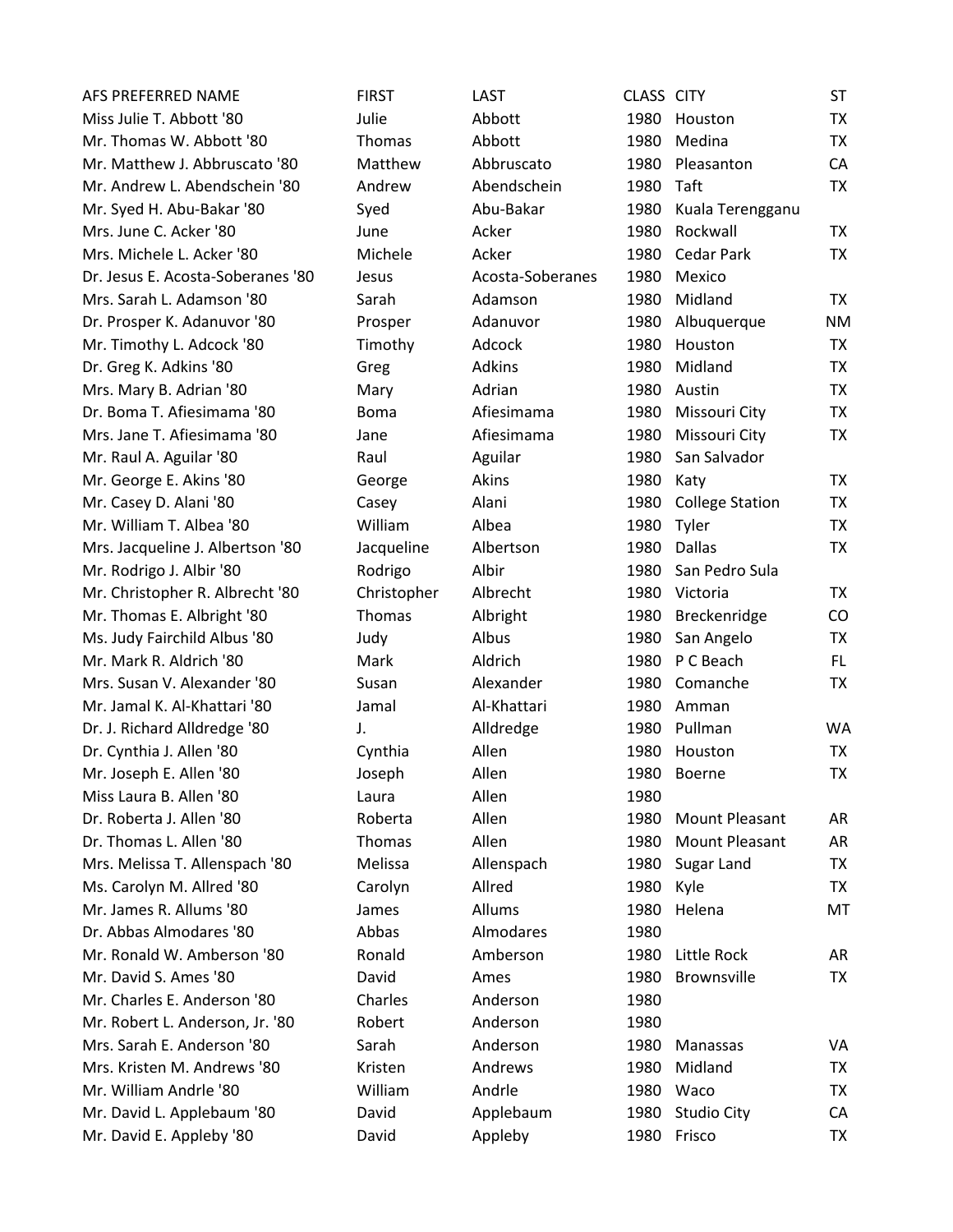| AFS PREFERRED NAME | FIRST | LAST | CLASS | CITY | ST |
|---|---|---|---|---|---|
| Miss Julie T. Abbott '80 | Julie | Abbott | 1980 | Houston | TX |
| Mr. Thomas W. Abbott '80 | Thomas | Abbott | 1980 | Medina | TX |
| Mr. Matthew J. Abbruscato '80 | Matthew | Abbruscato | 1980 | Pleasanton | CA |
| Mr. Andrew L. Abendschein '80 | Andrew | Abendschein | 1980 | Taft | TX |
| Mr. Syed H. Abu-Bakar '80 | Syed | Abu-Bakar | 1980 | Kuala Terengganu | |
| Mrs. June C. Acker '80 | June | Acker | 1980 | Rockwall | TX |
| Mrs. Michele L. Acker '80 | Michele | Acker | 1980 | Cedar Park | TX |
| Dr. Jesus E. Acosta-Soberanes '80 | Jesus | Acosta-Soberanes | 1980 | Mexico | |
| Mrs. Sarah L. Adamson '80 | Sarah | Adamson | 1980 | Midland | TX |
| Dr. Prosper K. Adanuvor '80 | Prosper | Adanuvor | 1980 | Albuquerque | NM |
| Mr. Timothy L. Adcock '80 | Timothy | Adcock | 1980 | Houston | TX |
| Dr. Greg K. Adkins '80 | Greg | Adkins | 1980 | Midland | TX |
| Mrs. Mary B. Adrian '80 | Mary | Adrian | 1980 | Austin | TX |
| Dr. Boma T. Afiesimama '80 | Boma | Afiesimama | 1980 | Missouri City | TX |
| Mrs. Jane T. Afiesimama '80 | Jane | Afiesimama | 1980 | Missouri City | TX |
| Mr. Raul A. Aguilar '80 | Raul | Aguilar | 1980 | San Salvador | |
| Mr. George E. Akins '80 | George | Akins | 1980 | Katy | TX |
| Mr. Casey D. Alani '80 | Casey | Alani | 1980 | College Station | TX |
| Mr. William T. Albea '80 | William | Albea | 1980 | Tyler | TX |
| Mrs. Jacqueline J. Albertson '80 | Jacqueline | Albertson | 1980 | Dallas | TX |
| Mr. Rodrigo J. Albir '80 | Rodrigo | Albir | 1980 | San Pedro Sula | |
| Mr. Christopher R. Albrecht '80 | Christopher | Albrecht | 1980 | Victoria | TX |
| Mr. Thomas E. Albright '80 | Thomas | Albright | 1980 | Breckenridge | CO |
| Ms. Judy Fairchild Albus '80 | Judy | Albus | 1980 | San Angelo | TX |
| Mr. Mark R. Aldrich '80 | Mark | Aldrich | 1980 | P C Beach | FL |
| Mrs. Susan V. Alexander '80 | Susan | Alexander | 1980 | Comanche | TX |
| Mr. Jamal K. Al-Khattari '80 | Jamal | Al-Khattari | 1980 | Amman | |
| Dr. J. Richard Alldredge '80 | J. | Alldredge | 1980 | Pullman | WA |
| Dr. Cynthia J. Allen '80 | Cynthia | Allen | 1980 | Houston | TX |
| Mr. Joseph E. Allen '80 | Joseph | Allen | 1980 | Boerne | TX |
| Miss Laura B. Allen '80 | Laura | Allen | 1980 | | |
| Dr. Roberta J. Allen '80 | Roberta | Allen | 1980 | Mount Pleasant | AR |
| Dr. Thomas L. Allen '80 | Thomas | Allen | 1980 | Mount Pleasant | AR |
| Mrs. Melissa T. Allenspach '80 | Melissa | Allenspach | 1980 | Sugar Land | TX |
| Ms. Carolyn M. Allred '80 | Carolyn | Allred | 1980 | Kyle | TX |
| Mr. James R. Allums '80 | James | Allums | 1980 | Helena | MT |
| Dr. Abbas Almodares '80 | Abbas | Almodares | 1980 | | |
| Mr. Ronald W. Amberson '80 | Ronald | Amberson | 1980 | Little Rock | AR |
| Mr. David S. Ames '80 | David | Ames | 1980 | Brownsville | TX |
| Mr. Charles E. Anderson '80 | Charles | Anderson | 1980 | | |
| Mr. Robert L. Anderson, Jr. '80 | Robert | Anderson | 1980 | | |
| Mrs. Sarah E. Anderson '80 | Sarah | Anderson | 1980 | Manassas | VA |
| Mrs. Kristen M. Andrews '80 | Kristen | Andrews | 1980 | Midland | TX |
| Mr. William Andrle '80 | William | Andrle | 1980 | Waco | TX |
| Mr. David L. Applebaum '80 | David | Applebaum | 1980 | Studio City | CA |
| Mr. David E. Appleby '80 | David | Appleby | 1980 | Frisco | TX |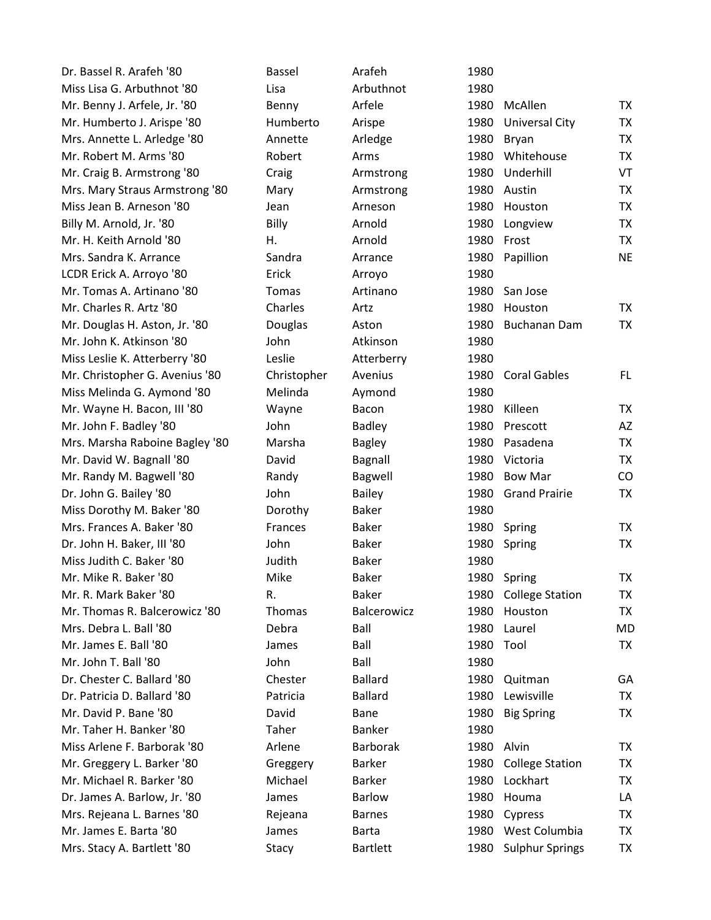| | | | | | |
|---|---|---|---|---|---|
| Dr. Bassel R. Arafeh '80 | Bassel | Arafeh | 1980 | | |
| Miss Lisa G. Arbuthnot '80 | Lisa | Arbuthnot | 1980 | | |
| Mr. Benny J. Arfele, Jr. '80 | Benny | Arfele | 1980 | McAllen | TX |
| Mr. Humberto J. Arispe '80 | Humberto | Arispe | 1980 | Universal City | TX |
| Mrs. Annette L. Arledge '80 | Annette | Arledge | 1980 | Bryan | TX |
| Mr. Robert M. Arms '80 | Robert | Arms | 1980 | Whitehouse | TX |
| Mr. Craig B. Armstrong '80 | Craig | Armstrong | 1980 | Underhill | VT |
| Mrs. Mary Straus Armstrong '80 | Mary | Armstrong | 1980 | Austin | TX |
| Miss Jean B. Arneson '80 | Jean | Arneson | 1980 | Houston | TX |
| Billy M. Arnold, Jr. '80 | Billy | Arnold | 1980 | Longview | TX |
| Mr. H. Keith Arnold '80 | H. | Arnold | 1980 | Frost | TX |
| Mrs. Sandra K. Arrance | Sandra | Arrance | 1980 | Papillion | NE |
| LCDR Erick A. Arroyo '80 | Erick | Arroyo | 1980 | | |
| Mr. Tomas A. Artinano '80 | Tomas | Artinano | 1980 | San Jose | |
| Mr. Charles R. Artz '80 | Charles | Artz | 1980 | Houston | TX |
| Mr. Douglas H. Aston, Jr. '80 | Douglas | Aston | 1980 | Buchanan Dam | TX |
| Mr. John K. Atkinson '80 | John | Atkinson | 1980 | | |
| Miss Leslie K. Atterberry '80 | Leslie | Atterberry | 1980 | | |
| Mr. Christopher G. Avenius '80 | Christopher | Avenius | 1980 | Coral Gables | FL |
| Miss Melinda G. Aymond '80 | Melinda | Aymond | 1980 | | |
| Mr. Wayne H. Bacon, III '80 | Wayne | Bacon | 1980 | Killeen | TX |
| Mr. John F. Badley '80 | John | Badley | 1980 | Prescott | AZ |
| Mrs. Marsha Raboine Bagley '80 | Marsha | Bagley | 1980 | Pasadena | TX |
| Mr. David W. Bagnall '80 | David | Bagnall | 1980 | Victoria | TX |
| Mr. Randy M. Bagwell '80 | Randy | Bagwell | 1980 | Bow Mar | CO |
| Dr. John G. Bailey '80 | John | Bailey | 1980 | Grand Prairie | TX |
| Miss Dorothy M. Baker '80 | Dorothy | Baker | 1980 | | |
| Mrs. Frances A. Baker '80 | Frances | Baker | 1980 | Spring | TX |
| Dr. John H. Baker, III '80 | John | Baker | 1980 | Spring | TX |
| Miss Judith C. Baker '80 | Judith | Baker | 1980 | | |
| Mr. Mike R. Baker '80 | Mike | Baker | 1980 | Spring | TX |
| Mr. R. Mark Baker '80 | R. | Baker | 1980 | College Station | TX |
| Mr. Thomas R. Balcerowicz '80 | Thomas | Balcerowicz | 1980 | Houston | TX |
| Mrs. Debra L. Ball '80 | Debra | Ball | 1980 | Laurel | MD |
| Mr. James E. Ball '80 | James | Ball | 1980 | Tool | TX |
| Mr. John T. Ball '80 | John | Ball | 1980 | | |
| Dr. Chester C. Ballard '80 | Chester | Ballard | 1980 | Quitman | GA |
| Dr. Patricia D. Ballard '80 | Patricia | Ballard | 1980 | Lewisville | TX |
| Mr. David P. Bane '80 | David | Bane | 1980 | Big Spring | TX |
| Mr. Taher H. Banker '80 | Taher | Banker | 1980 | | |
| Miss Arlene F. Barborak '80 | Arlene | Barborak | 1980 | Alvin | TX |
| Mr. Greggery L. Barker '80 | Greggery | Barker | 1980 | College Station | TX |
| Mr. Michael R. Barker '80 | Michael | Barker | 1980 | Lockhart | TX |
| Dr. James A. Barlow, Jr. '80 | James | Barlow | 1980 | Houma | LA |
| Mrs. Rejeana L. Barnes '80 | Rejeana | Barnes | 1980 | Cypress | TX |
| Mr. James E. Barta '80 | James | Barta | 1980 | West Columbia | TX |
| Mrs. Stacy A. Bartlett '80 | Stacy | Bartlett | 1980 | Sulphur Springs | TX |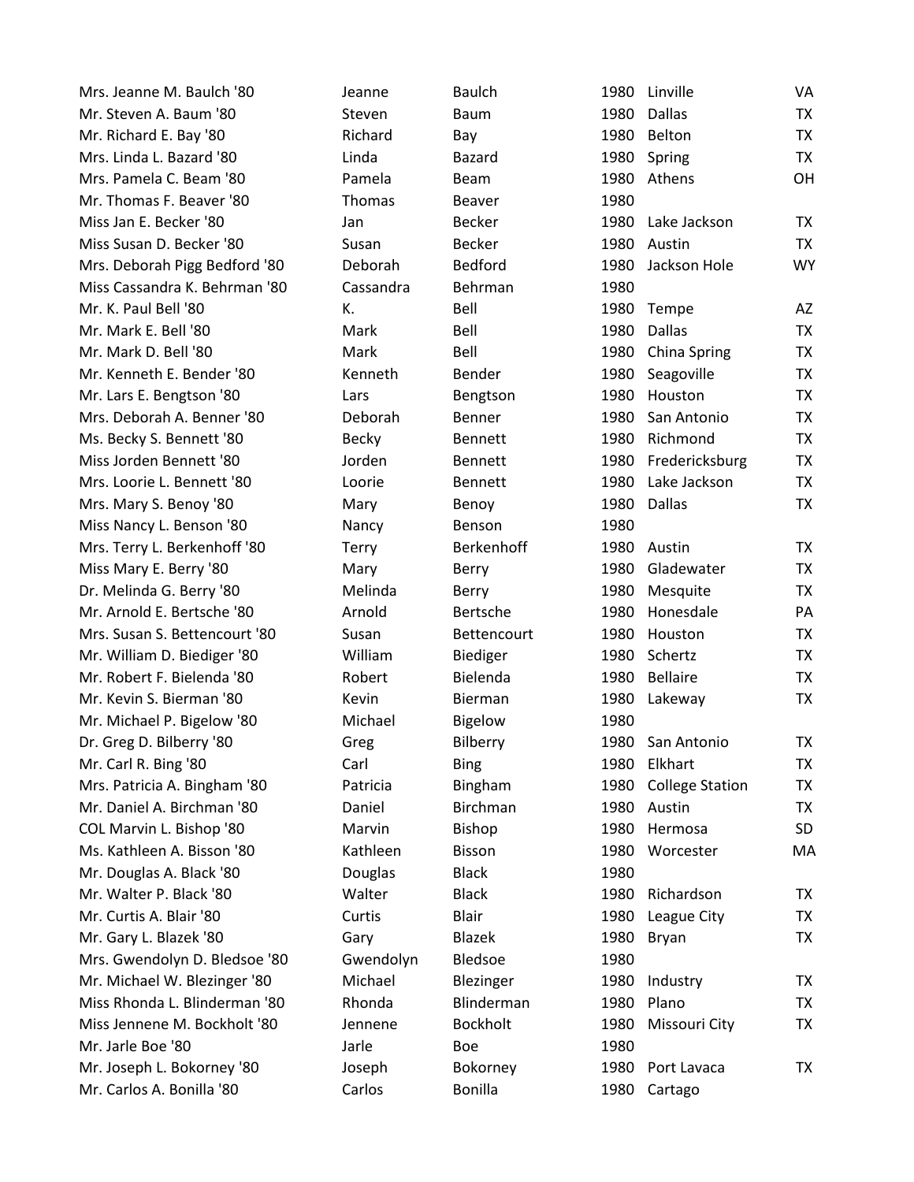| | | | | | |
|---|---|---|---|---|---|
| Mrs. Jeanne M. Baulch '80 | Jeanne | Baulch | 1980 | Linville | VA |
| Mr. Steven A. Baum '80 | Steven | Baum | 1980 | Dallas | TX |
| Mr. Richard E. Bay '80 | Richard | Bay | 1980 | Belton | TX |
| Mrs. Linda L. Bazard '80 | Linda | Bazard | 1980 | Spring | TX |
| Mrs. Pamela C. Beam '80 | Pamela | Beam | 1980 | Athens | OH |
| Mr. Thomas F. Beaver '80 | Thomas | Beaver | 1980 | | |
| Miss Jan E. Becker '80 | Jan | Becker | 1980 | Lake Jackson | TX |
| Miss Susan D. Becker '80 | Susan | Becker | 1980 | Austin | TX |
| Mrs. Deborah Pigg Bedford '80 | Deborah | Bedford | 1980 | Jackson Hole | WY |
| Miss Cassandra K. Behrman '80 | Cassandra | Behrman | 1980 | | |
| Mr. K. Paul Bell '80 | K. | Bell | 1980 | Tempe | AZ |
| Mr. Mark E. Bell '80 | Mark | Bell | 1980 | Dallas | TX |
| Mr. Mark D. Bell '80 | Mark | Bell | 1980 | China Spring | TX |
| Mr. Kenneth E. Bender '80 | Kenneth | Bender | 1980 | Seagoville | TX |
| Mr. Lars E. Bengtson '80 | Lars | Bengtson | 1980 | Houston | TX |
| Mrs. Deborah A. Benner '80 | Deborah | Benner | 1980 | San Antonio | TX |
| Ms. Becky S. Bennett '80 | Becky | Bennett | 1980 | Richmond | TX |
| Miss Jorden Bennett '80 | Jorden | Bennett | 1980 | Fredericksburg | TX |
| Mrs. Loorie L. Bennett '80 | Loorie | Bennett | 1980 | Lake Jackson | TX |
| Mrs. Mary S. Benoy '80 | Mary | Benoy | 1980 | Dallas | TX |
| Miss Nancy L. Benson '80 | Nancy | Benson | 1980 | | |
| Mrs. Terry L. Berkenhoff '80 | Terry | Berkenhoff | 1980 | Austin | TX |
| Miss Mary E. Berry '80 | Mary | Berry | 1980 | Gladewater | TX |
| Dr. Melinda G. Berry '80 | Melinda | Berry | 1980 | Mesquite | TX |
| Mr. Arnold E. Bertsche '80 | Arnold | Bertsche | 1980 | Honesdale | PA |
| Mrs. Susan S. Bettencourt '80 | Susan | Bettencourt | 1980 | Houston | TX |
| Mr. William D. Biediger '80 | William | Biediger | 1980 | Schertz | TX |
| Mr. Robert F. Bielenda '80 | Robert | Bielenda | 1980 | Bellaire | TX |
| Mr. Kevin S. Bierman '80 | Kevin | Bierman | 1980 | Lakeway | TX |
| Mr. Michael P. Bigelow '80 | Michael | Bigelow | 1980 | | |
| Dr. Greg D. Bilberry '80 | Greg | Bilberry | 1980 | San Antonio | TX |
| Mr. Carl R. Bing '80 | Carl | Bing | 1980 | Elkhart | TX |
| Mrs. Patricia A. Bingham '80 | Patricia | Bingham | 1980 | College Station | TX |
| Mr. Daniel A. Birchman '80 | Daniel | Birchman | 1980 | Austin | TX |
| COL Marvin L. Bishop '80 | Marvin | Bishop | 1980 | Hermosa | SD |
| Ms. Kathleen A. Bisson '80 | Kathleen | Bisson | 1980 | Worcester | MA |
| Mr. Douglas A. Black '80 | Douglas | Black | 1980 | | |
| Mr. Walter P. Black '80 | Walter | Black | 1980 | Richardson | TX |
| Mr. Curtis A. Blair '80 | Curtis | Blair | 1980 | League City | TX |
| Mr. Gary L. Blazek '80 | Gary | Blazek | 1980 | Bryan | TX |
| Mrs. Gwendolyn D. Bledsoe '80 | Gwendolyn | Bledsoe | 1980 | | |
| Mr. Michael W. Blezinger '80 | Michael | Blezinger | 1980 | Industry | TX |
| Miss Rhonda L. Blinderman '80 | Rhonda | Blinderman | 1980 | Plano | TX |
| Miss Jennene M. Bockholt '80 | Jennene | Bockholt | 1980 | Missouri City | TX |
| Mr. Jarle Boe '80 | Jarle | Boe | 1980 | | |
| Mr. Joseph L. Bokorney '80 | Joseph | Bokorney | 1980 | Port Lavaca | TX |
| Mr. Carlos A. Bonilla '80 | Carlos | Bonilla | 1980 | Cartago | |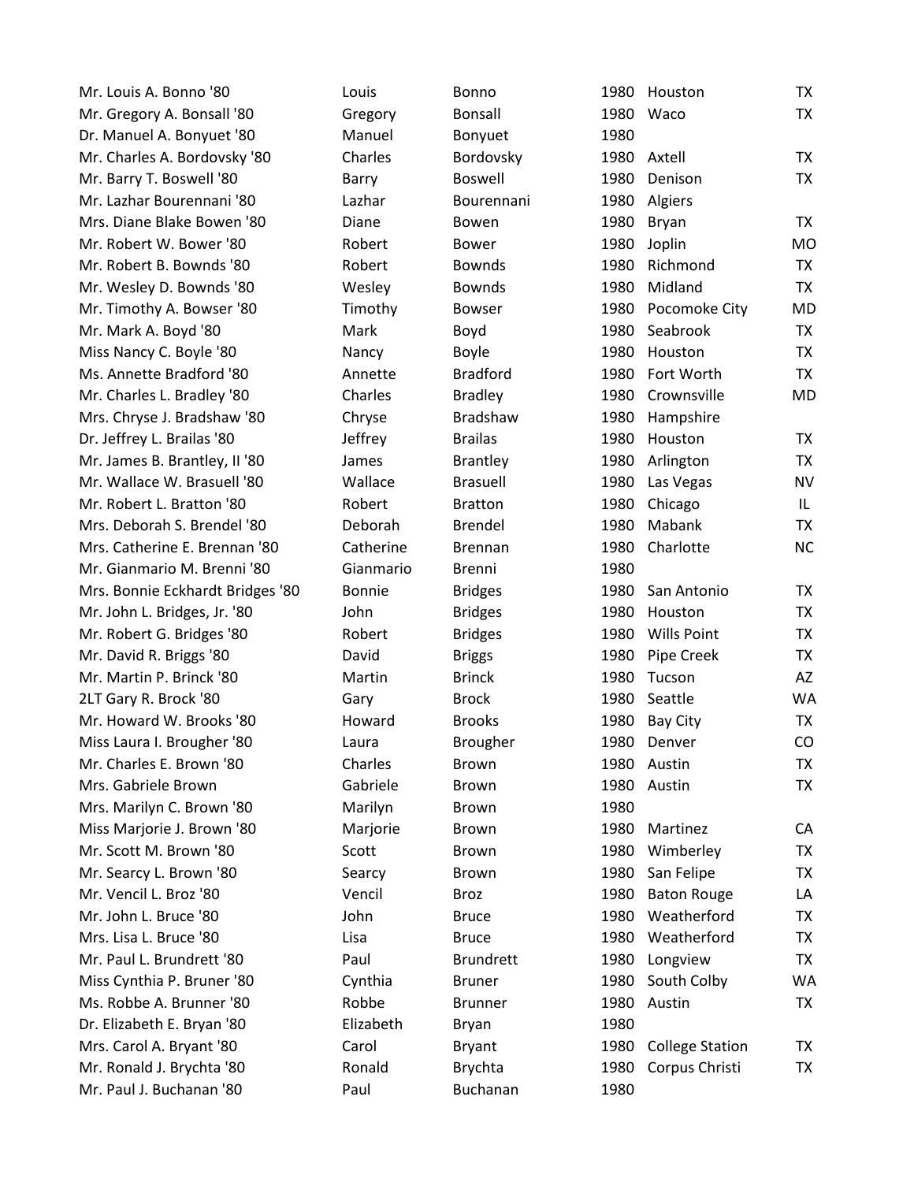| | | | | | |
|---|---|---|---|---|---|
| Mr. Louis A. Bonno '80 | Louis | Bonno | 1980 | Houston | TX |
| Mr. Gregory A. Bonsall '80 | Gregory | Bonsall | 1980 | Waco | TX |
| Dr. Manuel A. Bonyuet '80 | Manuel | Bonyuet | 1980 | | |
| Mr. Charles A. Bordovsky '80 | Charles | Bordovsky | 1980 | Axtell | TX |
| Mr. Barry T. Boswell '80 | Barry | Boswell | 1980 | Denison | TX |
| Mr. Lazhar Bourennani '80 | Lazhar | Bourennani | 1980 | Algiers | |
| Mrs. Diane Blake Bowen '80 | Diane | Bowen | 1980 | Bryan | TX |
| Mr. Robert W. Bower '80 | Robert | Bower | 1980 | Joplin | MO |
| Mr. Robert B. Bownds '80 | Robert | Bownds | 1980 | Richmond | TX |
| Mr. Wesley D. Bownds '80 | Wesley | Bownds | 1980 | Midland | TX |
| Mr. Timothy A. Bowser '80 | Timothy | Bowser | 1980 | Pocomoke City | MD |
| Mr. Mark A. Boyd '80 | Mark | Boyd | 1980 | Seabrook | TX |
| Miss Nancy C. Boyle '80 | Nancy | Boyle | 1980 | Houston | TX |
| Ms. Annette Bradford '80 | Annette | Bradford | 1980 | Fort Worth | TX |
| Mr. Charles L. Bradley '80 | Charles | Bradley | 1980 | Crownsville | MD |
| Mrs. Chryse J. Bradshaw '80 | Chryse | Bradshaw | 1980 | Hampshire | |
| Dr. Jeffrey L. Brailas '80 | Jeffrey | Brailas | 1980 | Houston | TX |
| Mr. James B. Brantley, II '80 | James | Brantley | 1980 | Arlington | TX |
| Mr. Wallace W. Brasuell '80 | Wallace | Brasuell | 1980 | Las Vegas | NV |
| Mr. Robert L. Bratton '80 | Robert | Bratton | 1980 | Chicago | IL |
| Mrs. Deborah S. Brendel '80 | Deborah | Brendel | 1980 | Mabank | TX |
| Mrs. Catherine E. Brennan '80 | Catherine | Brennan | 1980 | Charlotte | NC |
| Mr. Gianmario M. Brenni '80 | Gianmario | Brenni | 1980 | | |
| Mrs. Bonnie Eckhardt Bridges '80 | Bonnie | Bridges | 1980 | San Antonio | TX |
| Mr. John L. Bridges, Jr. '80 | John | Bridges | 1980 | Houston | TX |
| Mr. Robert G. Bridges '80 | Robert | Bridges | 1980 | Wills Point | TX |
| Mr. David R. Briggs '80 | David | Briggs | 1980 | Pipe Creek | TX |
| Mr. Martin P. Brinck '80 | Martin | Brinck | 1980 | Tucson | AZ |
| 2LT Gary R. Brock '80 | Gary | Brock | 1980 | Seattle | WA |
| Mr. Howard W. Brooks '80 | Howard | Brooks | 1980 | Bay City | TX |
| Miss Laura I. Brougher '80 | Laura | Brougher | 1980 | Denver | CO |
| Mr. Charles E. Brown '80 | Charles | Brown | 1980 | Austin | TX |
| Mrs. Gabriele Brown | Gabriele | Brown | 1980 | Austin | TX |
| Mrs. Marilyn C. Brown '80 | Marilyn | Brown | 1980 | | |
| Miss Marjorie J. Brown '80 | Marjorie | Brown | 1980 | Martinez | CA |
| Mr. Scott M. Brown '80 | Scott | Brown | 1980 | Wimberley | TX |
| Mr. Searcy L. Brown '80 | Searcy | Brown | 1980 | San Felipe | TX |
| Mr. Vencil L. Broz '80 | Vencil | Broz | 1980 | Baton Rouge | LA |
| Mr. John L. Bruce '80 | John | Bruce | 1980 | Weatherford | TX |
| Mrs. Lisa L. Bruce '80 | Lisa | Bruce | 1980 | Weatherford | TX |
| Mr. Paul L. Brundrett '80 | Paul | Brundrett | 1980 | Longview | TX |
| Miss Cynthia P. Bruner '80 | Cynthia | Bruner | 1980 | South Colby | WA |
| Ms. Robbe A. Brunner '80 | Robbe | Brunner | 1980 | Austin | TX |
| Dr. Elizabeth E. Bryan '80 | Elizabeth | Bryan | 1980 | | |
| Mrs. Carol A. Bryant '80 | Carol | Bryant | 1980 | College Station | TX |
| Mr. Ronald J. Brychta '80 | Ronald | Brychta | 1980 | Corpus Christi | TX |
| Mr. Paul J. Buchanan '80 | Paul | Buchanan | 1980 | | |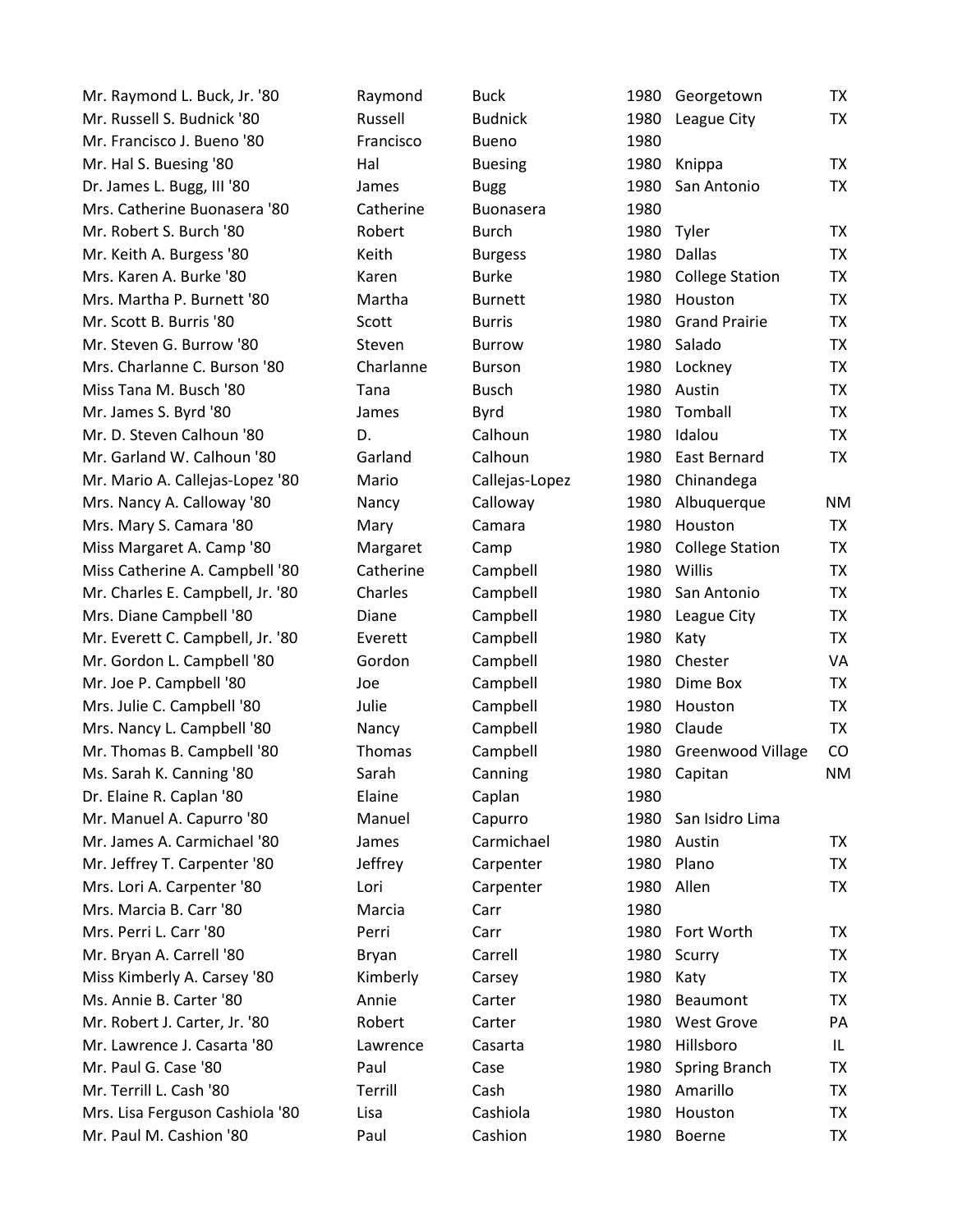| | | | | | |
|---|---|---|---|---|---|
| Mr. Raymond L. Buck, Jr. '80 | Raymond | Buck | 1980 | Georgetown | TX |
| Mr. Russell S. Budnick '80 | Russell | Budnick | 1980 | League City | TX |
| Mr. Francisco J. Bueno '80 | Francisco | Bueno | 1980 | | |
| Mr. Hal S. Buesing '80 | Hal | Buesing | 1980 | Knippa | TX |
| Dr. James L. Bugg, III '80 | James | Bugg | 1980 | San Antonio | TX |
| Mrs. Catherine Buonasera '80 | Catherine | Buonasera | 1980 | | |
| Mr. Robert S. Burch '80 | Robert | Burch | 1980 | Tyler | TX |
| Mr. Keith A. Burgess '80 | Keith | Burgess | 1980 | Dallas | TX |
| Mrs. Karen A. Burke '80 | Karen | Burke | 1980 | College Station | TX |
| Mrs. Martha P. Burnett '80 | Martha | Burnett | 1980 | Houston | TX |
| Mr. Scott B. Burris '80 | Scott | Burris | 1980 | Grand Prairie | TX |
| Mr. Steven G. Burrow '80 | Steven | Burrow | 1980 | Salado | TX |
| Mrs. Charlanne C. Burson '80 | Charlanne | Burson | 1980 | Lockney | TX |
| Miss Tana M. Busch '80 | Tana | Busch | 1980 | Austin | TX |
| Mr. James S. Byrd '80 | James | Byrd | 1980 | Tomball | TX |
| Mr. D. Steven Calhoun '80 | D. | Calhoun | 1980 | Idalou | TX |
| Mr. Garland W. Calhoun '80 | Garland | Calhoun | 1980 | East Bernard | TX |
| Mr. Mario A. Callejas-Lopez '80 | Mario | Callejas-Lopez | 1980 | Chinandega | |
| Mrs. Nancy A. Calloway '80 | Nancy | Calloway | 1980 | Albuquerque | NM |
| Mrs. Mary S. Camara '80 | Mary | Camara | 1980 | Houston | TX |
| Miss Margaret A. Camp '80 | Margaret | Camp | 1980 | College Station | TX |
| Miss Catherine A. Campbell '80 | Catherine | Campbell | 1980 | Willis | TX |
| Mr. Charles E. Campbell, Jr. '80 | Charles | Campbell | 1980 | San Antonio | TX |
| Mrs. Diane Campbell '80 | Diane | Campbell | 1980 | League City | TX |
| Mr. Everett C. Campbell, Jr. '80 | Everett | Campbell | 1980 | Katy | TX |
| Mr. Gordon L. Campbell '80 | Gordon | Campbell | 1980 | Chester | VA |
| Mr. Joe P. Campbell '80 | Joe | Campbell | 1980 | Dime Box | TX |
| Mrs. Julie C. Campbell '80 | Julie | Campbell | 1980 | Houston | TX |
| Mrs. Nancy L. Campbell '80 | Nancy | Campbell | 1980 | Claude | TX |
| Mr. Thomas B. Campbell '80 | Thomas | Campbell | 1980 | Greenwood Village | CO |
| Ms. Sarah K. Canning '80 | Sarah | Canning | 1980 | Capitan | NM |
| Dr. Elaine R. Caplan '80 | Elaine | Caplan | 1980 | | |
| Mr. Manuel A. Capurro '80 | Manuel | Capurro | 1980 | San Isidro Lima | |
| Mr. James A. Carmichael '80 | James | Carmichael | 1980 | Austin | TX |
| Mr. Jeffrey T. Carpenter '80 | Jeffrey | Carpenter | 1980 | Plano | TX |
| Mrs. Lori A. Carpenter '80 | Lori | Carpenter | 1980 | Allen | TX |
| Mrs. Marcia B. Carr '80 | Marcia | Carr | 1980 | | |
| Mrs. Perri L. Carr '80 | Perri | Carr | 1980 | Fort Worth | TX |
| Mr. Bryan A. Carrell '80 | Bryan | Carrell | 1980 | Scurry | TX |
| Miss Kimberly A. Carsey '80 | Kimberly | Carsey | 1980 | Katy | TX |
| Ms. Annie B. Carter '80 | Annie | Carter | 1980 | Beaumont | TX |
| Mr. Robert J. Carter, Jr. '80 | Robert | Carter | 1980 | West Grove | PA |
| Mr. Lawrence J. Casarta '80 | Lawrence | Casarta | 1980 | Hillsboro | IL |
| Mr. Paul G. Case '80 | Paul | Case | 1980 | Spring Branch | TX |
| Mr. Terrill L. Cash '80 | Terrill | Cash | 1980 | Amarillo | TX |
| Mrs. Lisa Ferguson Cashiola '80 | Lisa | Cashiola | 1980 | Houston | TX |
| Mr. Paul M. Cashion '80 | Paul | Cashion | 1980 | Boerne | TX |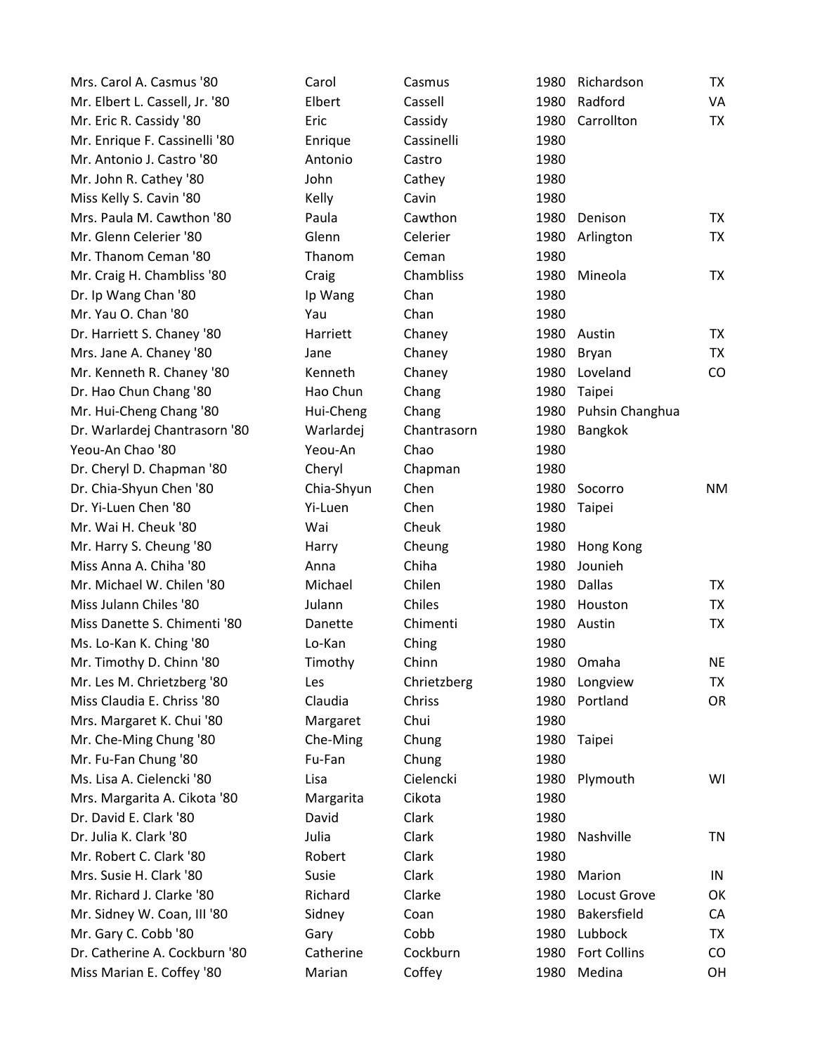| | | | | | |
|---|---|---|---|---|---|
| Mrs. Carol A. Casmus '80 | Carol | Casmus | 1980 | Richardson | TX |
| Mr. Elbert L. Cassell, Jr. '80 | Elbert | Cassell | 1980 | Radford | VA |
| Mr. Eric R. Cassidy '80 | Eric | Cassidy | 1980 | Carrollton | TX |
| Mr. Enrique F. Cassinelli '80 | Enrique | Cassinelli | 1980 | | |
| Mr. Antonio J. Castro '80 | Antonio | Castro | 1980 | | |
| Mr. John R. Cathey '80 | John | Cathey | 1980 | | |
| Miss Kelly S. Cavin '80 | Kelly | Cavin | 1980 | | |
| Mrs. Paula M. Cawthon '80 | Paula | Cawthon | 1980 | Denison | TX |
| Mr. Glenn Celerier '80 | Glenn | Celerier | 1980 | Arlington | TX |
| Mr. Thanom Ceman '80 | Thanom | Ceman | 1980 | | |
| Mr. Craig H. Chambliss '80 | Craig | Chambliss | 1980 | Mineola | TX |
| Dr. Ip Wang Chan '80 | Ip Wang | Chan | 1980 | | |
| Mr. Yau O. Chan '80 | Yau | Chan | 1980 | | |
| Dr. Harriett S. Chaney '80 | Harriett | Chaney | 1980 | Austin | TX |
| Mrs. Jane A. Chaney '80 | Jane | Chaney | 1980 | Bryan | TX |
| Mr. Kenneth R. Chaney '80 | Kenneth | Chaney | 1980 | Loveland | CO |
| Dr. Hao Chun Chang '80 | Hao Chun | Chang | 1980 | Taipei | |
| Mr. Hui-Cheng Chang '80 | Hui-Cheng | Chang | 1980 | Puhsin Changhua | |
| Dr. Warlardej Chantrasorn '80 | Warlardej | Chantrasorn | 1980 | Bangkok | |
| Yeou-An Chao '80 | Yeou-An | Chao | 1980 | | |
| Dr. Cheryl D. Chapman '80 | Cheryl | Chapman | 1980 | | |
| Dr. Chia-Shyun Chen '80 | Chia-Shyun | Chen | 1980 | Socorro | NM |
| Dr. Yi-Luen Chen '80 | Yi-Luen | Chen | 1980 | Taipei | |
| Mr. Wai H. Cheuk '80 | Wai | Cheuk | 1980 | | |
| Mr. Harry S. Cheung '80 | Harry | Cheung | 1980 | Hong Kong | |
| Miss Anna A. Chiha '80 | Anna | Chiha | 1980 | Jounieh | |
| Mr. Michael W. Chilen '80 | Michael | Chilen | 1980 | Dallas | TX |
| Miss Julann Chiles '80 | Julann | Chiles | 1980 | Houston | TX |
| Miss Danette S. Chimenti '80 | Danette | Chimenti | 1980 | Austin | TX |
| Ms. Lo-Kan K. Ching '80 | Lo-Kan | Ching | 1980 | | |
| Mr. Timothy D. Chinn '80 | Timothy | Chinn | 1980 | Omaha | NE |
| Mr. Les M. Chrietzberg '80 | Les | Chrietzberg | 1980 | Longview | TX |
| Miss Claudia E. Chriss '80 | Claudia | Chriss | 1980 | Portland | OR |
| Mrs. Margaret K. Chui '80 | Margaret | Chui | 1980 | | |
| Mr. Che-Ming Chung '80 | Che-Ming | Chung | 1980 | Taipei | |
| Mr. Fu-Fan Chung '80 | Fu-Fan | Chung | 1980 | | |
| Ms. Lisa A. Cielencki '80 | Lisa | Cielencki | 1980 | Plymouth | WI |
| Mrs. Margarita A. Cikota '80 | Margarita | Cikota | 1980 | | |
| Dr. David E. Clark '80 | David | Clark | 1980 | | |
| Dr. Julia K. Clark '80 | Julia | Clark | 1980 | Nashville | TN |
| Mr. Robert C. Clark '80 | Robert | Clark | 1980 | | |
| Mrs. Susie H. Clark '80 | Susie | Clark | 1980 | Marion | IN |
| Mr. Richard J. Clarke '80 | Richard | Clarke | 1980 | Locust Grove | OK |
| Mr. Sidney W. Coan, III '80 | Sidney | Coan | 1980 | Bakersfield | CA |
| Mr. Gary C. Cobb '80 | Gary | Cobb | 1980 | Lubbock | TX |
| Dr. Catherine A. Cockburn '80 | Catherine | Cockburn | 1980 | Fort Collins | CO |
| Miss Marian E. Coffey '80 | Marian | Coffey | 1980 | Medina | OH |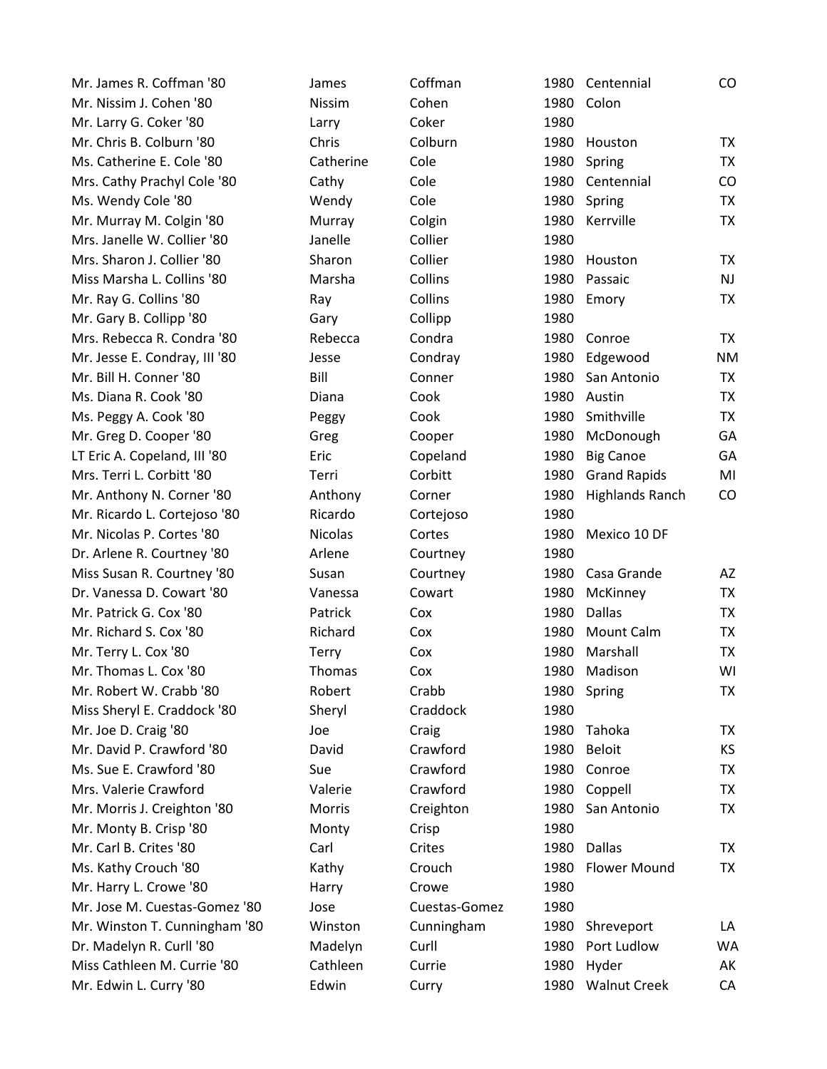| | | | | | |
|---|---|---|---|---|---|
| Mr. James R. Coffman '80 | James | Coffman | 1980 | Centennial | CO |
| Mr. Nissim J. Cohen '80 | Nissim | Cohen | 1980 | Colon | |
| Mr. Larry G. Coker '80 | Larry | Coker | 1980 | | |
| Mr. Chris B. Colburn '80 | Chris | Colburn | 1980 | Houston | TX |
| Ms. Catherine E. Cole '80 | Catherine | Cole | 1980 | Spring | TX |
| Mrs. Cathy Prachyl Cole '80 | Cathy | Cole | 1980 | Centennial | CO |
| Ms. Wendy Cole '80 | Wendy | Cole | 1980 | Spring | TX |
| Mr. Murray M. Colgin '80 | Murray | Colgin | 1980 | Kerrville | TX |
| Mrs. Janelle W. Collier '80 | Janelle | Collier | 1980 | | |
| Mrs. Sharon J. Collier '80 | Sharon | Collier | 1980 | Houston | TX |
| Miss Marsha L. Collins '80 | Marsha | Collins | 1980 | Passaic | NJ |
| Mr. Ray G. Collins '80 | Ray | Collins | 1980 | Emory | TX |
| Mr. Gary B. Collipp '80 | Gary | Collipp | 1980 | | |
| Mrs. Rebecca R. Condra '80 | Rebecca | Condra | 1980 | Conroe | TX |
| Mr. Jesse E. Condray, III '80 | Jesse | Condray | 1980 | Edgewood | NM |
| Mr. Bill H. Conner '80 | Bill | Conner | 1980 | San Antonio | TX |
| Ms. Diana R. Cook '80 | Diana | Cook | 1980 | Austin | TX |
| Ms. Peggy A. Cook '80 | Peggy | Cook | 1980 | Smithville | TX |
| Mr. Greg D. Cooper '80 | Greg | Cooper | 1980 | McDonough | GA |
| LT Eric A. Copeland, III '80 | Eric | Copeland | 1980 | Big Canoe | GA |
| Mrs. Terri L. Corbitt '80 | Terri | Corbitt | 1980 | Grand Rapids | MI |
| Mr. Anthony N. Corner '80 | Anthony | Corner | 1980 | Highlands Ranch | CO |
| Mr. Ricardo L. Cortejoso '80 | Ricardo | Cortejoso | 1980 | | |
| Mr. Nicolas P. Cortes '80 | Nicolas | Cortes | 1980 | Mexico 10 DF | |
| Dr. Arlene R. Courtney '80 | Arlene | Courtney | 1980 | | |
| Miss Susan R. Courtney '80 | Susan | Courtney | 1980 | Casa Grande | AZ |
| Dr. Vanessa D. Cowart '80 | Vanessa | Cowart | 1980 | McKinney | TX |
| Mr. Patrick G. Cox '80 | Patrick | Cox | 1980 | Dallas | TX |
| Mr. Richard S. Cox '80 | Richard | Cox | 1980 | Mount Calm | TX |
| Mr. Terry L. Cox '80 | Terry | Cox | 1980 | Marshall | TX |
| Mr. Thomas L. Cox '80 | Thomas | Cox | 1980 | Madison | WI |
| Mr. Robert W. Crabb '80 | Robert | Crabb | 1980 | Spring | TX |
| Miss Sheryl E. Craddock '80 | Sheryl | Craddock | 1980 | | |
| Mr. Joe D. Craig '80 | Joe | Craig | 1980 | Tahoka | TX |
| Mr. David P. Crawford '80 | David | Crawford | 1980 | Beloit | KS |
| Ms. Sue E. Crawford '80 | Sue | Crawford | 1980 | Conroe | TX |
| Mrs. Valerie Crawford | Valerie | Crawford | 1980 | Coppell | TX |
| Mr. Morris J. Creighton '80 | Morris | Creighton | 1980 | San Antonio | TX |
| Mr. Monty B. Crisp '80 | Monty | Crisp | 1980 | | |
| Mr. Carl B. Crites '80 | Carl | Crites | 1980 | Dallas | TX |
| Ms. Kathy Crouch '80 | Kathy | Crouch | 1980 | Flower Mound | TX |
| Mr. Harry L. Crowe '80 | Harry | Crowe | 1980 | | |
| Mr. Jose M. Cuestas-Gomez '80 | Jose | Cuestas-Gomez | 1980 | | |
| Mr. Winston T. Cunningham '80 | Winston | Cunningham | 1980 | Shreveport | LA |
| Dr. Madelyn R. Curll '80 | Madelyn | Curll | 1980 | Port Ludlow | WA |
| Miss Cathleen M. Currie '80 | Cathleen | Currie | 1980 | Hyder | AK |
| Mr. Edwin L. Curry '80 | Edwin | Curry | 1980 | Walnut Creek | CA |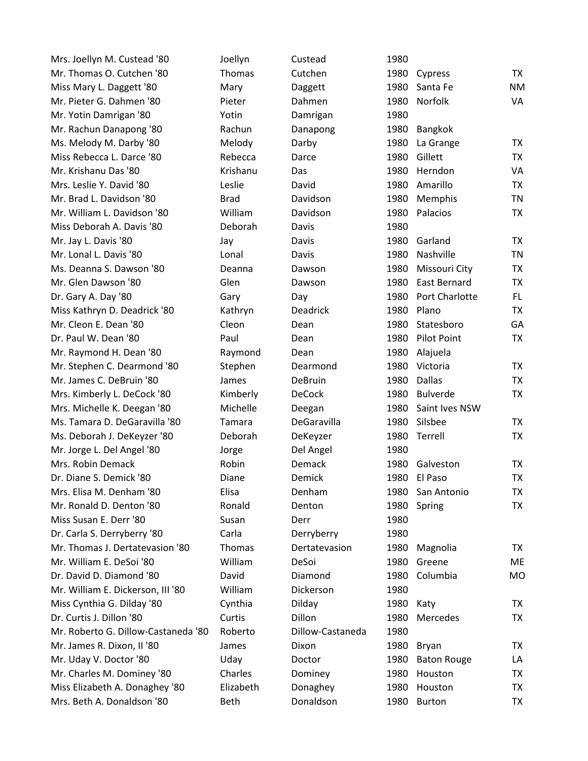| | | | | | |
|---|---|---|---|---|---|
| Mrs. Joellyn M. Custead '80 | Joellyn | Custead | 1980 | | |
| Mr. Thomas O. Cutchen '80 | Thomas | Cutchen | 1980 | Cypress | TX |
| Miss Mary L. Daggett '80 | Mary | Daggett | 1980 | Santa Fe | NM |
| Mr. Pieter G. Dahmen '80 | Pieter | Dahmen | 1980 | Norfolk | VA |
| Mr. Yotin Damrigan '80 | Yotin | Damrigan | 1980 | | |
| Mr. Rachun Danapong '80 | Rachun | Danapong | 1980 | Bangkok | |
| Ms. Melody M. Darby '80 | Melody | Darby | 1980 | La Grange | TX |
| Miss Rebecca L. Darce '80 | Rebecca | Darce | 1980 | Gillett | TX |
| Mr. Krishanu Das '80 | Krishanu | Das | 1980 | Herndon | VA |
| Mrs. Leslie Y. David '80 | Leslie | David | 1980 | Amarillo | TX |
| Mr. Brad L. Davidson '80 | Brad | Davidson | 1980 | Memphis | TN |
| Mr. William L. Davidson '80 | William | Davidson | 1980 | Palacios | TX |
| Miss Deborah A. Davis '80 | Deborah | Davis | 1980 | | |
| Mr. Jay L. Davis '80 | Jay | Davis | 1980 | Garland | TX |
| Mr. Lonal L. Davis '80 | Lonal | Davis | 1980 | Nashville | TN |
| Ms. Deanna S. Dawson '80 | Deanna | Dawson | 1980 | Missouri City | TX |
| Mr. Glen Dawson '80 | Glen | Dawson | 1980 | East Bernard | TX |
| Dr. Gary A. Day '80 | Gary | Day | 1980 | Port Charlotte | FL |
| Miss Kathryn D. Deadrick '80 | Kathryn | Deadrick | 1980 | Plano | TX |
| Mr. Cleon E. Dean '80 | Cleon | Dean | 1980 | Statesboro | GA |
| Dr. Paul W. Dean '80 | Paul | Dean | 1980 | Pilot Point | TX |
| Mr. Raymond H. Dean '80 | Raymond | Dean | 1980 | Alajuela | |
| Mr. Stephen C. Dearmond '80 | Stephen | Dearmond | 1980 | Victoria | TX |
| Mr. James C. DeBruin '80 | James | DeBruin | 1980 | Dallas | TX |
| Mrs. Kimberly L. DeCock '80 | Kimberly | DeCock | 1980 | Bulverde | TX |
| Mrs. Michelle K. Deegan '80 | Michelle | Deegan | 1980 | Saint Ives NSW | |
| Ms. Tamara D. DeGaravilla '80 | Tamara | DeGaravilla | 1980 | Silsbee | TX |
| Ms. Deborah J. DeKeyzer '80 | Deborah | DeKeyzer | 1980 | Terrell | TX |
| Mr. Jorge L. Del Angel '80 | Jorge | Del Angel | 1980 | | |
| Mrs. Robin Demack | Robin | Demack | 1980 | Galveston | TX |
| Dr. Diane S. Demick '80 | Diane | Demick | 1980 | El Paso | TX |
| Mrs. Elisa M. Denham '80 | Elisa | Denham | 1980 | San Antonio | TX |
| Mr. Ronald D. Denton '80 | Ronald | Denton | 1980 | Spring | TX |
| Miss Susan E. Derr '80 | Susan | Derr | 1980 | | |
| Dr. Carla S. Derryberry '80 | Carla | Derryberry | 1980 | | |
| Mr. Thomas J. Dertatevasion '80 | Thomas | Dertatevasion | 1980 | Magnolia | TX |
| Mr. William E. DeSoi '80 | William | DeSoi | 1980 | Greene | ME |
| Dr. David D. Diamond '80 | David | Diamond | 1980 | Columbia | MO |
| Mr. William E. Dickerson, III '80 | William | Dickerson | 1980 | | |
| Miss Cynthia G. Dilday '80 | Cynthia | Dilday | 1980 | Katy | TX |
| Dr. Curtis J. Dillon '80 | Curtis | Dillon | 1980 | Mercedes | TX |
| Mr. Roberto G. Dillow-Castaneda '80 | Roberto | Dillow-Castaneda | 1980 | | |
| Mr. James R. Dixon, II '80 | James | Dixon | 1980 | Bryan | TX |
| Mr. Uday V. Doctor '80 | Uday | Doctor | 1980 | Baton Rouge | LA |
| Mr. Charles M. Dominey '80 | Charles | Dominey | 1980 | Houston | TX |
| Miss Elizabeth A. Donaghey '80 | Elizabeth | Donaghey | 1980 | Houston | TX |
| Mrs. Beth A. Donaldson '80 | Beth | Donaldson | 1980 | Burton | TX |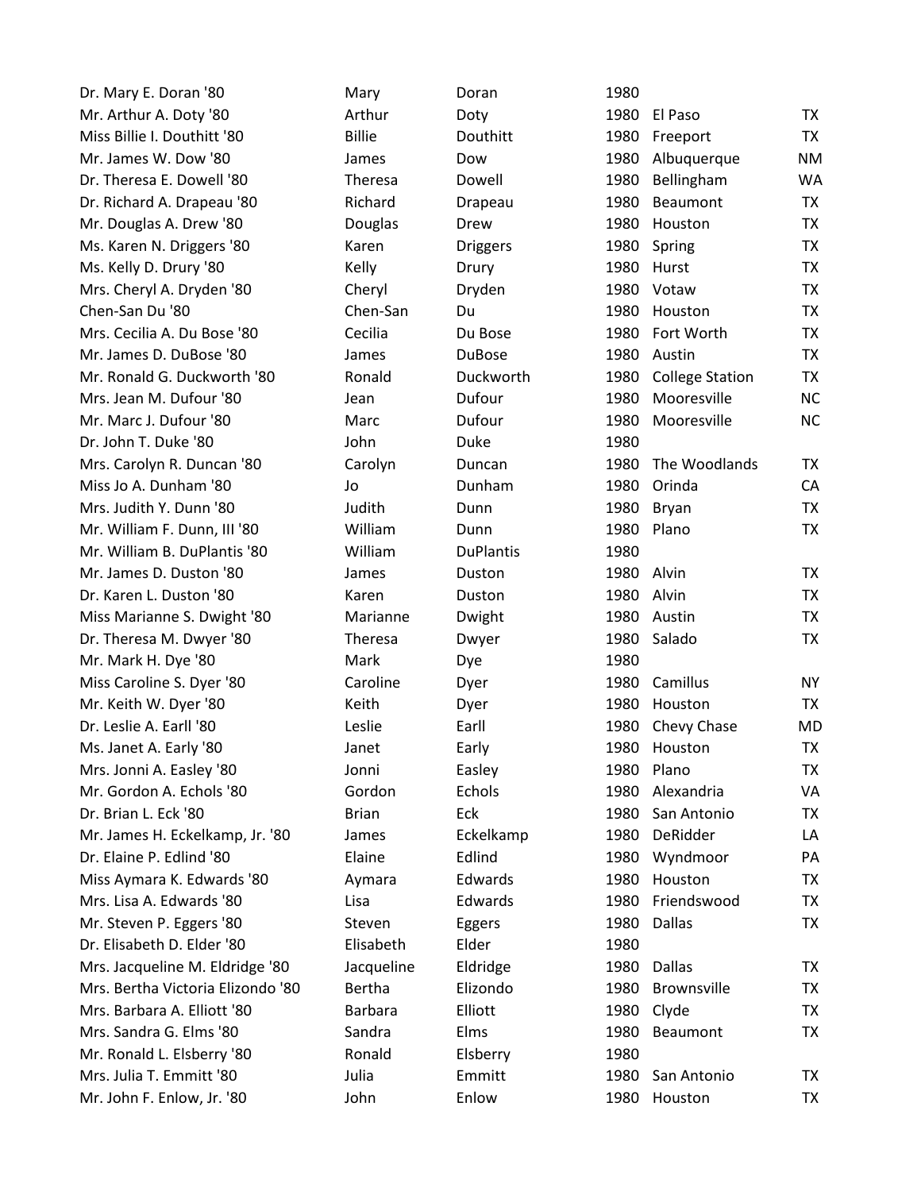| | | | | | |
|---|---|---|---|---|---|
| Dr. Mary E. Doran '80 | Mary | Doran | 1980 | | |
| Mr. Arthur A. Doty '80 | Arthur | Doty | 1980 | El Paso | TX |
| Miss Billie I. Douthitt '80 | Billie | Douthitt | 1980 | Freeport | TX |
| Mr. James W. Dow '80 | James | Dow | 1980 | Albuquerque | NM |
| Dr. Theresa E. Dowell '80 | Theresa | Dowell | 1980 | Bellingham | WA |
| Dr. Richard A. Drapeau '80 | Richard | Drapeau | 1980 | Beaumont | TX |
| Mr. Douglas A. Drew '80 | Douglas | Drew | 1980 | Houston | TX |
| Ms. Karen N. Driggers '80 | Karen | Driggers | 1980 | Spring | TX |
| Ms. Kelly D. Drury '80 | Kelly | Drury | 1980 | Hurst | TX |
| Mrs. Cheryl A. Dryden '80 | Cheryl | Dryden | 1980 | Votaw | TX |
| Chen-San Du '80 | Chen-San | Du | 1980 | Houston | TX |
| Mrs. Cecilia A. Du Bose '80 | Cecilia | Du Bose | 1980 | Fort Worth | TX |
| Mr. James D. DuBose '80 | James | DuBose | 1980 | Austin | TX |
| Mr. Ronald G. Duckworth '80 | Ronald | Duckworth | 1980 | College Station | TX |
| Mrs. Jean M. Dufour '80 | Jean | Dufour | 1980 | Mooresville | NC |
| Mr. Marc J. Dufour '80 | Marc | Dufour | 1980 | Mooresville | NC |
| Dr. John T. Duke '80 | John | Duke | 1980 | | |
| Mrs. Carolyn R. Duncan '80 | Carolyn | Duncan | 1980 | The Woodlands | TX |
| Miss Jo A. Dunham '80 | Jo | Dunham | 1980 | Orinda | CA |
| Mrs. Judith Y. Dunn '80 | Judith | Dunn | 1980 | Bryan | TX |
| Mr. William F. Dunn, III '80 | William | Dunn | 1980 | Plano | TX |
| Mr. William B. DuPlantis '80 | William | DuPlantis | 1980 | | |
| Mr. James D. Duston '80 | James | Duston | 1980 | Alvin | TX |
| Dr. Karen L. Duston '80 | Karen | Duston | 1980 | Alvin | TX |
| Miss Marianne S. Dwight '80 | Marianne | Dwight | 1980 | Austin | TX |
| Dr. Theresa M. Dwyer '80 | Theresa | Dwyer | 1980 | Salado | TX |
| Mr. Mark H. Dye '80 | Mark | Dye | 1980 | | |
| Miss Caroline S. Dyer '80 | Caroline | Dyer | 1980 | Camillus | NY |
| Mr. Keith W. Dyer '80 | Keith | Dyer | 1980 | Houston | TX |
| Dr. Leslie A. Earll '80 | Leslie | Earll | 1980 | Chevy Chase | MD |
| Ms. Janet A. Early '80 | Janet | Early | 1980 | Houston | TX |
| Mrs. Jonni A. Easley '80 | Jonni | Easley | 1980 | Plano | TX |
| Mr. Gordon A. Echols '80 | Gordon | Echols | 1980 | Alexandria | VA |
| Dr. Brian L. Eck '80 | Brian | Eck | 1980 | San Antonio | TX |
| Mr. James H. Eckelkamp, Jr. '80 | James | Eckelkamp | 1980 | DeRidder | LA |
| Dr. Elaine P. Edlind '80 | Elaine | Edlind | 1980 | Wyndmoor | PA |
| Miss Aymara K. Edwards '80 | Aymara | Edwards | 1980 | Houston | TX |
| Mrs. Lisa A. Edwards '80 | Lisa | Edwards | 1980 | Friendswood | TX |
| Mr. Steven P. Eggers '80 | Steven | Eggers | 1980 | Dallas | TX |
| Dr. Elisabeth D. Elder '80 | Elisabeth | Elder | 1980 | | |
| Mrs. Jacqueline M. Eldridge '80 | Jacqueline | Eldridge | 1980 | Dallas | TX |
| Mrs. Bertha Victoria Elizondo '80 | Bertha | Elizondo | 1980 | Brownsville | TX |
| Mrs. Barbara A. Elliott '80 | Barbara | Elliott | 1980 | Clyde | TX |
| Mrs. Sandra G. Elms '80 | Sandra | Elms | 1980 | Beaumont | TX |
| Mr. Ronald L. Elsberry '80 | Ronald | Elsberry | 1980 | | |
| Mrs. Julia T. Emmitt '80 | Julia | Emmitt | 1980 | San Antonio | TX |
| Mr. John F. Enlow, Jr. '80 | John | Enlow | 1980 | Houston | TX |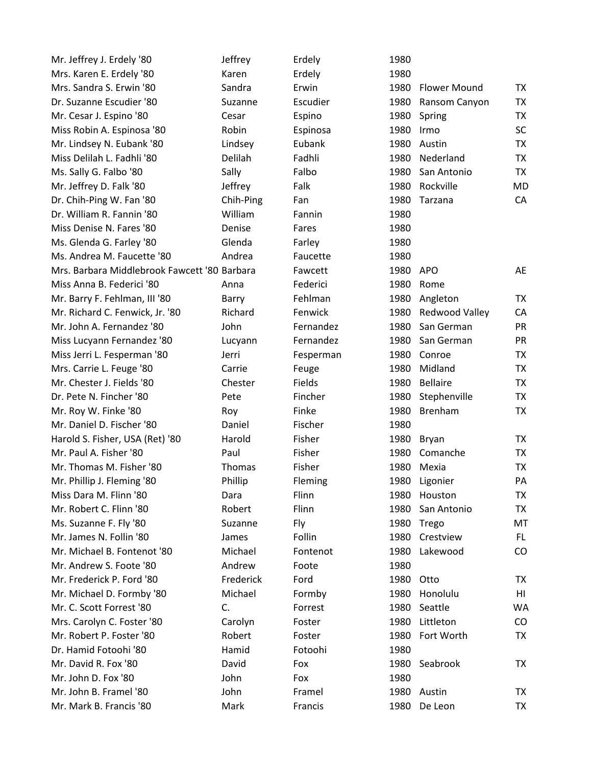| | | | | | |
|---|---|---|---|---|---|
| Mr. Jeffrey J. Erdely '80 | Jeffrey | Erdely | 1980 | | |
| Mrs. Karen E. Erdely '80 | Karen | Erdely | 1980 | | |
| Mrs. Sandra S. Erwin '80 | Sandra | Erwin | 1980 | Flower Mound | TX |
| Dr. Suzanne Escudier '80 | Suzanne | Escudier | 1980 | Ransom Canyon | TX |
| Mr. Cesar J. Espino '80 | Cesar | Espino | 1980 | Spring | TX |
| Miss Robin A. Espinosa '80 | Robin | Espinosa | 1980 | Irmo | SC |
| Mr. Lindsey N. Eubank '80 | Lindsey | Eubank | 1980 | Austin | TX |
| Miss Delilah L. Fadhli '80 | Delilah | Fadhli | 1980 | Nederland | TX |
| Ms. Sally G. Falbo '80 | Sally | Falbo | 1980 | San Antonio | TX |
| Mr. Jeffrey D. Falk '80 | Jeffrey | Falk | 1980 | Rockville | MD |
| Dr. Chih-Ping W. Fan '80 | Chih-Ping | Fan | 1980 | Tarzana | CA |
| Dr. William R. Fannin '80 | William | Fannin | 1980 | | |
| Miss Denise N. Fares '80 | Denise | Fares | 1980 | | |
| Ms. Glenda G. Farley '80 | Glenda | Farley | 1980 | | |
| Ms. Andrea M. Faucette '80 | Andrea | Faucette | 1980 | | |
| Mrs. Barbara Middlebrook Fawcett '80 | Barbara | Fawcett | 1980 | APO | AE |
| Miss Anna B. Federici '80 | Anna | Federici | 1980 | Rome | |
| Mr. Barry F. Fehlman, III '80 | Barry | Fehlman | 1980 | Angleton | TX |
| Mr. Richard C. Fenwick, Jr. '80 | Richard | Fenwick | 1980 | Redwood Valley | CA |
| Mr. John A. Fernandez '80 | John | Fernandez | 1980 | San German | PR |
| Miss Lucyann Fernandez '80 | Lucyann | Fernandez | 1980 | San German | PR |
| Miss Jerri L. Fesperman '80 | Jerri | Fesperman | 1980 | Conroe | TX |
| Mrs. Carrie L. Feuge '80 | Carrie | Feuge | 1980 | Midland | TX |
| Mr. Chester J. Fields '80 | Chester | Fields | 1980 | Bellaire | TX |
| Dr. Pete N. Fincher '80 | Pete | Fincher | 1980 | Stephenville | TX |
| Mr. Roy W. Finke '80 | Roy | Finke | 1980 | Brenham | TX |
| Mr. Daniel D. Fischer '80 | Daniel | Fischer | 1980 | | |
| Harold S. Fisher, USA (Ret) '80 | Harold | Fisher | 1980 | Bryan | TX |
| Mr. Paul A. Fisher '80 | Paul | Fisher | 1980 | Comanche | TX |
| Mr. Thomas M. Fisher '80 | Thomas | Fisher | 1980 | Mexia | TX |
| Mr. Phillip J. Fleming '80 | Phillip | Fleming | 1980 | Ligonier | PA |
| Miss Dara M. Flinn '80 | Dara | Flinn | 1980 | Houston | TX |
| Mr. Robert C. Flinn '80 | Robert | Flinn | 1980 | San Antonio | TX |
| Ms. Suzanne F. Fly '80 | Suzanne | Fly | 1980 | Trego | MT |
| Mr. James N. Follin '80 | James | Follin | 1980 | Crestview | FL |
| Mr. Michael B. Fontenot '80 | Michael | Fontenot | 1980 | Lakewood | CO |
| Mr. Andrew S. Foote '80 | Andrew | Foote | 1980 | | |
| Mr. Frederick P. Ford '80 | Frederick | Ford | 1980 | Otto | TX |
| Mr. Michael D. Formby '80 | Michael | Formby | 1980 | Honolulu | HI |
| Mr. C. Scott Forrest '80 | C. | Forrest | 1980 | Seattle | WA |
| Mrs. Carolyn C. Foster '80 | Carolyn | Foster | 1980 | Littleton | CO |
| Mr. Robert P. Foster '80 | Robert | Foster | 1980 | Fort Worth | TX |
| Dr. Hamid Fotoohi '80 | Hamid | Fotoohi | 1980 | | |
| Mr. David R. Fox '80 | David | Fox | 1980 | Seabrook | TX |
| Mr. John D. Fox '80 | John | Fox | 1980 | | |
| Mr. John B. Framel '80 | John | Framel | 1980 | Austin | TX |
| Mr. Mark B. Francis '80 | Mark | Francis | 1980 | De Leon | TX |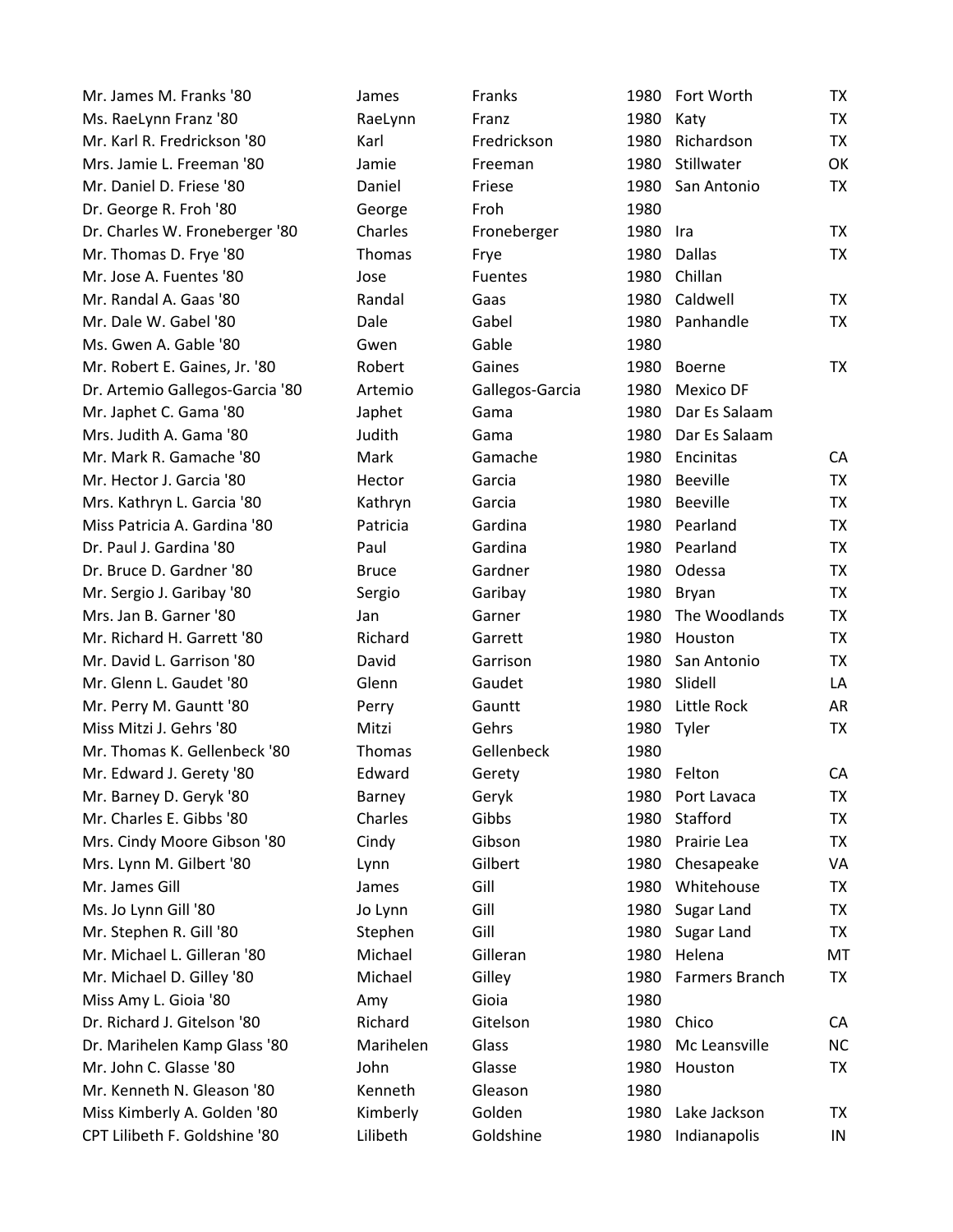| | | | | | |
|---|---|---|---|---|---|
| Mr. James M. Franks '80 | James | Franks | 1980 | Fort Worth | TX |
| Ms. RaeLynn Franz '80 | RaeLynn | Franz | 1980 | Katy | TX |
| Mr. Karl R. Fredrickson '80 | Karl | Fredrickson | 1980 | Richardson | TX |
| Mrs. Jamie L. Freeman '80 | Jamie | Freeman | 1980 | Stillwater | OK |
| Mr. Daniel D. Friese '80 | Daniel | Friese | 1980 | San Antonio | TX |
| Dr. George R. Froh '80 | George | Froh | 1980 | | |
| Dr. Charles W. Froneberger '80 | Charles | Froneberger | 1980 | Ira | TX |
| Mr. Thomas D. Frye '80 | Thomas | Frye | 1980 | Dallas | TX |
| Mr. Jose A. Fuentes '80 | Jose | Fuentes | 1980 | Chillan | |
| Mr. Randal A. Gaas '80 | Randal | Gaas | 1980 | Caldwell | TX |
| Mr. Dale W. Gabel '80 | Dale | Gabel | 1980 | Panhandle | TX |
| Ms. Gwen A. Gable '80 | Gwen | Gable | 1980 | | |
| Mr. Robert E. Gaines, Jr. '80 | Robert | Gaines | 1980 | Boerne | TX |
| Dr. Artemio Gallegos-Garcia '80 | Artemio | Gallegos-Garcia | 1980 | Mexico DF | |
| Mr. Japhet C. Gama '80 | Japhet | Gama | 1980 | Dar Es Salaam | |
| Mrs. Judith A. Gama '80 | Judith | Gama | 1980 | Dar Es Salaam | |
| Mr. Mark R. Gamache '80 | Mark | Gamache | 1980 | Encinitas | CA |
| Mr. Hector J. Garcia '80 | Hector | Garcia | 1980 | Beeville | TX |
| Mrs. Kathryn L. Garcia '80 | Kathryn | Garcia | 1980 | Beeville | TX |
| Miss Patricia A. Gardina '80 | Patricia | Gardina | 1980 | Pearland | TX |
| Dr. Paul J. Gardina '80 | Paul | Gardina | 1980 | Pearland | TX |
| Dr. Bruce D. Gardner '80 | Bruce | Gardner | 1980 | Odessa | TX |
| Mr. Sergio J. Garibay '80 | Sergio | Garibay | 1980 | Bryan | TX |
| Mrs. Jan B. Garner '80 | Jan | Garner | 1980 | The Woodlands | TX |
| Mr. Richard H. Garrett '80 | Richard | Garrett | 1980 | Houston | TX |
| Mr. David L. Garrison '80 | David | Garrison | 1980 | San Antonio | TX |
| Mr. Glenn L. Gaudet '80 | Glenn | Gaudet | 1980 | Slidell | LA |
| Mr. Perry M. Gauntt '80 | Perry | Gauntt | 1980 | Little Rock | AR |
| Miss Mitzi J. Gehrs '80 | Mitzi | Gehrs | 1980 | Tyler | TX |
| Mr. Thomas K. Gellenbeck '80 | Thomas | Gellenbeck | 1980 | | |
| Mr. Edward J. Gerety '80 | Edward | Gerety | 1980 | Felton | CA |
| Mr. Barney D. Geryk '80 | Barney | Geryk | 1980 | Port Lavaca | TX |
| Mr. Charles E. Gibbs '80 | Charles | Gibbs | 1980 | Stafford | TX |
| Mrs. Cindy Moore Gibson '80 | Cindy | Gibson | 1980 | Prairie Lea | TX |
| Mrs. Lynn M. Gilbert '80 | Lynn | Gilbert | 1980 | Chesapeake | VA |
| Mr. James Gill | James | Gill | 1980 | Whitehouse | TX |
| Ms. Jo Lynn Gill '80 | Jo Lynn | Gill | 1980 | Sugar Land | TX |
| Mr. Stephen R. Gill '80 | Stephen | Gill | 1980 | Sugar Land | TX |
| Mr. Michael L. Gilleran '80 | Michael | Gilleran | 1980 | Helena | MT |
| Mr. Michael D. Gilley '80 | Michael | Gilley | 1980 | Farmers Branch | TX |
| Miss Amy L. Gioia '80 | Amy | Gioia | 1980 | | |
| Dr. Richard J. Gitelson '80 | Richard | Gitelson | 1980 | Chico | CA |
| Dr. Marihelen Kamp Glass '80 | Marihelen | Glass | 1980 | Mc Leansville | NC |
| Mr. John C. Glasse '80 | John | Glasse | 1980 | Houston | TX |
| Mr. Kenneth N. Gleason '80 | Kenneth | Gleason | 1980 | | |
| Miss Kimberly A. Golden '80 | Kimberly | Golden | 1980 | Lake Jackson | TX |
| CPT Lilibeth F. Goldshine '80 | Lilibeth | Goldshine | 1980 | Indianapolis | IN |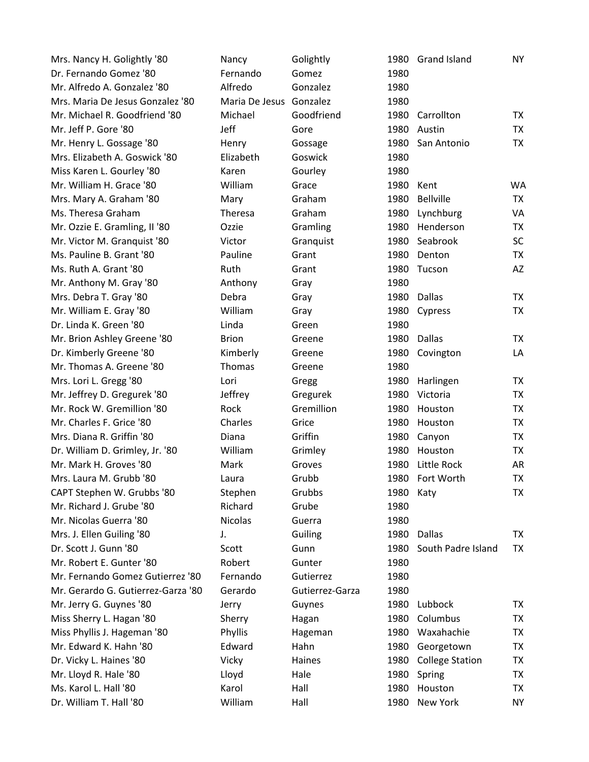| | | | | | |
|---|---|---|---|---|---|
| Mrs. Nancy H. Golightly '80 | Nancy | Golightly | 1980 | Grand Island | NY |
| Dr. Fernando Gomez '80 | Fernando | Gomez | 1980 | | |
| Mr. Alfredo A. Gonzalez '80 | Alfredo | Gonzalez | 1980 | | |
| Mrs. Maria De Jesus Gonzalez '80 | Maria De Jesus | Gonzalez | 1980 | | |
| Mr. Michael R. Goodfriend '80 | Michael | Goodfriend | 1980 | Carrollton | TX |
| Mr. Jeff P. Gore '80 | Jeff | Gore | 1980 | Austin | TX |
| Mr. Henry L. Gossage '80 | Henry | Gossage | 1980 | San Antonio | TX |
| Mrs. Elizabeth A. Goswick '80 | Elizabeth | Goswick | 1980 | | |
| Miss Karen L. Gourley '80 | Karen | Gourley | 1980 | | |
| Mr. William H. Grace '80 | William | Grace | 1980 | Kent | WA |
| Mrs. Mary A. Graham '80 | Mary | Graham | 1980 | Bellville | TX |
| Ms. Theresa Graham | Theresa | Graham | 1980 | Lynchburg | VA |
| Mr. Ozzie E. Gramling, II '80 | Ozzie | Gramling | 1980 | Henderson | TX |
| Mr. Victor M. Granquist '80 | Victor | Granquist | 1980 | Seabrook | SC |
| Ms. Pauline B. Grant '80 | Pauline | Grant | 1980 | Denton | TX |
| Ms. Ruth A. Grant '80 | Ruth | Grant | 1980 | Tucson | AZ |
| Mr. Anthony M. Gray '80 | Anthony | Gray | 1980 | | |
| Mrs. Debra T. Gray '80 | Debra | Gray | 1980 | Dallas | TX |
| Mr. William E. Gray '80 | William | Gray | 1980 | Cypress | TX |
| Dr. Linda K. Green '80 | Linda | Green | 1980 | | |
| Mr. Brion Ashley Greene '80 | Brion | Greene | 1980 | Dallas | TX |
| Dr. Kimberly Greene '80 | Kimberly | Greene | 1980 | Covington | LA |
| Mr. Thomas A. Greene '80 | Thomas | Greene | 1980 | | |
| Mrs. Lori L. Gregg '80 | Lori | Gregg | 1980 | Harlingen | TX |
| Mr. Jeffrey D. Gregurek '80 | Jeffrey | Gregurek | 1980 | Victoria | TX |
| Mr. Rock W. Gremillion '80 | Rock | Gremillion | 1980 | Houston | TX |
| Mr. Charles F. Grice '80 | Charles | Grice | 1980 | Houston | TX |
| Mrs. Diana R. Griffin '80 | Diana | Griffin | 1980 | Canyon | TX |
| Dr. William D. Grimley, Jr. '80 | William | Grimley | 1980 | Houston | TX |
| Mr. Mark H. Groves '80 | Mark | Groves | 1980 | Little Rock | AR |
| Mrs. Laura M. Grubb '80 | Laura | Grubb | 1980 | Fort Worth | TX |
| CAPT Stephen W. Grubbs '80 | Stephen | Grubbs | 1980 | Katy | TX |
| Mr. Richard J. Grube '80 | Richard | Grube | 1980 | | |
| Mr. Nicolas Guerra '80 | Nicolas | Guerra | 1980 | | |
| Mrs. J. Ellen Guiling '80 | J. | Guiling | 1980 | Dallas | TX |
| Dr. Scott J. Gunn '80 | Scott | Gunn | 1980 | South Padre Island | TX |
| Mr. Robert E. Gunter '80 | Robert | Gunter | 1980 | | |
| Mr. Fernando Gomez Gutierrez '80 | Fernando | Gutierrez | 1980 | | |
| Mr. Gerardo G. Gutierrez-Garza '80 | Gerardo | Gutierrez-Garza | 1980 | | |
| Mr. Jerry G. Guynes '80 | Jerry | Guynes | 1980 | Lubbock | TX |
| Miss Sherry L. Hagan '80 | Sherry | Hagan | 1980 | Columbus | TX |
| Miss Phyllis J. Hageman '80 | Phyllis | Hageman | 1980 | Waxahachie | TX |
| Mr. Edward K. Hahn '80 | Edward | Hahn | 1980 | Georgetown | TX |
| Dr. Vicky L. Haines '80 | Vicky | Haines | 1980 | College Station | TX |
| Mr. Lloyd R. Hale '80 | Lloyd | Hale | 1980 | Spring | TX |
| Ms. Karol L. Hall '80 | Karol | Hall | 1980 | Houston | TX |
| Dr. William T. Hall '80 | William | Hall | 1980 | New York | NY |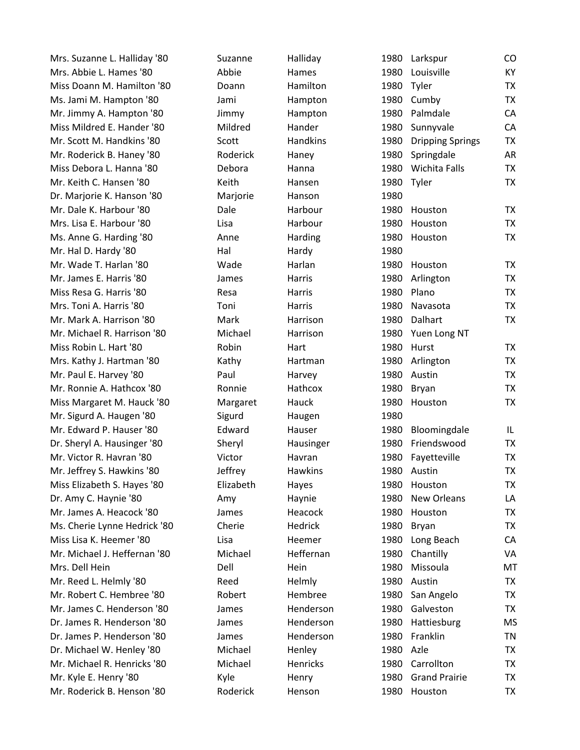| | | | | | |
|---|---|---|---|---|---|
| Mrs. Suzanne L. Halliday '80 | Suzanne | Halliday | 1980 | Larkspur | CO |
| Mrs. Abbie L. Hames '80 | Abbie | Hames | 1980 | Louisville | KY |
| Miss Doann M. Hamilton '80 | Doann | Hamilton | 1980 | Tyler | TX |
| Ms. Jami M. Hampton '80 | Jami | Hampton | 1980 | Cumby | TX |
| Mr. Jimmy A. Hampton '80 | Jimmy | Hampton | 1980 | Palmdale | CA |
| Miss Mildred E. Hander '80 | Mildred | Hander | 1980 | Sunnyvale | CA |
| Mr. Scott M. Handkins '80 | Scott | Handkins | 1980 | Dripping Springs | TX |
| Mr. Roderick B. Haney '80 | Roderick | Haney | 1980 | Springdale | AR |
| Miss Debora L. Hanna '80 | Debora | Hanna | 1980 | Wichita Falls | TX |
| Mr. Keith C. Hansen '80 | Keith | Hansen | 1980 | Tyler | TX |
| Dr. Marjorie K. Hanson '80 | Marjorie | Hanson | 1980 | | |
| Mr. Dale K. Harbour '80 | Dale | Harbour | 1980 | Houston | TX |
| Mrs. Lisa E. Harbour '80 | Lisa | Harbour | 1980 | Houston | TX |
| Ms. Anne G. Harding '80 | Anne | Harding | 1980 | Houston | TX |
| Mr. Hal D. Hardy '80 | Hal | Hardy | 1980 | | |
| Mr. Wade T. Harlan '80 | Wade | Harlan | 1980 | Houston | TX |
| Mr. James E. Harris '80 | James | Harris | 1980 | Arlington | TX |
| Miss Resa G. Harris '80 | Resa | Harris | 1980 | Plano | TX |
| Mrs. Toni A. Harris '80 | Toni | Harris | 1980 | Navasota | TX |
| Mr. Mark A. Harrison '80 | Mark | Harrison | 1980 | Dalhart | TX |
| Mr. Michael R. Harrison '80 | Michael | Harrison | 1980 | Yuen Long NT | |
| Miss Robin L. Hart '80 | Robin | Hart | 1980 | Hurst | TX |
| Mrs. Kathy J. Hartman '80 | Kathy | Hartman | 1980 | Arlington | TX |
| Mr. Paul E. Harvey '80 | Paul | Harvey | 1980 | Austin | TX |
| Mr. Ronnie A. Hathcox '80 | Ronnie | Hathcox | 1980 | Bryan | TX |
| Miss Margaret M. Hauck '80 | Margaret | Hauck | 1980 | Houston | TX |
| Mr. Sigurd A. Haugen '80 | Sigurd | Haugen | 1980 | | |
| Mr. Edward P. Hauser '80 | Edward | Hauser | 1980 | Bloomingdale | IL |
| Dr. Sheryl A. Hausinger '80 | Sheryl | Hausinger | 1980 | Friendswood | TX |
| Mr. Victor R. Havran '80 | Victor | Havran | 1980 | Fayetteville | TX |
| Mr. Jeffrey S. Hawkins '80 | Jeffrey | Hawkins | 1980 | Austin | TX |
| Miss Elizabeth S. Hayes '80 | Elizabeth | Hayes | 1980 | Houston | TX |
| Dr. Amy C. Haynie '80 | Amy | Haynie | 1980 | New Orleans | LA |
| Mr. James A. Heacock '80 | James | Heacock | 1980 | Houston | TX |
| Ms. Cherie Lynne Hedrick '80 | Cherie | Hedrick | 1980 | Bryan | TX |
| Miss Lisa K. Heemer '80 | Lisa | Heemer | 1980 | Long Beach | CA |
| Mr. Michael J. Heffernan '80 | Michael | Heffernan | 1980 | Chantilly | VA |
| Mrs. Dell Hein | Dell | Hein | 1980 | Missoula | MT |
| Mr. Reed L. Helmly '80 | Reed | Helmly | 1980 | Austin | TX |
| Mr. Robert C. Hembree '80 | Robert | Hembree | 1980 | San Angelo | TX |
| Mr. James C. Henderson '80 | James | Henderson | 1980 | Galveston | TX |
| Dr. James R. Henderson '80 | James | Henderson | 1980 | Hattiesburg | MS |
| Dr. James P. Henderson '80 | James | Henderson | 1980 | Franklin | TN |
| Dr. Michael W. Henley '80 | Michael | Henley | 1980 | Azle | TX |
| Mr. Michael R. Henricks '80 | Michael | Henricks | 1980 | Carrollton | TX |
| Mr. Kyle E. Henry '80 | Kyle | Henry | 1980 | Grand Prairie | TX |
| Mr. Roderick B. Henson '80 | Roderick | Henson | 1980 | Houston | TX |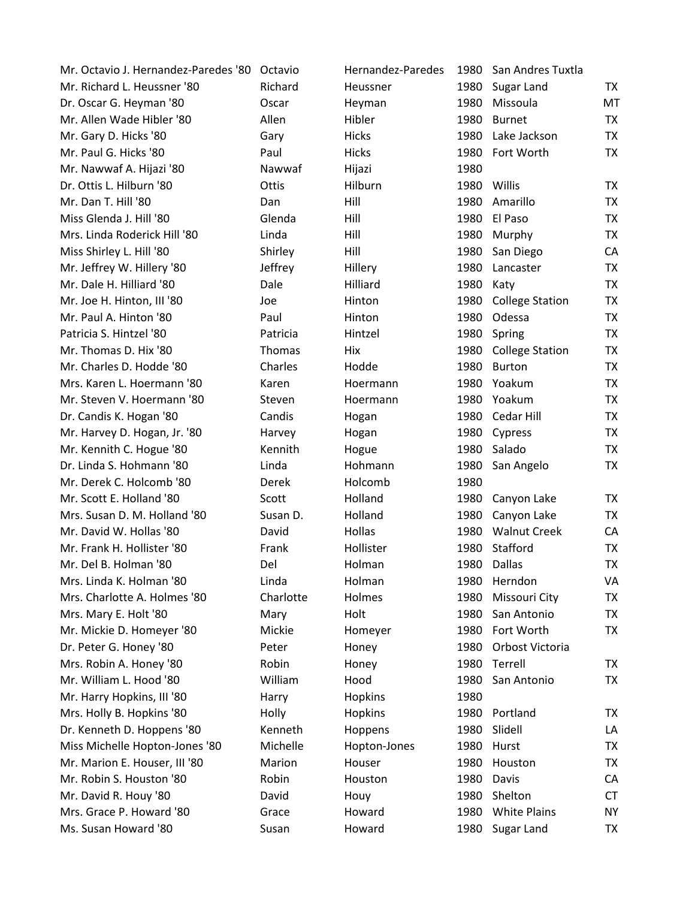| | | | | | |
|---|---|---|---|---|---|
| Mr. Octavio J. Hernandez-Paredes '80 | Octavio | Hernandez-Paredes | 1980 | San Andres Tuxtla | |
| Mr. Richard L. Heussner '80 | Richard | Heussner | 1980 | Sugar Land | TX |
| Dr. Oscar G. Heyman '80 | Oscar | Heyman | 1980 | Missoula | MT |
| Mr. Allen Wade Hibler '80 | Allen | Hibler | 1980 | Burnet | TX |
| Mr. Gary D. Hicks '80 | Gary | Hicks | 1980 | Lake Jackson | TX |
| Mr. Paul G. Hicks '80 | Paul | Hicks | 1980 | Fort Worth | TX |
| Mr. Nawwaf A. Hijazi '80 | Nawwaf | Hijazi | 1980 | | |
| Dr. Ottis L. Hilburn '80 | Ottis | Hilburn | 1980 | Willis | TX |
| Mr. Dan T. Hill '80 | Dan | Hill | 1980 | Amarillo | TX |
| Miss Glenda J. Hill '80 | Glenda | Hill | 1980 | El Paso | TX |
| Mrs. Linda Roderick Hill '80 | Linda | Hill | 1980 | Murphy | TX |
| Miss Shirley L. Hill '80 | Shirley | Hill | 1980 | San Diego | CA |
| Mr. Jeffrey W. Hillery '80 | Jeffrey | Hillery | 1980 | Lancaster | TX |
| Mr. Dale H. Hilliard '80 | Dale | Hilliard | 1980 | Katy | TX |
| Mr. Joe H. Hinton, III '80 | Joe | Hinton | 1980 | College Station | TX |
| Mr. Paul A. Hinton '80 | Paul | Hinton | 1980 | Odessa | TX |
| Patricia S. Hintzel '80 | Patricia | Hintzel | 1980 | Spring | TX |
| Mr. Thomas D. Hix '80 | Thomas | Hix | 1980 | College Station | TX |
| Mr. Charles D. Hodde '80 | Charles | Hodde | 1980 | Burton | TX |
| Mrs. Karen L. Hoermann '80 | Karen | Hoermann | 1980 | Yoakum | TX |
| Mr. Steven V. Hoermann '80 | Steven | Hoermann | 1980 | Yoakum | TX |
| Dr. Candis K. Hogan '80 | Candis | Hogan | 1980 | Cedar Hill | TX |
| Mr. Harvey D. Hogan, Jr. '80 | Harvey | Hogan | 1980 | Cypress | TX |
| Mr. Kennith C. Hogue '80 | Kennith | Hogue | 1980 | Salado | TX |
| Dr. Linda S. Hohmann '80 | Linda | Hohmann | 1980 | San Angelo | TX |
| Mr. Derek C. Holcomb '80 | Derek | Holcomb | 1980 | | |
| Mr. Scott E. Holland '80 | Scott | Holland | 1980 | Canyon Lake | TX |
| Mrs. Susan D. M. Holland '80 | Susan D. | Holland | 1980 | Canyon Lake | TX |
| Mr. David W. Hollas '80 | David | Hollas | 1980 | Walnut Creek | CA |
| Mr. Frank H. Hollister '80 | Frank | Hollister | 1980 | Stafford | TX |
| Mr. Del B. Holman '80 | Del | Holman | 1980 | Dallas | TX |
| Mrs. Linda K. Holman '80 | Linda | Holman | 1980 | Herndon | VA |
| Mrs. Charlotte A. Holmes '80 | Charlotte | Holmes | 1980 | Missouri City | TX |
| Mrs. Mary E. Holt '80 | Mary | Holt | 1980 | San Antonio | TX |
| Mr. Mickie D. Homeyer '80 | Mickie | Homeyer | 1980 | Fort Worth | TX |
| Dr. Peter G. Honey '80 | Peter | Honey | 1980 | Orbost Victoria | |
| Mrs. Robin A. Honey '80 | Robin | Honey | 1980 | Terrell | TX |
| Mr. William L. Hood '80 | William | Hood | 1980 | San Antonio | TX |
| Mr. Harry Hopkins, III '80 | Harry | Hopkins | 1980 | | |
| Mrs. Holly B. Hopkins '80 | Holly | Hopkins | 1980 | Portland | TX |
| Dr. Kenneth D. Hoppens '80 | Kenneth | Hoppens | 1980 | Slidell | LA |
| Miss Michelle Hopton-Jones '80 | Michelle | Hopton-Jones | 1980 | Hurst | TX |
| Mr. Marion E. Houser, III '80 | Marion | Houser | 1980 | Houston | TX |
| Mr. Robin S. Houston '80 | Robin | Houston | 1980 | Davis | CA |
| Mr. David R. Houy '80 | David | Houy | 1980 | Shelton | CT |
| Mrs. Grace P. Howard '80 | Grace | Howard | 1980 | White Plains | NY |
| Ms. Susan Howard '80 | Susan | Howard | 1980 | Sugar Land | TX |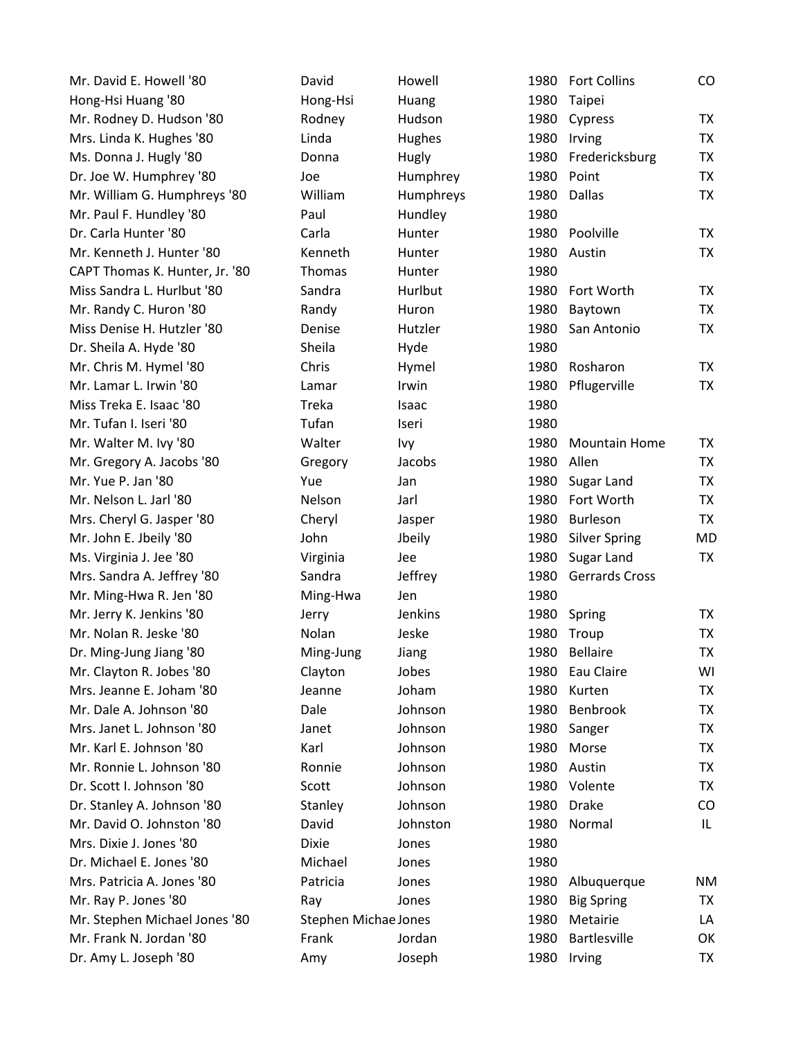| | | | | | |
|---|---|---|---|---|---|
| Mr. David E. Howell '80 | David | Howell | 1980 | Fort Collins | CO |
| Hong-Hsi Huang '80 | Hong-Hsi | Huang | 1980 | Taipei | |
| Mr. Rodney D. Hudson '80 | Rodney | Hudson | 1980 | Cypress | TX |
| Mrs. Linda K. Hughes '80 | Linda | Hughes | 1980 | Irving | TX |
| Ms. Donna J. Hugly '80 | Donna | Hugly | 1980 | Fredericksburg | TX |
| Dr. Joe W. Humphrey '80 | Joe | Humphrey | 1980 | Point | TX |
| Mr. William G. Humphreys '80 | William | Humphreys | 1980 | Dallas | TX |
| Mr. Paul F. Hundley '80 | Paul | Hundley | 1980 | | |
| Dr. Carla Hunter '80 | Carla | Hunter | 1980 | Poolville | TX |
| Mr. Kenneth J. Hunter '80 | Kenneth | Hunter | 1980 | Austin | TX |
| CAPT Thomas K. Hunter, Jr. '80 | Thomas | Hunter | 1980 | | |
| Miss Sandra L. Hurlbut '80 | Sandra | Hurlbut | 1980 | Fort Worth | TX |
| Mr. Randy C. Huron '80 | Randy | Huron | 1980 | Baytown | TX |
| Miss Denise H. Hutzler '80 | Denise | Hutzler | 1980 | San Antonio | TX |
| Dr. Sheila A. Hyde '80 | Sheila | Hyde | 1980 | | |
| Mr. Chris M. Hymel '80 | Chris | Hymel | 1980 | Rosharon | TX |
| Mr. Lamar L. Irwin '80 | Lamar | Irwin | 1980 | Pflugerville | TX |
| Miss Treka E. Isaac '80 | Treka | Isaac | 1980 | | |
| Mr. Tufan I. Iseri '80 | Tufan | Iseri | 1980 | | |
| Mr. Walter M. Ivy '80 | Walter | Ivy | 1980 | Mountain Home | TX |
| Mr. Gregory A. Jacobs '80 | Gregory | Jacobs | 1980 | Allen | TX |
| Mr. Yue P. Jan '80 | Yue | Jan | 1980 | Sugar Land | TX |
| Mr. Nelson L. Jarl '80 | Nelson | Jarl | 1980 | Fort Worth | TX |
| Mrs. Cheryl G. Jasper '80 | Cheryl | Jasper | 1980 | Burleson | TX |
| Mr. John E. Jbeily '80 | John | Jbeily | 1980 | Silver Spring | MD |
| Ms. Virginia J. Jee '80 | Virginia | Jee | 1980 | Sugar Land | TX |
| Mrs. Sandra A. Jeffrey '80 | Sandra | Jeffrey | 1980 | Gerrards Cross | |
| Mr. Ming-Hwa R. Jen '80 | Ming-Hwa | Jen | 1980 | | |
| Mr. Jerry K. Jenkins '80 | Jerry | Jenkins | 1980 | Spring | TX |
| Mr. Nolan R. Jeske '80 | Nolan | Jeske | 1980 | Troup | TX |
| Dr. Ming-Jung Jiang '80 | Ming-Jung | Jiang | 1980 | Bellaire | TX |
| Mr. Clayton R. Jobes '80 | Clayton | Jobes | 1980 | Eau Claire | WI |
| Mrs. Jeanne E. Joham '80 | Jeanne | Joham | 1980 | Kurten | TX |
| Mr. Dale A. Johnson '80 | Dale | Johnson | 1980 | Benbrook | TX |
| Mrs. Janet L. Johnson '80 | Janet | Johnson | 1980 | Sanger | TX |
| Mr. Karl E. Johnson '80 | Karl | Johnson | 1980 | Morse | TX |
| Mr. Ronnie L. Johnson '80 | Ronnie | Johnson | 1980 | Austin | TX |
| Dr. Scott I. Johnson '80 | Scott | Johnson | 1980 | Volente | TX |
| Dr. Stanley A. Johnson '80 | Stanley | Johnson | 1980 | Drake | CO |
| Mr. David O. Johnston '80 | David | Johnston | 1980 | Normal | IL |
| Mrs. Dixie J. Jones '80 | Dixie | Jones | 1980 | | |
| Dr. Michael E. Jones '80 | Michael | Jones | 1980 | | |
| Mrs. Patricia A. Jones '80 | Patricia | Jones | 1980 | Albuquerque | NM |
| Mr. Ray P. Jones '80 | Ray | Jones | 1980 | Big Spring | TX |
| Mr. Stephen Michael Jones '80 | Stephen Michae | Jones | 1980 | Metairie | LA |
| Mr. Frank N. Jordan '80 | Frank | Jordan | 1980 | Bartlesville | OK |
| Dr. Amy L. Joseph '80 | Amy | Joseph | 1980 | Irving | TX |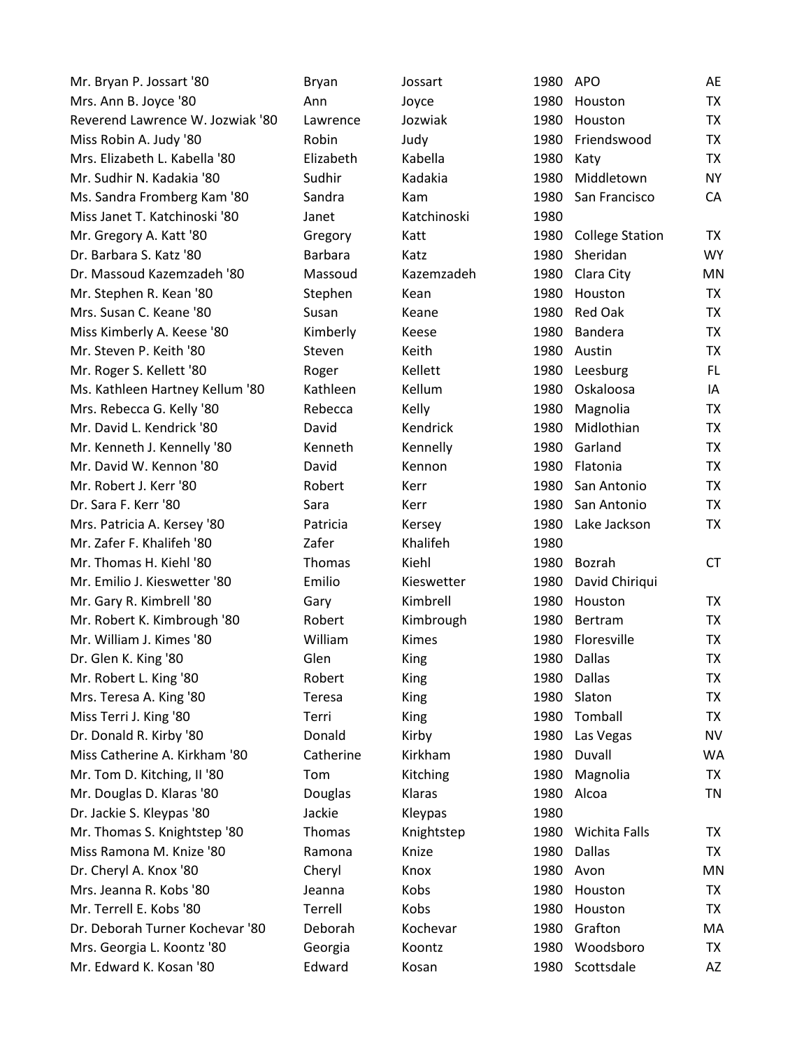| | | | | | |
|---|---|---|---|---|---|
| Mr. Bryan P. Jossart '80 | Bryan | Jossart | 1980 | APO | AE |
| Mrs. Ann B. Joyce '80 | Ann | Joyce | 1980 | Houston | TX |
| Reverend Lawrence W. Jozwiak '80 | Lawrence | Jozwiak | 1980 | Houston | TX |
| Miss Robin A. Judy '80 | Robin | Judy | 1980 | Friendswood | TX |
| Mrs. Elizabeth L. Kabella '80 | Elizabeth | Kabella | 1980 | Katy | TX |
| Mr. Sudhir N. Kadakia '80 | Sudhir | Kadakia | 1980 | Middletown | NY |
| Ms. Sandra Fromberg Kam '80 | Sandra | Kam | 1980 | San Francisco | CA |
| Miss Janet T. Katchinoski '80 | Janet | Katchinoski | 1980 | | |
| Mr. Gregory A. Katt '80 | Gregory | Katt | 1980 | College Station | TX |
| Dr. Barbara S. Katz '80 | Barbara | Katz | 1980 | Sheridan | WY |
| Dr. Massoud Kazemzadeh '80 | Massoud | Kazemzadeh | 1980 | Clara City | MN |
| Mr. Stephen R. Kean '80 | Stephen | Kean | 1980 | Houston | TX |
| Mrs. Susan C. Keane '80 | Susan | Keane | 1980 | Red Oak | TX |
| Miss Kimberly A. Keese '80 | Kimberly | Keese | 1980 | Bandera | TX |
| Mr. Steven P. Keith '80 | Steven | Keith | 1980 | Austin | TX |
| Mr. Roger S. Kellett '80 | Roger | Kellett | 1980 | Leesburg | FL |
| Ms. Kathleen Hartney Kellum '80 | Kathleen | Kellum | 1980 | Oskaloosa | IA |
| Mrs. Rebecca G. Kelly '80 | Rebecca | Kelly | 1980 | Magnolia | TX |
| Mr. David L. Kendrick '80 | David | Kendrick | 1980 | Midlothian | TX |
| Mr. Kenneth J. Kennelly '80 | Kenneth | Kennelly | 1980 | Garland | TX |
| Mr. David W. Kennon '80 | David | Kennon | 1980 | Flatonia | TX |
| Mr. Robert J. Kerr '80 | Robert | Kerr | 1980 | San Antonio | TX |
| Dr. Sara F. Kerr '80 | Sara | Kerr | 1980 | San Antonio | TX |
| Mrs. Patricia A. Kersey '80 | Patricia | Kersey | 1980 | Lake Jackson | TX |
| Mr. Zafer F. Khalifeh '80 | Zafer | Khalifeh | 1980 | | |
| Mr. Thomas H. Kiehl '80 | Thomas | Kiehl | 1980 | Bozrah | CT |
| Mr. Emilio J. Kieswetter '80 | Emilio | Kieswetter | 1980 | David Chiriqui | |
| Mr. Gary R. Kimbrell '80 | Gary | Kimbrell | 1980 | Houston | TX |
| Mr. Robert K. Kimbrough '80 | Robert | Kimbrough | 1980 | Bertram | TX |
| Mr. William J. Kimes '80 | William | Kimes | 1980 | Floresville | TX |
| Dr. Glen K. King '80 | Glen | King | 1980 | Dallas | TX |
| Mr. Robert L. King '80 | Robert | King | 1980 | Dallas | TX |
| Mrs. Teresa A. King '80 | Teresa | King | 1980 | Slaton | TX |
| Miss Terri J. King '80 | Terri | King | 1980 | Tomball | TX |
| Dr. Donald R. Kirby '80 | Donald | Kirby | 1980 | Las Vegas | NV |
| Miss Catherine A. Kirkham '80 | Catherine | Kirkham | 1980 | Duvall | WA |
| Mr. Tom D. Kitching, II '80 | Tom | Kitching | 1980 | Magnolia | TX |
| Mr. Douglas D. Klaras '80 | Douglas | Klaras | 1980 | Alcoa | TN |
| Dr. Jackie S. Kleypas '80 | Jackie | Kleypas | 1980 | | |
| Mr. Thomas S. Knightstep '80 | Thomas | Knightstep | 1980 | Wichita Falls | TX |
| Miss Ramona M. Knize '80 | Ramona | Knize | 1980 | Dallas | TX |
| Dr. Cheryl A. Knox '80 | Cheryl | Knox | 1980 | Avon | MN |
| Mrs. Jeanna R. Kobs '80 | Jeanna | Kobs | 1980 | Houston | TX |
| Mr. Terrell E. Kobs '80 | Terrell | Kobs | 1980 | Houston | TX |
| Dr. Deborah Turner Kochevar '80 | Deborah | Kochevar | 1980 | Grafton | MA |
| Mrs. Georgia L. Koontz '80 | Georgia | Koontz | 1980 | Woodsboro | TX |
| Mr. Edward K. Kosan '80 | Edward | Kosan | 1980 | Scottsdale | AZ |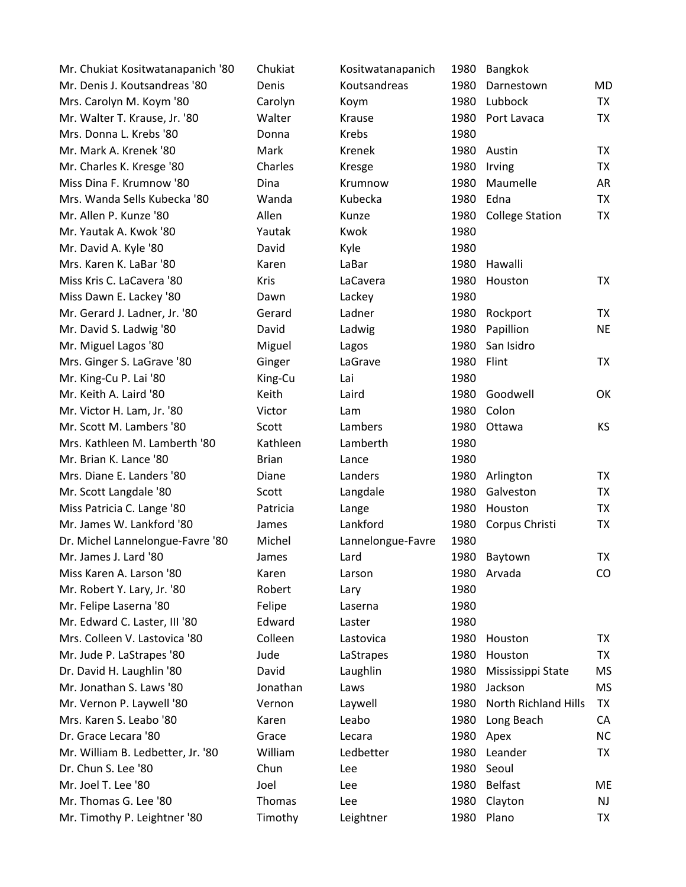| | | | | | |
|---|---|---|---|---|---|
| Mr. Chukiat Kositwatanapanich '80 | Chukiat | Kositwatanapanich | 1980 | Bangkok | |
| Mr. Denis J. Koutsandreas '80 | Denis | Koutsandreas | 1980 | Darnestown | MD |
| Mrs. Carolyn M. Koym '80 | Carolyn | Koym | 1980 | Lubbock | TX |
| Mr. Walter T. Krause, Jr. '80 | Walter | Krause | 1980 | Port Lavaca | TX |
| Mrs. Donna L. Krebs '80 | Donna | Krebs | 1980 | | |
| Mr. Mark A. Krenek '80 | Mark | Krenek | 1980 | Austin | TX |
| Mr. Charles K. Kresge '80 | Charles | Kresge | 1980 | Irving | TX |
| Miss Dina F. Krumnow '80 | Dina | Krumnow | 1980 | Maumelle | AR |
| Mrs. Wanda Sells Kubecka '80 | Wanda | Kubecka | 1980 | Edna | TX |
| Mr. Allen P. Kunze '80 | Allen | Kunze | 1980 | College Station | TX |
| Mr. Yautak A. Kwok '80 | Yautak | Kwok | 1980 | | |
| Mr. David A. Kyle '80 | David | Kyle | 1980 | | |
| Mrs. Karen K. LaBar '80 | Karen | LaBar | 1980 | Hawalli | |
| Miss Kris C. LaCavera '80 | Kris | LaCavera | 1980 | Houston | TX |
| Miss Dawn E. Lackey '80 | Dawn | Lackey | 1980 | | |
| Mr. Gerard J. Ladner, Jr. '80 | Gerard | Ladner | 1980 | Rockport | TX |
| Mr. David S. Ladwig '80 | David | Ladwig | 1980 | Papillion | NE |
| Mr. Miguel Lagos '80 | Miguel | Lagos | 1980 | San Isidro | |
| Mrs. Ginger S. LaGrave '80 | Ginger | LaGrave | 1980 | Flint | TX |
| Mr. King-Cu P. Lai '80 | King-Cu | Lai | 1980 | | |
| Mr. Keith A. Laird '80 | Keith | Laird | 1980 | Goodwell | OK |
| Mr. Victor H. Lam, Jr. '80 | Victor | Lam | 1980 | Colon | |
| Mr. Scott M. Lambers '80 | Scott | Lambers | 1980 | Ottawa | KS |
| Mrs. Kathleen M. Lamberth '80 | Kathleen | Lamberth | 1980 | | |
| Mr. Brian K. Lance '80 | Brian | Lance | 1980 | | |
| Mrs. Diane E. Landers '80 | Diane | Landers | 1980 | Arlington | TX |
| Mr. Scott Langdale '80 | Scott | Langdale | 1980 | Galveston | TX |
| Miss Patricia C. Lange '80 | Patricia | Lange | 1980 | Houston | TX |
| Mr. James W. Lankford '80 | James | Lankford | 1980 | Corpus Christi | TX |
| Dr. Michel Lannelongue-Favre '80 | Michel | Lannelongue-Favre | 1980 | | |
| Mr. James J. Lard '80 | James | Lard | 1980 | Baytown | TX |
| Miss Karen A. Larson '80 | Karen | Larson | 1980 | Arvada | CO |
| Mr. Robert Y. Lary, Jr. '80 | Robert | Lary | 1980 | | |
| Mr. Felipe Laserna '80 | Felipe | Laserna | 1980 | | |
| Mr. Edward C. Laster, III '80 | Edward | Laster | 1980 | | |
| Mrs. Colleen V. Lastovica '80 | Colleen | Lastovica | 1980 | Houston | TX |
| Mr. Jude P. LaStrapes '80 | Jude | LaStrapes | 1980 | Houston | TX |
| Dr. David H. Laughlin '80 | David | Laughlin | 1980 | Mississippi State | MS |
| Mr. Jonathan S. Laws '80 | Jonathan | Laws | 1980 | Jackson | MS |
| Mr. Vernon P. Laywell '80 | Vernon | Laywell | 1980 | North Richland Hills | TX |
| Mrs. Karen S. Leabo '80 | Karen | Leabo | 1980 | Long Beach | CA |
| Dr. Grace Lecara '80 | Grace | Lecara | 1980 | Apex | NC |
| Mr. William B. Ledbetter, Jr. '80 | William | Ledbetter | 1980 | Leander | TX |
| Dr. Chun S. Lee '80 | Chun | Lee | 1980 | Seoul | |
| Mr. Joel T. Lee '80 | Joel | Lee | 1980 | Belfast | ME |
| Mr. Thomas G. Lee '80 | Thomas | Lee | 1980 | Clayton | NJ |
| Mr. Timothy P. Leightner '80 | Timothy | Leightner | 1980 | Plano | TX |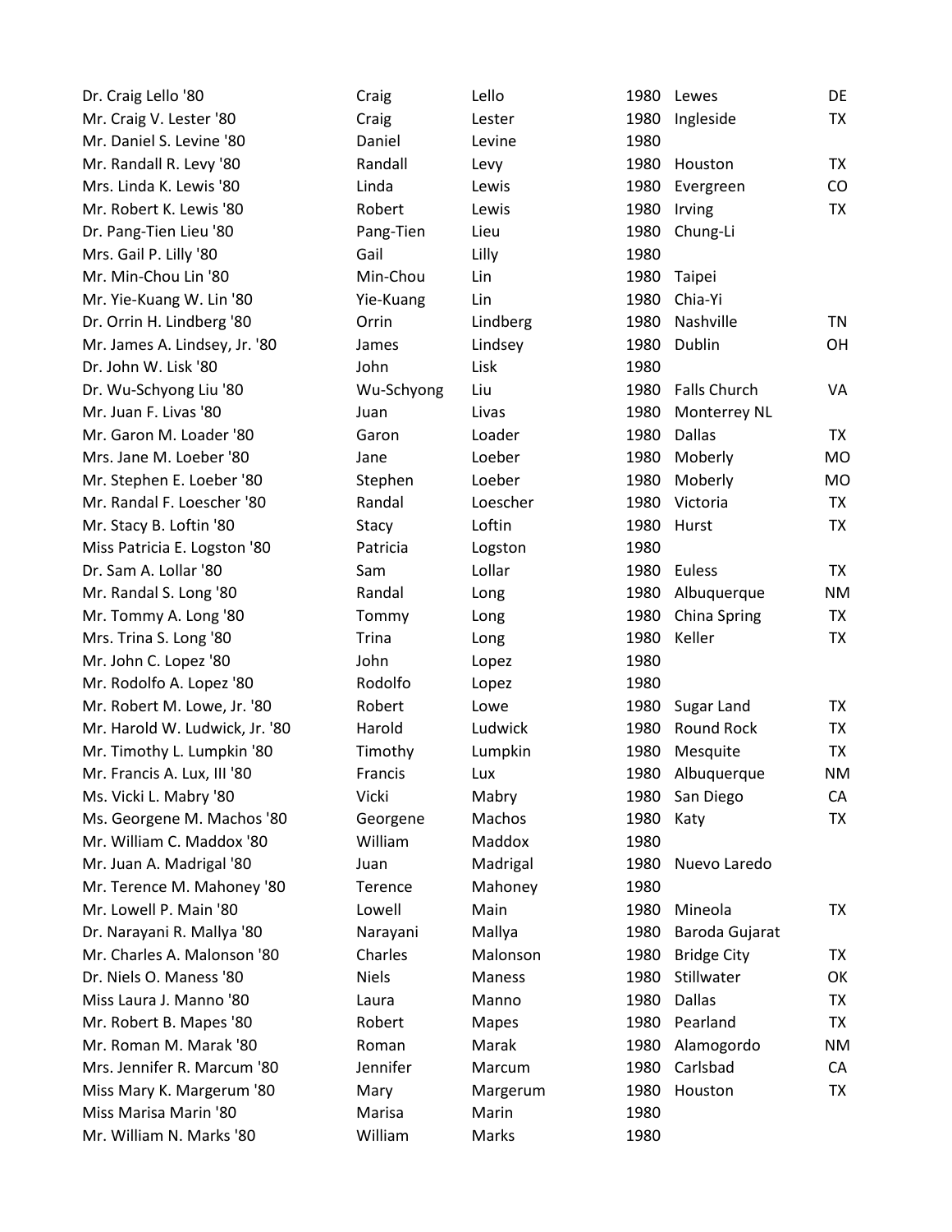| | | | | | |
|---|---|---|---|---|---|
| Dr. Craig Lello '80 | Craig | Lello | 1980 | Lewes | DE |
| Mr. Craig V. Lester '80 | Craig | Lester | 1980 | Ingleside | TX |
| Mr. Daniel S. Levine '80 | Daniel | Levine | 1980 | | |
| Mr. Randall R. Levy '80 | Randall | Levy | 1980 | Houston | TX |
| Mrs. Linda K. Lewis '80 | Linda | Lewis | 1980 | Evergreen | CO |
| Mr. Robert K. Lewis '80 | Robert | Lewis | 1980 | Irving | TX |
| Dr. Pang-Tien Lieu '80 | Pang-Tien | Lieu | 1980 | Chung-Li | |
| Mrs. Gail P. Lilly '80 | Gail | Lilly | 1980 | | |
| Mr. Min-Chou Lin '80 | Min-Chou | Lin | 1980 | Taipei | |
| Mr. Yie-Kuang W. Lin '80 | Yie-Kuang | Lin | 1980 | Chia-Yi | |
| Dr. Orrin H. Lindberg '80 | Orrin | Lindberg | 1980 | Nashville | TN |
| Mr. James A. Lindsey, Jr. '80 | James | Lindsey | 1980 | Dublin | OH |
| Dr. John W. Lisk '80 | John | Lisk | 1980 | | |
| Dr. Wu-Schyong Liu '80 | Wu-Schyong | Liu | 1980 | Falls Church | VA |
| Mr. Juan F. Livas '80 | Juan | Livas | 1980 | Monterrey NL | |
| Mr. Garon M. Loader '80 | Garon | Loader | 1980 | Dallas | TX |
| Mrs. Jane M. Loeber '80 | Jane | Loeber | 1980 | Moberly | MO |
| Mr. Stephen E. Loeber '80 | Stephen | Loeber | 1980 | Moberly | MO |
| Mr. Randal F. Loescher '80 | Randal | Loescher | 1980 | Victoria | TX |
| Mr. Stacy B. Loftin '80 | Stacy | Loftin | 1980 | Hurst | TX |
| Miss Patricia E. Logston '80 | Patricia | Logston | 1980 | | |
| Dr. Sam A. Lollar '80 | Sam | Lollar | 1980 | Euless | TX |
| Mr. Randal S. Long '80 | Randal | Long | 1980 | Albuquerque | NM |
| Mr. Tommy A. Long '80 | Tommy | Long | 1980 | China Spring | TX |
| Mrs. Trina S. Long '80 | Trina | Long | 1980 | Keller | TX |
| Mr. John C. Lopez '80 | John | Lopez | 1980 | | |
| Mr. Rodolfo A. Lopez '80 | Rodolfo | Lopez | 1980 | | |
| Mr. Robert M. Lowe, Jr. '80 | Robert | Lowe | 1980 | Sugar Land | TX |
| Mr. Harold W. Ludwick, Jr. '80 | Harold | Ludwick | 1980 | Round Rock | TX |
| Mr. Timothy L. Lumpkin '80 | Timothy | Lumpkin | 1980 | Mesquite | TX |
| Mr. Francis A. Lux, III '80 | Francis | Lux | 1980 | Albuquerque | NM |
| Ms. Vicki L. Mabry '80 | Vicki | Mabry | 1980 | San Diego | CA |
| Ms. Georgene M. Machos '80 | Georgene | Machos | 1980 | Katy | TX |
| Mr. William C. Maddox '80 | William | Maddox | 1980 | | |
| Mr. Juan A. Madrigal '80 | Juan | Madrigal | 1980 | Nuevo Laredo | |
| Mr. Terence M. Mahoney '80 | Terence | Mahoney | 1980 | | |
| Mr. Lowell P. Main '80 | Lowell | Main | 1980 | Mineola | TX |
| Dr. Narayani R. Mallya '80 | Narayani | Mallya | 1980 | Baroda Gujarat | |
| Mr. Charles A. Malonson '80 | Charles | Malonson | 1980 | Bridge City | TX |
| Dr. Niels O. Maness '80 | Niels | Maness | 1980 | Stillwater | OK |
| Miss Laura J. Manno '80 | Laura | Manno | 1980 | Dallas | TX |
| Mr. Robert B. Mapes '80 | Robert | Mapes | 1980 | Pearland | TX |
| Mr. Roman M. Marak '80 | Roman | Marak | 1980 | Alamogordo | NM |
| Mrs. Jennifer R. Marcum '80 | Jennifer | Marcum | 1980 | Carlsbad | CA |
| Miss Mary K. Margerum '80 | Mary | Margerum | 1980 | Houston | TX |
| Miss Marisa Marin '80 | Marisa | Marin | 1980 | | |
| Mr. William N. Marks '80 | William | Marks | 1980 | | |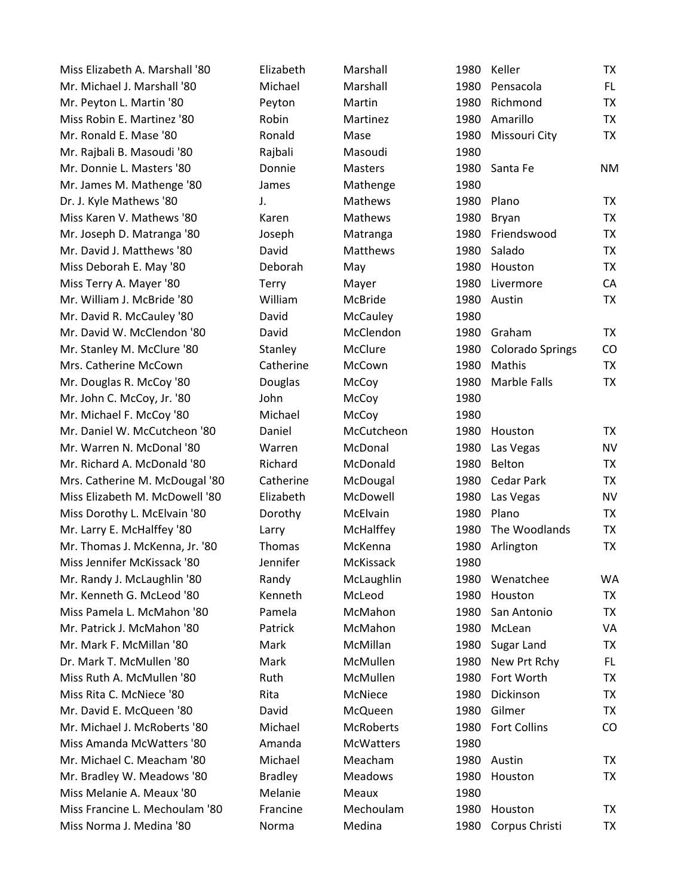| | | | | | |
|---|---|---|---|---|---|
| Miss Elizabeth A. Marshall '80 | Elizabeth | Marshall | 1980 | Keller | TX |
| Mr. Michael J. Marshall '80 | Michael | Marshall | 1980 | Pensacola | FL |
| Mr. Peyton L. Martin '80 | Peyton | Martin | 1980 | Richmond | TX |
| Miss Robin E. Martinez '80 | Robin | Martinez | 1980 | Amarillo | TX |
| Mr. Ronald E. Mase '80 | Ronald | Mase | 1980 | Missouri City | TX |
| Mr. Rajbali B. Masoudi '80 | Rajbali | Masoudi | 1980 | | |
| Mr. Donnie L. Masters '80 | Donnie | Masters | 1980 | Santa Fe | NM |
| Mr. James M. Mathenge '80 | James | Mathenge | 1980 | | |
| Dr. J. Kyle Mathews '80 | J. | Mathews | 1980 | Plano | TX |
| Miss Karen V. Mathews '80 | Karen | Mathews | 1980 | Bryan | TX |
| Mr. Joseph D. Matranga '80 | Joseph | Matranga | 1980 | Friendswood | TX |
| Mr. David J. Matthews '80 | David | Matthews | 1980 | Salado | TX |
| Miss Deborah E. May '80 | Deborah | May | 1980 | Houston | TX |
| Miss Terry A. Mayer '80 | Terry | Mayer | 1980 | Livermore | CA |
| Mr. William J. McBride '80 | William | McBride | 1980 | Austin | TX |
| Mr. David R. McCauley '80 | David | McCauley | 1980 | | |
| Mr. David W. McClendon '80 | David | McClendon | 1980 | Graham | TX |
| Mr. Stanley M. McClure '80 | Stanley | McClure | 1980 | Colorado Springs | CO |
| Mrs. Catherine McCown | Catherine | McCown | 1980 | Mathis | TX |
| Mr. Douglas R. McCoy '80 | Douglas | McCoy | 1980 | Marble Falls | TX |
| Mr. John C. McCoy, Jr. '80 | John | McCoy | 1980 | | |
| Mr. Michael F. McCoy '80 | Michael | McCoy | 1980 | | |
| Mr. Daniel W. McCutcheon '80 | Daniel | McCutcheon | 1980 | Houston | TX |
| Mr. Warren N. McDonal '80 | Warren | McDonal | 1980 | Las Vegas | NV |
| Mr. Richard A. McDonald '80 | Richard | McDonald | 1980 | Belton | TX |
| Mrs. Catherine M. McDougal '80 | Catherine | McDougal | 1980 | Cedar Park | TX |
| Miss Elizabeth M. McDowell '80 | Elizabeth | McDowell | 1980 | Las Vegas | NV |
| Miss Dorothy L. McElvain '80 | Dorothy | McElvain | 1980 | Plano | TX |
| Mr. Larry E. McHalffey '80 | Larry | McHalffey | 1980 | The Woodlands | TX |
| Mr. Thomas J. McKenna, Jr. '80 | Thomas | McKenna | 1980 | Arlington | TX |
| Miss Jennifer McKissack '80 | Jennifer | McKissack | 1980 | | |
| Mr. Randy J. McLaughlin '80 | Randy | McLaughlin | 1980 | Wenatchee | WA |
| Mr. Kenneth G. McLeod '80 | Kenneth | McLeod | 1980 | Houston | TX |
| Miss Pamela L. McMahon '80 | Pamela | McMahon | 1980 | San Antonio | TX |
| Mr. Patrick J. McMahon '80 | Patrick | McMahon | 1980 | McLean | VA |
| Mr. Mark F. McMillan '80 | Mark | McMillan | 1980 | Sugar Land | TX |
| Dr. Mark T. McMullen '80 | Mark | McMullen | 1980 | New Prt Rchy | FL |
| Miss Ruth A. McMullen '80 | Ruth | McMullen | 1980 | Fort Worth | TX |
| Miss Rita C. McNiece '80 | Rita | McNiece | 1980 | Dickinson | TX |
| Mr. David E. McQueen '80 | David | McQueen | 1980 | Gilmer | TX |
| Mr. Michael J. McRoberts '80 | Michael | McRoberts | 1980 | Fort Collins | CO |
| Miss Amanda McWatters '80 | Amanda | McWatters | 1980 | | |
| Mr. Michael C. Meacham '80 | Michael | Meacham | 1980 | Austin | TX |
| Mr. Bradley W. Meadows '80 | Bradley | Meadows | 1980 | Houston | TX |
| Miss Melanie A. Meaux '80 | Melanie | Meaux | 1980 | | |
| Miss Francine L. Mechoulam '80 | Francine | Mechoulam | 1980 | Houston | TX |
| Miss Norma J. Medina '80 | Norma | Medina | 1980 | Corpus Christi | TX |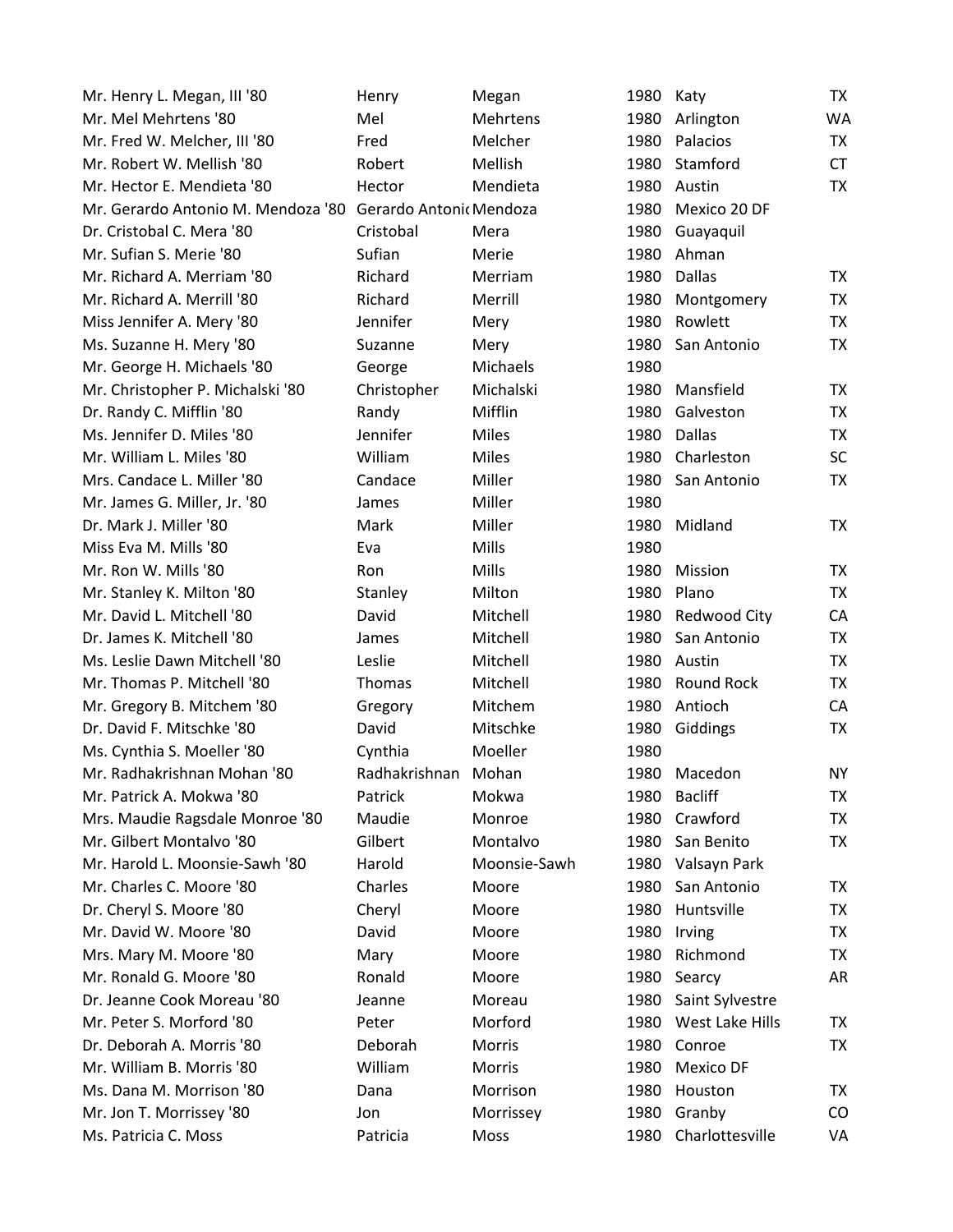| | | | | | |
|---|---|---|---|---|---|
| Mr. Henry L. Megan, III '80 | Henry | Megan | 1980 | Katy | TX |
| Mr. Mel Mehrtens '80 | Mel | Mehrtens | 1980 | Arlington | WA |
| Mr. Fred W. Melcher, III '80 | Fred | Melcher | 1980 | Palacios | TX |
| Mr. Robert W. Mellish '80 | Robert | Mellish | 1980 | Stamford | CT |
| Mr. Hector E. Mendieta '80 | Hector | Mendieta | 1980 | Austin | TX |
| Mr. Gerardo Antonio M. Mendoza '80 | Gerardo Antonio | Mendoza | 1980 | Mexico 20 DF | |
| Dr. Cristobal C. Mera '80 | Cristobal | Mera | 1980 | Guayaquil | |
| Mr. Sufian S. Merie '80 | Sufian | Merie | 1980 | Ahman | |
| Mr. Richard A. Merriam '80 | Richard | Merriam | 1980 | Dallas | TX |
| Mr. Richard A. Merrill '80 | Richard | Merrill | 1980 | Montgomery | TX |
| Miss Jennifer A. Mery '80 | Jennifer | Mery | 1980 | Rowlett | TX |
| Ms. Suzanne H. Mery '80 | Suzanne | Mery | 1980 | San Antonio | TX |
| Mr. George H. Michaels '80 | George | Michaels | 1980 | | |
| Mr. Christopher P. Michalski '80 | Christopher | Michalski | 1980 | Mansfield | TX |
| Dr. Randy C. Mifflin '80 | Randy | Mifflin | 1980 | Galveston | TX |
| Ms. Jennifer D. Miles '80 | Jennifer | Miles | 1980 | Dallas | TX |
| Mr. William L. Miles '80 | William | Miles | 1980 | Charleston | SC |
| Mrs. Candace L. Miller '80 | Candace | Miller | 1980 | San Antonio | TX |
| Mr. James G. Miller, Jr. '80 | James | Miller | 1980 | | |
| Dr. Mark J. Miller '80 | Mark | Miller | 1980 | Midland | TX |
| Miss Eva M. Mills '80 | Eva | Mills | 1980 | | |
| Mr. Ron W. Mills '80 | Ron | Mills | 1980 | Mission | TX |
| Mr. Stanley K. Milton '80 | Stanley | Milton | 1980 | Plano | TX |
| Mr. David L. Mitchell '80 | David | Mitchell | 1980 | Redwood City | CA |
| Dr. James K. Mitchell '80 | James | Mitchell | 1980 | San Antonio | TX |
| Ms. Leslie Dawn Mitchell '80 | Leslie | Mitchell | 1980 | Austin | TX |
| Mr. Thomas P. Mitchell '80 | Thomas | Mitchell | 1980 | Round Rock | TX |
| Mr. Gregory B. Mitchem '80 | Gregory | Mitchem | 1980 | Antioch | CA |
| Dr. David F. Mitschke '80 | David | Mitschke | 1980 | Giddings | TX |
| Ms. Cynthia S. Moeller '80 | Cynthia | Moeller | 1980 | | |
| Mr. Radhakrishnan Mohan '80 | Radhakrishnan | Mohan | 1980 | Macedon | NY |
| Mr. Patrick A. Mokwa '80 | Patrick | Mokwa | 1980 | Bacliff | TX |
| Mrs. Maudie Ragsdale Monroe '80 | Maudie | Monroe | 1980 | Crawford | TX |
| Mr. Gilbert Montalvo '80 | Gilbert | Montalvo | 1980 | San Benito | TX |
| Mr. Harold L. Moonsie-Sawh '80 | Harold | Moonsie-Sawh | 1980 | Valsayn Park | |
| Mr. Charles C. Moore '80 | Charles | Moore | 1980 | San Antonio | TX |
| Dr. Cheryl S. Moore '80 | Cheryl | Moore | 1980 | Huntsville | TX |
| Mr. David W. Moore '80 | David | Moore | 1980 | Irving | TX |
| Mrs. Mary M. Moore '80 | Mary | Moore | 1980 | Richmond | TX |
| Mr. Ronald G. Moore '80 | Ronald | Moore | 1980 | Searcy | AR |
| Dr. Jeanne Cook Moreau '80 | Jeanne | Moreau | 1980 | Saint Sylvestre | |
| Mr. Peter S. Morford '80 | Peter | Morford | 1980 | West Lake Hills | TX |
| Dr. Deborah A. Morris '80 | Deborah | Morris | 1980 | Conroe | TX |
| Mr. William B. Morris '80 | William | Morris | 1980 | Mexico DF | |
| Ms. Dana M. Morrison '80 | Dana | Morrison | 1980 | Houston | TX |
| Mr. Jon T. Morrissey '80 | Jon | Morrissey | 1980 | Granby | CO |
| Ms. Patricia C. Moss | Patricia | Moss | 1980 | Charlottesville | VA |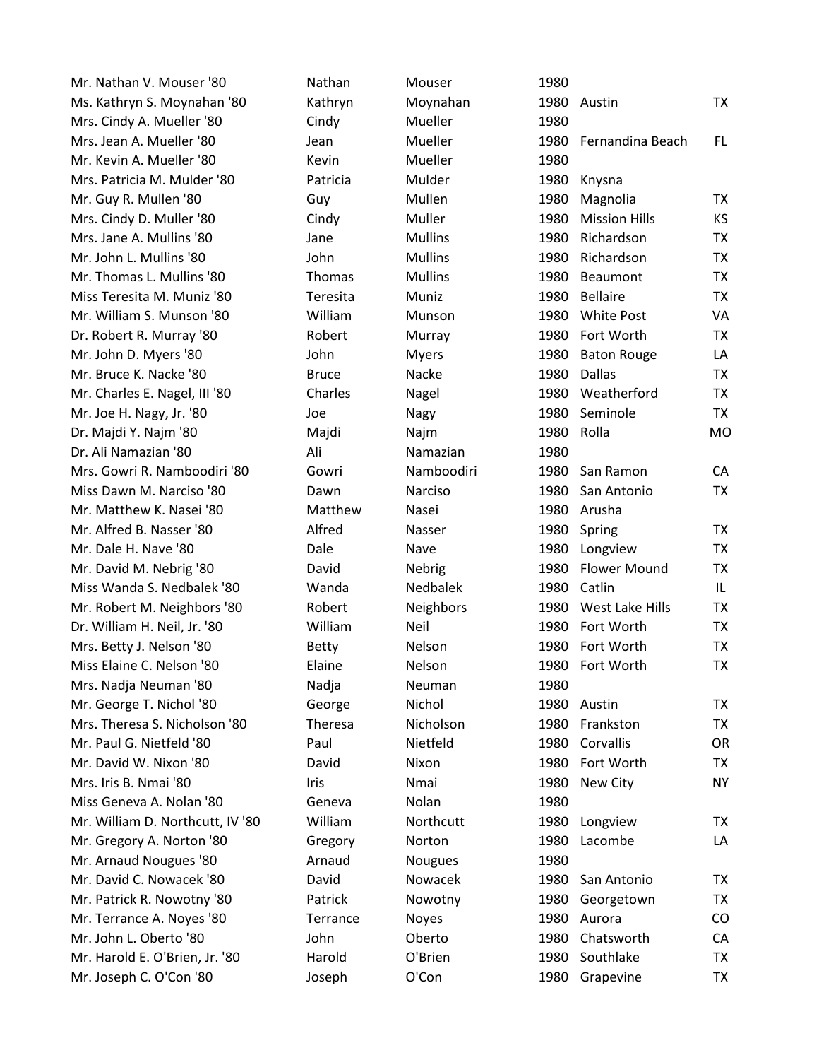| | | | | | |
|---|---|---|---|---|---|
| Mr. Nathan V. Mouser '80 | Nathan | Mouser | 1980 | | |
| Ms. Kathryn S. Moynahan '80 | Kathryn | Moynahan | 1980 | Austin | TX |
| Mrs. Cindy A. Mueller '80 | Cindy | Mueller | 1980 | | |
| Mrs. Jean A. Mueller '80 | Jean | Mueller | 1980 | Fernandina Beach | FL |
| Mr. Kevin A. Mueller '80 | Kevin | Mueller | 1980 | | |
| Mrs. Patricia M. Mulder '80 | Patricia | Mulder | 1980 | Knysna | |
| Mr. Guy R. Mullen '80 | Guy | Mullen | 1980 | Magnolia | TX |
| Mrs. Cindy D. Muller '80 | Cindy | Muller | 1980 | Mission Hills | KS |
| Mrs. Jane A. Mullins '80 | Jane | Mullins | 1980 | Richardson | TX |
| Mr. John L. Mullins '80 | John | Mullins | 1980 | Richardson | TX |
| Mr. Thomas L. Mullins '80 | Thomas | Mullins | 1980 | Beaumont | TX |
| Miss Teresita M. Muniz '80 | Teresita | Muniz | 1980 | Bellaire | TX |
| Mr. William S. Munson '80 | William | Munson | 1980 | White Post | VA |
| Dr. Robert R. Murray '80 | Robert | Murray | 1980 | Fort Worth | TX |
| Mr. John D. Myers '80 | John | Myers | 1980 | Baton Rouge | LA |
| Mr. Bruce K. Nacke '80 | Bruce | Nacke | 1980 | Dallas | TX |
| Mr. Charles E. Nagel, III '80 | Charles | Nagel | 1980 | Weatherford | TX |
| Mr. Joe H. Nagy, Jr. '80 | Joe | Nagy | 1980 | Seminole | TX |
| Dr. Majdi Y. Najm '80 | Majdi | Najm | 1980 | Rolla | MO |
| Dr. Ali Namazian '80 | Ali | Namazian | 1980 | | |
| Mrs. Gowri R. Namboodiri '80 | Gowri | Namboodiri | 1980 | San Ramon | CA |
| Miss Dawn M. Narciso '80 | Dawn | Narciso | 1980 | San Antonio | TX |
| Mr. Matthew K. Nasei '80 | Matthew | Nasei | 1980 | Arusha | |
| Mr. Alfred B. Nasser '80 | Alfred | Nasser | 1980 | Spring | TX |
| Mr. Dale H. Nave '80 | Dale | Nave | 1980 | Longview | TX |
| Mr. David M. Nebrig '80 | David | Nebrig | 1980 | Flower Mound | TX |
| Miss Wanda S. Nedbalek '80 | Wanda | Nedbalek | 1980 | Catlin | IL |
| Mr. Robert M. Neighbors '80 | Robert | Neighbors | 1980 | West Lake Hills | TX |
| Dr. William H. Neil, Jr. '80 | William | Neil | 1980 | Fort Worth | TX |
| Mrs. Betty J. Nelson '80 | Betty | Nelson | 1980 | Fort Worth | TX |
| Miss Elaine C. Nelson '80 | Elaine | Nelson | 1980 | Fort Worth | TX |
| Mrs. Nadja Neuman '80 | Nadja | Neuman | 1980 | | |
| Mr. George T. Nichol '80 | George | Nichol | 1980 | Austin | TX |
| Mrs. Theresa S. Nicholson '80 | Theresa | Nicholson | 1980 | Frankston | TX |
| Mr. Paul G. Nietfeld '80 | Paul | Nietfeld | 1980 | Corvallis | OR |
| Mr. David W. Nixon '80 | David | Nixon | 1980 | Fort Worth | TX |
| Mrs. Iris B. Nmai '80 | Iris | Nmai | 1980 | New City | NY |
| Miss Geneva A. Nolan '80 | Geneva | Nolan | 1980 | | |
| Mr. William D. Northcutt, IV '80 | William | Northcutt | 1980 | Longview | TX |
| Mr. Gregory A. Norton '80 | Gregory | Norton | 1980 | Lacombe | LA |
| Mr. Arnaud Nougues '80 | Arnaud | Nougues | 1980 | | |
| Mr. David C. Nowacek '80 | David | Nowacek | 1980 | San Antonio | TX |
| Mr. Patrick R. Nowotny '80 | Patrick | Nowotny | 1980 | Georgetown | TX |
| Mr. Terrance A. Noyes '80 | Terrance | Noyes | 1980 | Aurora | CO |
| Mr. John L. Oberto '80 | John | Oberto | 1980 | Chatsworth | CA |
| Mr. Harold E. O'Brien, Jr. '80 | Harold | O'Brien | 1980 | Southlake | TX |
| Mr. Joseph C. O'Con '80 | Joseph | O'Con | 1980 | Grapevine | TX |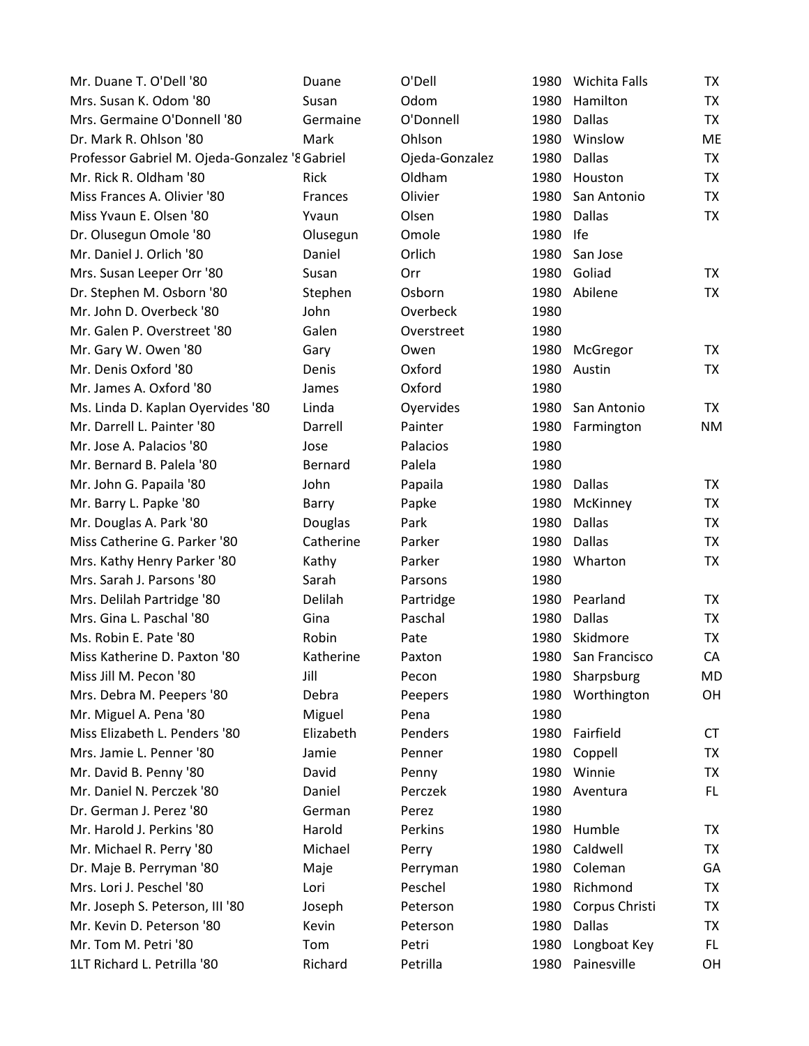| | | | | | |
|---|---|---|---|---|---|
| Mr. Duane T. O'Dell '80 | Duane | O'Dell | 1980 | Wichita Falls | TX |
| Mrs. Susan K. Odom '80 | Susan | Odom | 1980 | Hamilton | TX |
| Mrs. Germaine O'Donnell '80 | Germaine | O'Donnell | 1980 | Dallas | TX |
| Dr. Mark R. Ohlson '80 | Mark | Ohlson | 1980 | Winslow | ME |
| Professor Gabriel M. Ojeda-Gonzalez '8 | Gabriel | Ojeda-Gonzalez | 1980 | Dallas | TX |
| Mr. Rick R. Oldham '80 | Rick | Oldham | 1980 | Houston | TX |
| Miss Frances A. Olivier '80 | Frances | Olivier | 1980 | San Antonio | TX |
| Miss Yvaun E. Olsen '80 | Yvaun | Olsen | 1980 | Dallas | TX |
| Dr. Olusegun Omole '80 | Olusegun | Omole | 1980 | Ife | |
| Mr. Daniel J. Orlich '80 | Daniel | Orlich | 1980 | San Jose | |
| Mrs. Susan Leeper Orr '80 | Susan | Orr | 1980 | Goliad | TX |
| Dr. Stephen M. Osborn '80 | Stephen | Osborn | 1980 | Abilene | TX |
| Mr. John D. Overbeck '80 | John | Overbeck | 1980 | | |
| Mr. Galen P. Overstreet '80 | Galen | Overstreet | 1980 | | |
| Mr. Gary W. Owen '80 | Gary | Owen | 1980 | McGregor | TX |
| Mr. Denis Oxford '80 | Denis | Oxford | 1980 | Austin | TX |
| Mr. James A. Oxford '80 | James | Oxford | 1980 | | |
| Ms. Linda D. Kaplan Oyervides '80 | Linda | Oyervides | 1980 | San Antonio | TX |
| Mr. Darrell L. Painter '80 | Darrell | Painter | 1980 | Farmington | NM |
| Mr. Jose A. Palacios '80 | Jose | Palacios | 1980 | | |
| Mr. Bernard B. Palela '80 | Bernard | Palela | 1980 | | |
| Mr. John G. Papaila '80 | John | Papaila | 1980 | Dallas | TX |
| Mr. Barry L. Papke '80 | Barry | Papke | 1980 | McKinney | TX |
| Mr. Douglas A. Park '80 | Douglas | Park | 1980 | Dallas | TX |
| Miss Catherine G. Parker '80 | Catherine | Parker | 1980 | Dallas | TX |
| Mrs. Kathy Henry Parker '80 | Kathy | Parker | 1980 | Wharton | TX |
| Mrs. Sarah J. Parsons '80 | Sarah | Parsons | 1980 | | |
| Mrs. Delilah Partridge '80 | Delilah | Partridge | 1980 | Pearland | TX |
| Mrs. Gina L. Paschal '80 | Gina | Paschal | 1980 | Dallas | TX |
| Ms. Robin E. Pate '80 | Robin | Pate | 1980 | Skidmore | TX |
| Miss Katherine D. Paxton '80 | Katherine | Paxton | 1980 | San Francisco | CA |
| Miss Jill M. Pecon '80 | Jill | Pecon | 1980 | Sharpsburg | MD |
| Mrs. Debra M. Peepers '80 | Debra | Peepers | 1980 | Worthington | OH |
| Mr. Miguel A. Pena '80 | Miguel | Pena | 1980 | | |
| Miss Elizabeth L. Penders '80 | Elizabeth | Penders | 1980 | Fairfield | CT |
| Mrs. Jamie L. Penner '80 | Jamie | Penner | 1980 | Coppell | TX |
| Mr. David B. Penny '80 | David | Penny | 1980 | Winnie | TX |
| Mr. Daniel N. Perczek '80 | Daniel | Perczek | 1980 | Aventura | FL |
| Dr. German J. Perez '80 | German | Perez | 1980 | | |
| Mr. Harold J. Perkins '80 | Harold | Perkins | 1980 | Humble | TX |
| Mr. Michael R. Perry '80 | Michael | Perry | 1980 | Caldwell | TX |
| Dr. Maje B. Perryman '80 | Maje | Perryman | 1980 | Coleman | GA |
| Mrs. Lori J. Peschel '80 | Lori | Peschel | 1980 | Richmond | TX |
| Mr. Joseph S. Peterson, III '80 | Joseph | Peterson | 1980 | Corpus Christi | TX |
| Mr. Kevin D. Peterson '80 | Kevin | Peterson | 1980 | Dallas | TX |
| Mr. Tom M. Petri '80 | Tom | Petri | 1980 | Longboat Key | FL |
| 1LT Richard L. Petrilla '80 | Richard | Petrilla | 1980 | Painesville | OH |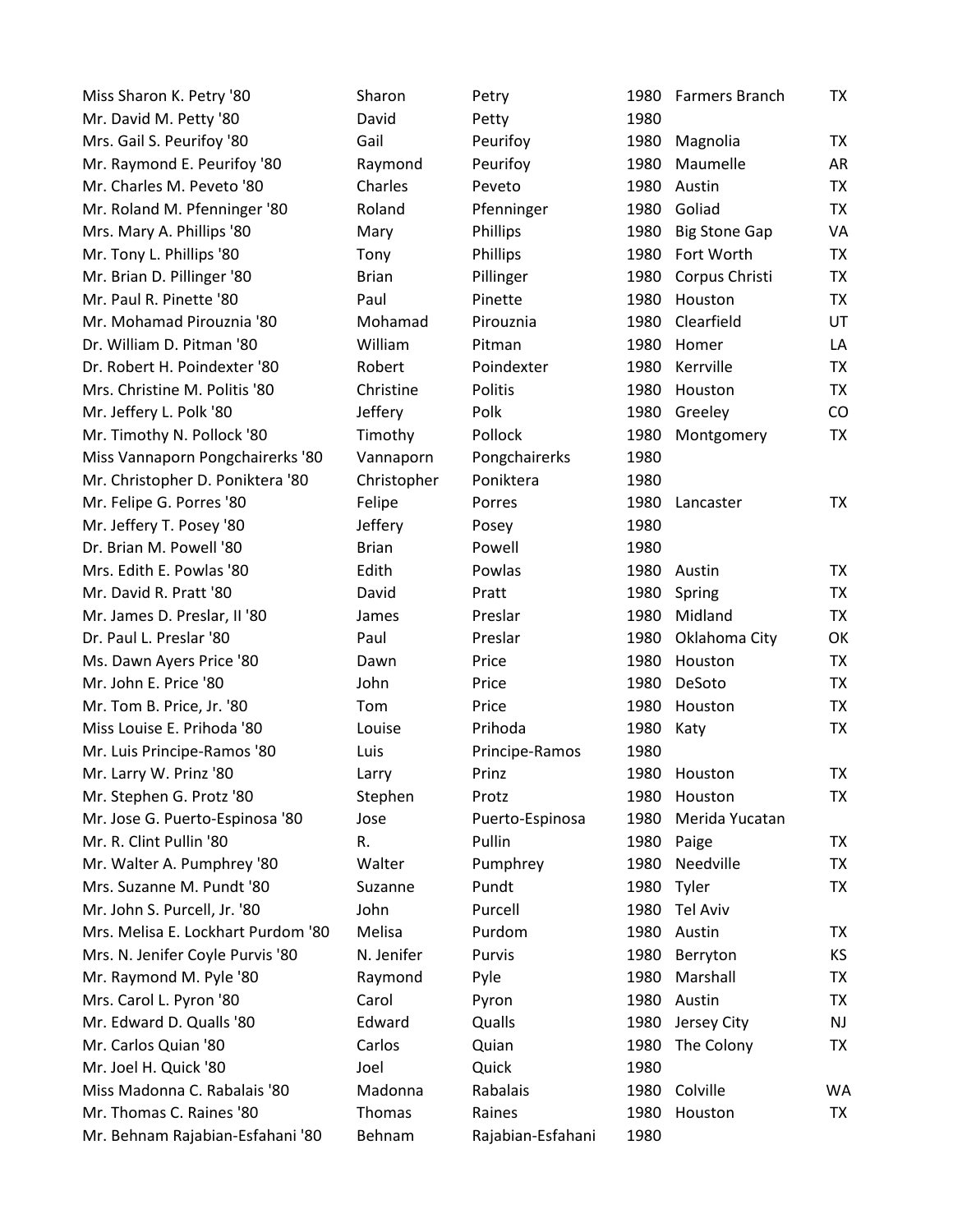| | | | | | |
|---|---|---|---|---|---|
| Miss Sharon K. Petry '80 | Sharon | Petry | 1980 | Farmers Branch | TX |
| Mr. David M. Petty '80 | David | Petty | 1980 | | |
| Mrs. Gail S. Peurifoy '80 | Gail | Peurifoy | 1980 | Magnolia | TX |
| Mr. Raymond E. Peurifoy '80 | Raymond | Peurifoy | 1980 | Maumelle | AR |
| Mr. Charles M. Peveto '80 | Charles | Peveto | 1980 | Austin | TX |
| Mr. Roland M. Pfenninger '80 | Roland | Pfenninger | 1980 | Goliad | TX |
| Mrs. Mary A. Phillips '80 | Mary | Phillips | 1980 | Big Stone Gap | VA |
| Mr. Tony L. Phillips '80 | Tony | Phillips | 1980 | Fort Worth | TX |
| Mr. Brian D. Pillinger '80 | Brian | Pillinger | 1980 | Corpus Christi | TX |
| Mr. Paul R. Pinette '80 | Paul | Pinette | 1980 | Houston | TX |
| Mr. Mohamad Pirouznia '80 | Mohamad | Pirouznia | 1980 | Clearfield | UT |
| Dr. William D. Pitman '80 | William | Pitman | 1980 | Homer | LA |
| Dr. Robert H. Poindexter '80 | Robert | Poindexter | 1980 | Kerrville | TX |
| Mrs. Christine M. Politis '80 | Christine | Politis | 1980 | Houston | TX |
| Mr. Jeffery L. Polk '80 | Jeffery | Polk | 1980 | Greeley | CO |
| Mr. Timothy N. Pollock '80 | Timothy | Pollock | 1980 | Montgomery | TX |
| Miss Vannaporn Pongchairerks '80 | Vannaporn | Pongchairerks | 1980 | | |
| Mr. Christopher D. Poniktera '80 | Christopher | Poniktera | 1980 | | |
| Mr. Felipe G. Porres '80 | Felipe | Porres | 1980 | Lancaster | TX |
| Mr. Jeffery T. Posey '80 | Jeffery | Posey | 1980 | | |
| Dr. Brian M. Powell '80 | Brian | Powell | 1980 | | |
| Mrs. Edith E. Powlas '80 | Edith | Powlas | 1980 | Austin | TX |
| Mr. David R. Pratt '80 | David | Pratt | 1980 | Spring | TX |
| Mr. James D. Preslar, II '80 | James | Preslar | 1980 | Midland | TX |
| Dr. Paul L. Preslar '80 | Paul | Preslar | 1980 | Oklahoma City | OK |
| Ms. Dawn Ayers Price '80 | Dawn | Price | 1980 | Houston | TX |
| Mr. John E. Price '80 | John | Price | 1980 | DeSoto | TX |
| Mr. Tom B. Price, Jr. '80 | Tom | Price | 1980 | Houston | TX |
| Miss Louise E. Prihoda '80 | Louise | Prihoda | 1980 | Katy | TX |
| Mr. Luis Principe-Ramos '80 | Luis | Principe-Ramos | 1980 | | |
| Mr. Larry W. Prinz '80 | Larry | Prinz | 1980 | Houston | TX |
| Mr. Stephen G. Protz '80 | Stephen | Protz | 1980 | Houston | TX |
| Mr. Jose G. Puerto-Espinosa '80 | Jose | Puerto-Espinosa | 1980 | Merida Yucatan | |
| Mr. R. Clint Pullin '80 | R. | Pullin | 1980 | Paige | TX |
| Mr. Walter A. Pumphrey '80 | Walter | Pumphrey | 1980 | Needville | TX |
| Mrs. Suzanne M. Pundt '80 | Suzanne | Pundt | 1980 | Tyler | TX |
| Mr. John S. Purcell, Jr. '80 | John | Purcell | 1980 | Tel Aviv | |
| Mrs. Melisa E. Lockhart Purdom '80 | Melisa | Purdom | 1980 | Austin | TX |
| Mrs. N. Jenifer Coyle Purvis '80 | N. Jenifer | Purvis | 1980 | Berryton | KS |
| Mr. Raymond M. Pyle '80 | Raymond | Pyle | 1980 | Marshall | TX |
| Mrs. Carol L. Pyron '80 | Carol | Pyron | 1980 | Austin | TX |
| Mr. Edward D. Qualls '80 | Edward | Qualls | 1980 | Jersey City | NJ |
| Mr. Carlos Quian '80 | Carlos | Quian | 1980 | The Colony | TX |
| Mr. Joel H. Quick '80 | Joel | Quick | 1980 | | |
| Miss Madonna C. Rabalais '80 | Madonna | Rabalais | 1980 | Colville | WA |
| Mr. Thomas C. Raines '80 | Thomas | Raines | 1980 | Houston | TX |
| Mr. Behnam Rajabian-Esfahani '80 | Behnam | Rajabian-Esfahani | 1980 | | |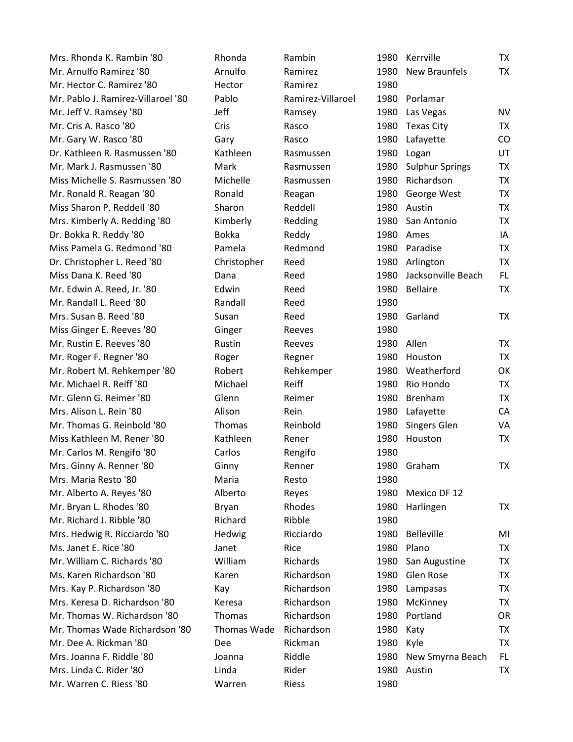| | | | | | |
|---|---|---|---|---|---|
| Mrs. Rhonda K. Rambin '80 | Rhonda | Rambin | 1980 | Kerrville | TX |
| Mr. Arnulfo Ramirez '80 | Arnulfo | Ramirez | 1980 | New Braunfels | TX |
| Mr. Hector C. Ramirez '80 | Hector | Ramirez | 1980 | | |
| Mr. Pablo J. Ramirez-Villaroel '80 | Pablo | Ramirez-Villaroel | 1980 | Porlamar | |
| Mr. Jeff V. Ramsey '80 | Jeff | Ramsey | 1980 | Las Vegas | NV |
| Mr. Cris A. Rasco '80 | Cris | Rasco | 1980 | Texas City | TX |
| Mr. Gary W. Rasco '80 | Gary | Rasco | 1980 | Lafayette | CO |
| Dr. Kathleen R. Rasmussen '80 | Kathleen | Rasmussen | 1980 | Logan | UT |
| Mr. Mark J. Rasmussen '80 | Mark | Rasmussen | 1980 | Sulphur Springs | TX |
| Miss Michelle S. Rasmussen '80 | Michelle | Rasmussen | 1980 | Richardson | TX |
| Mr. Ronald R. Reagan '80 | Ronald | Reagan | 1980 | George West | TX |
| Miss Sharon P. Reddell '80 | Sharon | Reddell | 1980 | Austin | TX |
| Mrs. Kimberly A. Redding '80 | Kimberly | Redding | 1980 | San Antonio | TX |
| Dr. Bokka R. Reddy '80 | Bokka | Reddy | 1980 | Ames | IA |
| Miss Pamela G. Redmond '80 | Pamela | Redmond | 1980 | Paradise | TX |
| Dr. Christopher L. Reed '80 | Christopher | Reed | 1980 | Arlington | TX |
| Miss Dana K. Reed '80 | Dana | Reed | 1980 | Jacksonville Beach | FL |
| Mr. Edwin A. Reed, Jr. '80 | Edwin | Reed | 1980 | Bellaire | TX |
| Mr. Randall L. Reed '80 | Randall | Reed | 1980 | | |
| Mrs. Susan B. Reed '80 | Susan | Reed | 1980 | Garland | TX |
| Miss Ginger E. Reeves '80 | Ginger | Reeves | 1980 | | |
| Mr. Rustin E. Reeves '80 | Rustin | Reeves | 1980 | Allen | TX |
| Mr. Roger F. Regner '80 | Roger | Regner | 1980 | Houston | TX |
| Mr. Robert M. Rehkemper '80 | Robert | Rehkemper | 1980 | Weatherford | OK |
| Mr. Michael R. Reiff '80 | Michael | Reiff | 1980 | Rio Hondo | TX |
| Mr. Glenn G. Reimer '80 | Glenn | Reimer | 1980 | Brenham | TX |
| Mrs. Alison L. Rein '80 | Alison | Rein | 1980 | Lafayette | CA |
| Mr. Thomas G. Reinbold '80 | Thomas | Reinbold | 1980 | Singers Glen | VA |
| Miss Kathleen M. Rener '80 | Kathleen | Rener | 1980 | Houston | TX |
| Mr. Carlos M. Rengifo '80 | Carlos | Rengifo | 1980 | | |
| Mrs. Ginny A. Renner '80 | Ginny | Renner | 1980 | Graham | TX |
| Mrs. Maria Resto '80 | Maria | Resto | 1980 | | |
| Mr. Alberto A. Reyes '80 | Alberto | Reyes | 1980 | Mexico DF 12 | |
| Mr. Bryan L. Rhodes '80 | Bryan | Rhodes | 1980 | Harlingen | TX |
| Mr. Richard J. Ribble '80 | Richard | Ribble | 1980 | | |
| Mrs. Hedwig R. Ricciardo '80 | Hedwig | Ricciardo | 1980 | Belleville | MI |
| Ms. Janet E. Rice '80 | Janet | Rice | 1980 | Plano | TX |
| Mr. William C. Richards '80 | William | Richards | 1980 | San Augustine | TX |
| Ms. Karen Richardson '80 | Karen | Richardson | 1980 | Glen Rose | TX |
| Mrs. Kay P. Richardson '80 | Kay | Richardson | 1980 | Lampasas | TX |
| Mrs. Keresa D. Richardson '80 | Keresa | Richardson | 1980 | McKinney | TX |
| Mr. Thomas W. Richardson '80 | Thomas | Richardson | 1980 | Portland | OR |
| Mr. Thomas Wade Richardson '80 | Thomas Wade | Richardson | 1980 | Katy | TX |
| Mr. Dee A. Rickman '80 | Dee | Rickman | 1980 | Kyle | TX |
| Mrs. Joanna F. Riddle '80 | Joanna | Riddle | 1980 | New Smyrna Beach | FL |
| Mrs. Linda C. Rider '80 | Linda | Rider | 1980 | Austin | TX |
| Mr. Warren C. Riess '80 | Warren | Riess | 1980 | | |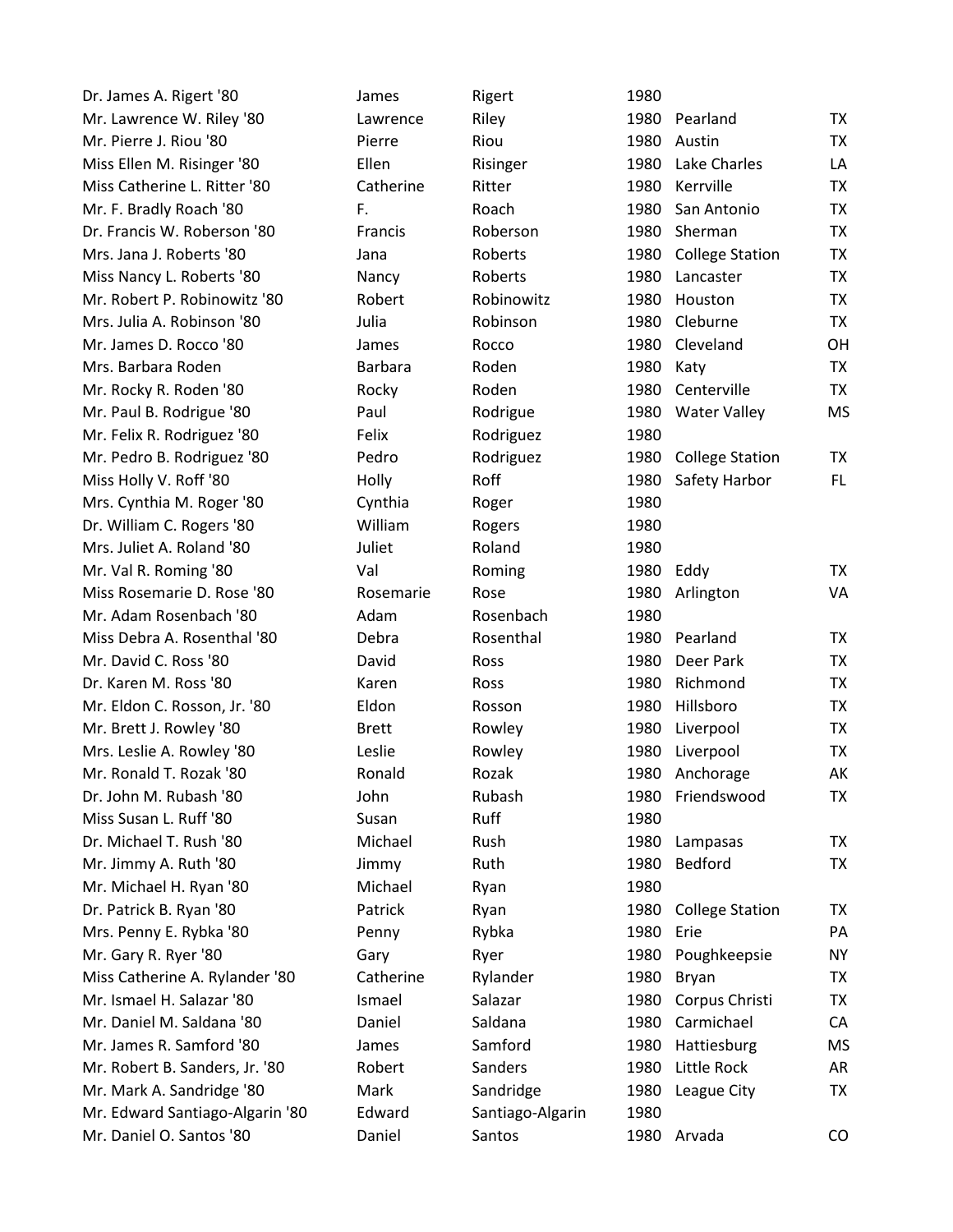| | | | | | |
|---|---|---|---|---|---|
| Dr. James A. Rigert '80 | James | Rigert | 1980 | | |
| Mr. Lawrence W. Riley '80 | Lawrence | Riley | 1980 | Pearland | TX |
| Mr. Pierre J. Riou '80 | Pierre | Riou | 1980 | Austin | TX |
| Miss Ellen M. Risinger '80 | Ellen | Risinger | 1980 | Lake Charles | LA |
| Miss Catherine L. Ritter '80 | Catherine | Ritter | 1980 | Kerrville | TX |
| Mr. F. Bradly Roach '80 | F. | Roach | 1980 | San Antonio | TX |
| Dr. Francis W. Roberson '80 | Francis | Roberson | 1980 | Sherman | TX |
| Mrs. Jana J. Roberts '80 | Jana | Roberts | 1980 | College Station | TX |
| Miss Nancy L. Roberts '80 | Nancy | Roberts | 1980 | Lancaster | TX |
| Mr. Robert P. Robinowitz '80 | Robert | Robinowitz | 1980 | Houston | TX |
| Mrs. Julia A. Robinson '80 | Julia | Robinson | 1980 | Cleburne | TX |
| Mr. James D. Rocco '80 | James | Rocco | 1980 | Cleveland | OH |
| Mrs. Barbara Roden | Barbara | Roden | 1980 | Katy | TX |
| Mr. Rocky R. Roden '80 | Rocky | Roden | 1980 | Centerville | TX |
| Mr. Paul B. Rodrigue '80 | Paul | Rodrigue | 1980 | Water Valley | MS |
| Mr. Felix R. Rodriguez '80 | Felix | Rodriguez | 1980 | | |
| Mr. Pedro B. Rodriguez '80 | Pedro | Rodriguez | 1980 | College Station | TX |
| Miss Holly V. Roff '80 | Holly | Roff | 1980 | Safety Harbor | FL |
| Mrs. Cynthia M. Roger '80 | Cynthia | Roger | 1980 | | |
| Dr. William C. Rogers '80 | William | Rogers | 1980 | | |
| Mrs. Juliet A. Roland '80 | Juliet | Roland | 1980 | | |
| Mr. Val R. Roming '80 | Val | Roming | 1980 | Eddy | TX |
| Miss Rosemarie D. Rose '80 | Rosemarie | Rose | 1980 | Arlington | VA |
| Mr. Adam Rosenbach '80 | Adam | Rosenbach | 1980 | | |
| Miss Debra A. Rosenthal '80 | Debra | Rosenthal | 1980 | Pearland | TX |
| Mr. David C. Ross '80 | David | Ross | 1980 | Deer Park | TX |
| Dr. Karen M. Ross '80 | Karen | Ross | 1980 | Richmond | TX |
| Mr. Eldon C. Rosson, Jr. '80 | Eldon | Rosson | 1980 | Hillsboro | TX |
| Mr. Brett J. Rowley '80 | Brett | Rowley | 1980 | Liverpool | TX |
| Mrs. Leslie A. Rowley '80 | Leslie | Rowley | 1980 | Liverpool | TX |
| Mr. Ronald T. Rozak '80 | Ronald | Rozak | 1980 | Anchorage | AK |
| Dr. John M. Rubash '80 | John | Rubash | 1980 | Friendswood | TX |
| Miss Susan L. Ruff '80 | Susan | Ruff | 1980 | | |
| Dr. Michael T. Rush '80 | Michael | Rush | 1980 | Lampasas | TX |
| Mr. Jimmy A. Ruth '80 | Jimmy | Ruth | 1980 | Bedford | TX |
| Mr. Michael H. Ryan '80 | Michael | Ryan | 1980 | | |
| Dr. Patrick B. Ryan '80 | Patrick | Ryan | 1980 | College Station | TX |
| Mrs. Penny E. Rybka '80 | Penny | Rybka | 1980 | Erie | PA |
| Mr. Gary R. Ryer '80 | Gary | Ryer | 1980 | Poughkeepsie | NY |
| Miss Catherine A. Rylander '80 | Catherine | Rylander | 1980 | Bryan | TX |
| Mr. Ismael H. Salazar '80 | Ismael | Salazar | 1980 | Corpus Christi | TX |
| Mr. Daniel M. Saldana '80 | Daniel | Saldana | 1980 | Carmichael | CA |
| Mr. James R. Samford '80 | James | Samford | 1980 | Hattiesburg | MS |
| Mr. Robert B. Sanders, Jr. '80 | Robert | Sanders | 1980 | Little Rock | AR |
| Mr. Mark A. Sandridge '80 | Mark | Sandridge | 1980 | League City | TX |
| Mr. Edward Santiago-Algarin '80 | Edward | Santiago-Algarin | 1980 | | |
| Mr. Daniel O. Santos '80 | Daniel | Santos | 1980 | Arvada | CO |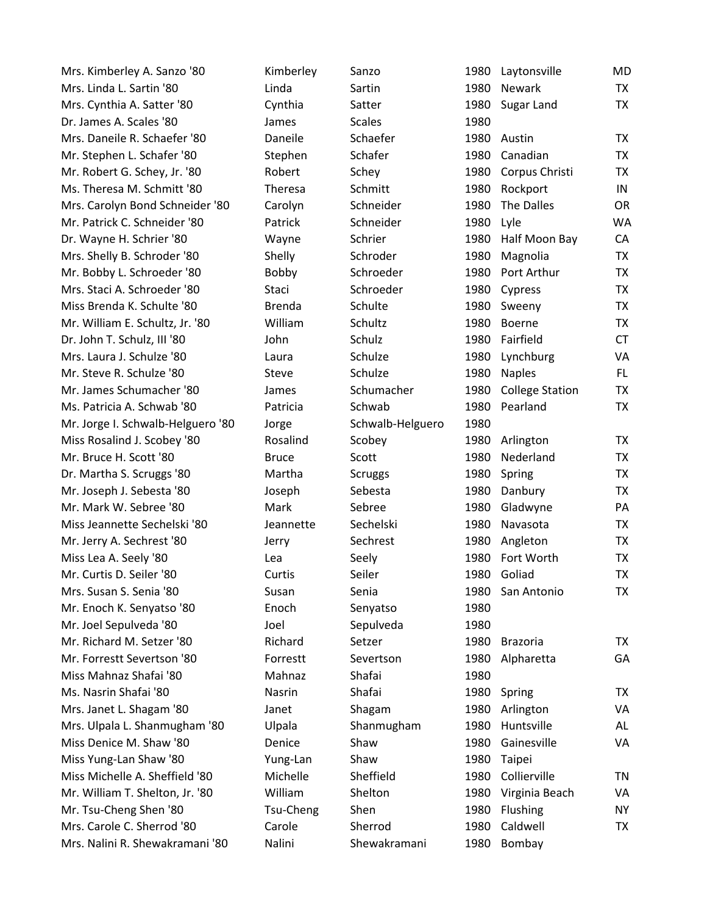| | | | | | |
|---|---|---|---|---|---|
| Mrs. Kimberley A. Sanzo '80 | Kimberley | Sanzo | 1980 | Laytonsville | MD |
| Mrs. Linda L. Sartin '80 | Linda | Sartin | 1980 | Newark | TX |
| Mrs. Cynthia A. Satter '80 | Cynthia | Satter | 1980 | Sugar Land | TX |
| Dr. James A. Scales '80 | James | Scales | 1980 | | |
| Mrs. Daneile R. Schaefer '80 | Daneile | Schaefer | 1980 | Austin | TX |
| Mr. Stephen L. Schafer '80 | Stephen | Schafer | 1980 | Canadian | TX |
| Mr. Robert G. Schey, Jr. '80 | Robert | Schey | 1980 | Corpus Christi | TX |
| Ms. Theresa M. Schmitt '80 | Theresa | Schmitt | 1980 | Rockport | IN |
| Mrs. Carolyn Bond Schneider '80 | Carolyn | Schneider | 1980 | The Dalles | OR |
| Mr. Patrick C. Schneider '80 | Patrick | Schneider | 1980 | Lyle | WA |
| Dr. Wayne H. Schrier '80 | Wayne | Schrier | 1980 | Half Moon Bay | CA |
| Mrs. Shelly B. Schroder '80 | Shelly | Schroder | 1980 | Magnolia | TX |
| Mr. Bobby L. Schroeder '80 | Bobby | Schroeder | 1980 | Port Arthur | TX |
| Mrs. Staci A. Schroeder '80 | Staci | Schroeder | 1980 | Cypress | TX |
| Miss Brenda K. Schulte '80 | Brenda | Schulte | 1980 | Sweeny | TX |
| Mr. William E. Schultz, Jr. '80 | William | Schultz | 1980 | Boerne | TX |
| Dr. John T. Schulz, III '80 | John | Schulz | 1980 | Fairfield | CT |
| Mrs. Laura J. Schulze '80 | Laura | Schulze | 1980 | Lynchburg | VA |
| Mr. Steve R. Schulze '80 | Steve | Schulze | 1980 | Naples | FL |
| Mr. James Schumacher '80 | James | Schumacher | 1980 | College Station | TX |
| Ms. Patricia A. Schwab '80 | Patricia | Schwab | 1980 | Pearland | TX |
| Mr. Jorge I. Schwalb-Helguero '80 | Jorge | Schwalb-Helguero | 1980 | | |
| Miss Rosalind J. Scobey '80 | Rosalind | Scobey | 1980 | Arlington | TX |
| Mr. Bruce H. Scott '80 | Bruce | Scott | 1980 | Nederland | TX |
| Dr. Martha S. Scruggs '80 | Martha | Scruggs | 1980 | Spring | TX |
| Mr. Joseph J. Sebesta '80 | Joseph | Sebesta | 1980 | Danbury | TX |
| Mr. Mark W. Sebree '80 | Mark | Sebree | 1980 | Gladwyne | PA |
| Miss Jeannette Sechelski '80 | Jeannette | Sechelski | 1980 | Navasota | TX |
| Mr. Jerry A. Sechrest '80 | Jerry | Sechrest | 1980 | Angleton | TX |
| Miss Lea A. Seely '80 | Lea | Seely | 1980 | Fort Worth | TX |
| Mr. Curtis D. Seiler '80 | Curtis | Seiler | 1980 | Goliad | TX |
| Mrs. Susan S. Senia '80 | Susan | Senia | 1980 | San Antonio | TX |
| Mr. Enoch K. Senyatso '80 | Enoch | Senyatso | 1980 | | |
| Mr. Joel Sepulveda '80 | Joel | Sepulveda | 1980 | | |
| Mr. Richard M. Setzer '80 | Richard | Setzer | 1980 | Brazoria | TX |
| Mr. Forrestt Severtson '80 | Forrestt | Severtson | 1980 | Alpharetta | GA |
| Miss Mahnaz Shafai '80 | Mahnaz | Shafai | 1980 | | |
| Ms. Nasrin Shafai '80 | Nasrin | Shafai | 1980 | Spring | TX |
| Mrs. Janet L. Shagam '80 | Janet | Shagam | 1980 | Arlington | VA |
| Mrs. Ulpala L. Shanmugham '80 | Ulpala | Shanmugham | 1980 | Huntsville | AL |
| Miss Denice M. Shaw '80 | Denice | Shaw | 1980 | Gainesville | VA |
| Miss Yung-Lan Shaw '80 | Yung-Lan | Shaw | 1980 | Taipei | |
| Miss Michelle A. Sheffield '80 | Michelle | Sheffield | 1980 | Collierville | TN |
| Mr. William T. Shelton, Jr. '80 | William | Shelton | 1980 | Virginia Beach | VA |
| Mr. Tsu-Cheng Shen '80 | Tsu-Cheng | Shen | 1980 | Flushing | NY |
| Mrs. Carole C. Sherrod '80 | Carole | Sherrod | 1980 | Caldwell | TX |
| Mrs. Nalini R. Shewakramani '80 | Nalini | Shewakramani | 1980 | Bombay | |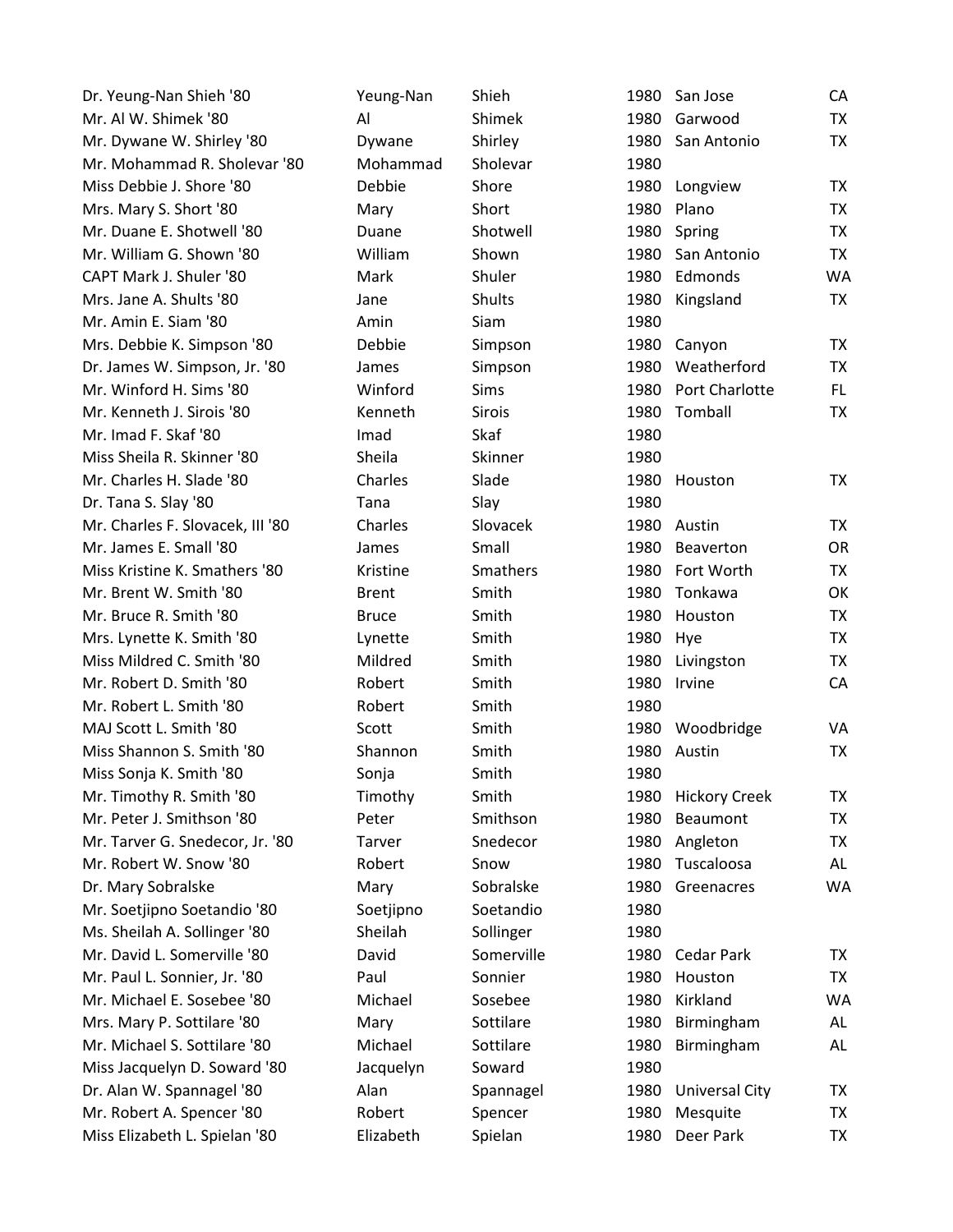| | | | | | |
|---|---|---|---|---|---|
| Dr. Yeung-Nan Shieh '80 | Yeung-Nan | Shieh | 1980 | San Jose | CA |
| Mr. Al W. Shimek '80 | Al | Shimek | 1980 | Garwood | TX |
| Mr. Dywane W. Shirley '80 | Dywane | Shirley | 1980 | San Antonio | TX |
| Mr. Mohammad R. Sholevar '80 | Mohammad | Sholevar | 1980 | | |
| Miss Debbie J. Shore '80 | Debbie | Shore | 1980 | Longview | TX |
| Mrs. Mary S. Short '80 | Mary | Short | 1980 | Plano | TX |
| Mr. Duane E. Shotwell '80 | Duane | Shotwell | 1980 | Spring | TX |
| Mr. William G. Shown '80 | William | Shown | 1980 | San Antonio | TX |
| CAPT Mark J. Shuler '80 | Mark | Shuler | 1980 | Edmonds | WA |
| Mrs. Jane A. Shults '80 | Jane | Shults | 1980 | Kingsland | TX |
| Mr. Amin E. Siam '80 | Amin | Siam | 1980 | | |
| Mrs. Debbie K. Simpson '80 | Debbie | Simpson | 1980 | Canyon | TX |
| Dr. James W. Simpson, Jr. '80 | James | Simpson | 1980 | Weatherford | TX |
| Mr. Winford H. Sims '80 | Winford | Sims | 1980 | Port Charlotte | FL |
| Mr. Kenneth J. Sirois '80 | Kenneth | Sirois | 1980 | Tomball | TX |
| Mr. Imad F. Skaf '80 | Imad | Skaf | 1980 | | |
| Miss Sheila R. Skinner '80 | Sheila | Skinner | 1980 | | |
| Mr. Charles H. Slade '80 | Charles | Slade | 1980 | Houston | TX |
| Dr. Tana S. Slay '80 | Tana | Slay | 1980 | | |
| Mr. Charles F. Slovacek, III '80 | Charles | Slovacek | 1980 | Austin | TX |
| Mr. James E. Small '80 | James | Small | 1980 | Beaverton | OR |
| Miss Kristine K. Smathers '80 | Kristine | Smathers | 1980 | Fort Worth | TX |
| Mr. Brent W. Smith '80 | Brent | Smith | 1980 | Tonkawa | OK |
| Mr. Bruce R. Smith '80 | Bruce | Smith | 1980 | Houston | TX |
| Mrs. Lynette K. Smith '80 | Lynette | Smith | 1980 | Hye | TX |
| Miss Mildred C. Smith '80 | Mildred | Smith | 1980 | Livingston | TX |
| Mr. Robert D. Smith '80 | Robert | Smith | 1980 | Irvine | CA |
| Mr. Robert L. Smith '80 | Robert | Smith | 1980 | | |
| MAJ Scott L. Smith '80 | Scott | Smith | 1980 | Woodbridge | VA |
| Miss Shannon S. Smith '80 | Shannon | Smith | 1980 | Austin | TX |
| Miss Sonja K. Smith '80 | Sonja | Smith | 1980 | | |
| Mr. Timothy R. Smith '80 | Timothy | Smith | 1980 | Hickory Creek | TX |
| Mr. Peter J. Smithson '80 | Peter | Smithson | 1980 | Beaumont | TX |
| Mr. Tarver G. Snedecor, Jr. '80 | Tarver | Snedecor | 1980 | Angleton | TX |
| Mr. Robert W. Snow '80 | Robert | Snow | 1980 | Tuscaloosa | AL |
| Dr. Mary Sobralske | Mary | Sobralske | 1980 | Greenacres | WA |
| Mr. Soetjipno Soetandio '80 | Soetjipno | Soetandio | 1980 | | |
| Ms. Sheilah A. Sollinger '80 | Sheilah | Sollinger | 1980 | | |
| Mr. David L. Somerville '80 | David | Somerville | 1980 | Cedar Park | TX |
| Mr. Paul L. Sonnier, Jr. '80 | Paul | Sonnier | 1980 | Houston | TX |
| Mr. Michael E. Sosebee '80 | Michael | Sosebee | 1980 | Kirkland | WA |
| Mrs. Mary P. Sottilare '80 | Mary | Sottilare | 1980 | Birmingham | AL |
| Mr. Michael S. Sottilare '80 | Michael | Sottilare | 1980 | Birmingham | AL |
| Miss Jacquelyn D. Soward '80 | Jacquelyn | Soward | 1980 | | |
| Dr. Alan W. Spannagel '80 | Alan | Spannagel | 1980 | Universal City | TX |
| Mr. Robert A. Spencer '80 | Robert | Spencer | 1980 | Mesquite | TX |
| Miss Elizabeth L. Spielan '80 | Elizabeth | Spielan | 1980 | Deer Park | TX |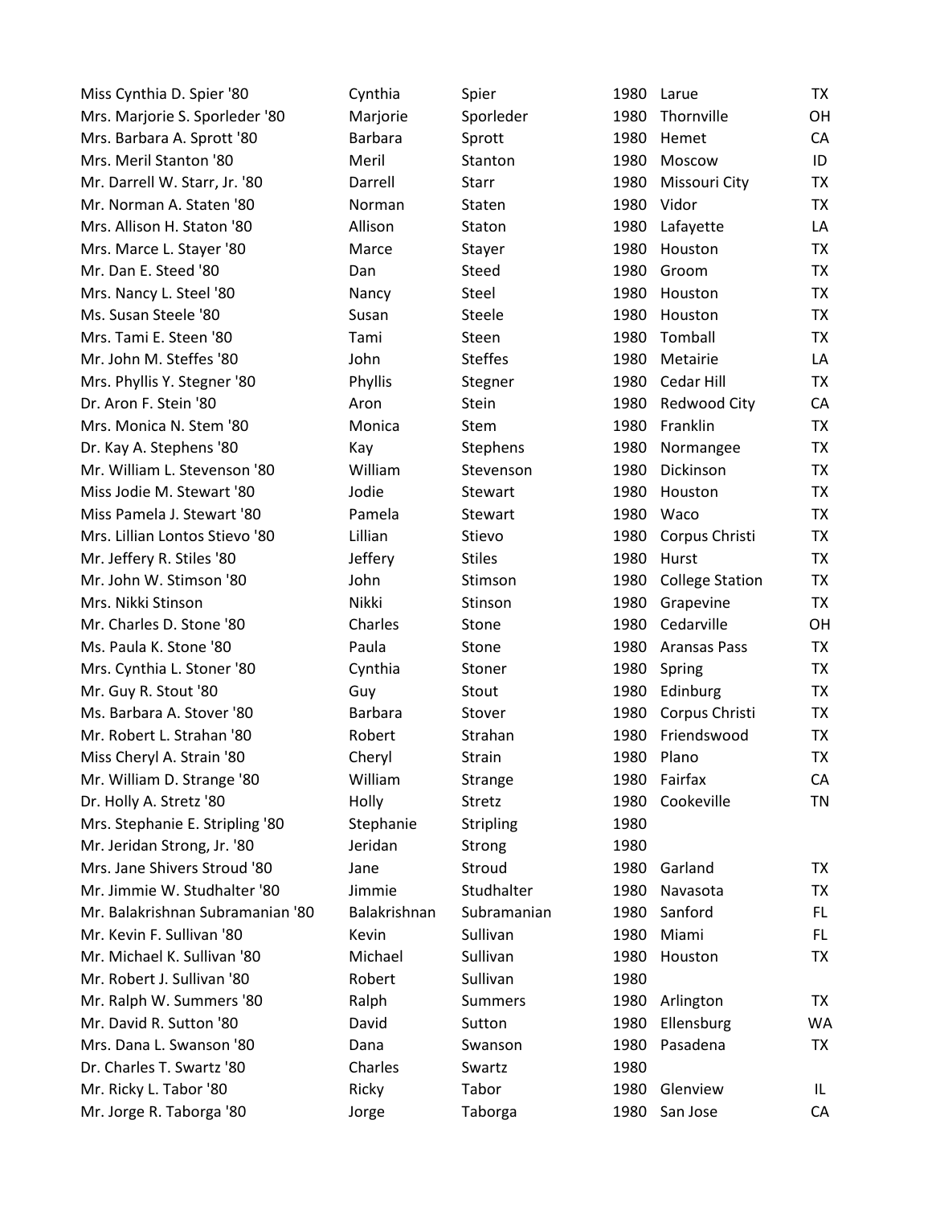| | | | | | |
|---|---|---|---|---|---|
| Miss Cynthia D. Spier '80 | Cynthia | Spier | 1980 | Larue | TX |
| Mrs. Marjorie S. Sporleder '80 | Marjorie | Sporleder | 1980 | Thornville | OH |
| Mrs. Barbara A. Sprott '80 | Barbara | Sprott | 1980 | Hemet | CA |
| Mrs. Meril Stanton '80 | Meril | Stanton | 1980 | Moscow | ID |
| Mr. Darrell W. Starr, Jr. '80 | Darrell | Starr | 1980 | Missouri City | TX |
| Mr. Norman A. Staten '80 | Norman | Staten | 1980 | Vidor | TX |
| Mrs. Allison H. Staton '80 | Allison | Staton | 1980 | Lafayette | LA |
| Mrs. Marce L. Stayer '80 | Marce | Stayer | 1980 | Houston | TX |
| Mr. Dan E. Steed '80 | Dan | Steed | 1980 | Groom | TX |
| Mrs. Nancy L. Steel '80 | Nancy | Steel | 1980 | Houston | TX |
| Ms. Susan Steele '80 | Susan | Steele | 1980 | Houston | TX |
| Mrs. Tami E. Steen '80 | Tami | Steen | 1980 | Tomball | TX |
| Mr. John M. Steffes '80 | John | Steffes | 1980 | Metairie | LA |
| Mrs. Phyllis Y. Stegner '80 | Phyllis | Stegner | 1980 | Cedar Hill | TX |
| Dr. Aron F. Stein '80 | Aron | Stein | 1980 | Redwood City | CA |
| Mrs. Monica N. Stem '80 | Monica | Stem | 1980 | Franklin | TX |
| Dr. Kay A. Stephens '80 | Kay | Stephens | 1980 | Normangee | TX |
| Mr. William L. Stevenson '80 | William | Stevenson | 1980 | Dickinson | TX |
| Miss Jodie M. Stewart '80 | Jodie | Stewart | 1980 | Houston | TX |
| Miss Pamela J. Stewart '80 | Pamela | Stewart | 1980 | Waco | TX |
| Mrs. Lillian Lontos Stievo '80 | Lillian | Stievo | 1980 | Corpus Christi | TX |
| Mr. Jeffery R. Stiles '80 | Jeffery | Stiles | 1980 | Hurst | TX |
| Mr. John W. Stimson '80 | John | Stimson | 1980 | College Station | TX |
| Mrs. Nikki Stinson | Nikki | Stinson | 1980 | Grapevine | TX |
| Mr. Charles D. Stone '80 | Charles | Stone | 1980 | Cedarville | OH |
| Ms. Paula K. Stone '80 | Paula | Stone | 1980 | Aransas Pass | TX |
| Mrs. Cynthia L. Stoner '80 | Cynthia | Stoner | 1980 | Spring | TX |
| Mr. Guy R. Stout '80 | Guy | Stout | 1980 | Edinburg | TX |
| Ms. Barbara A. Stover '80 | Barbara | Stover | 1980 | Corpus Christi | TX |
| Mr. Robert L. Strahan '80 | Robert | Strahan | 1980 | Friendswood | TX |
| Miss Cheryl A. Strain '80 | Cheryl | Strain | 1980 | Plano | TX |
| Mr. William D. Strange '80 | William | Strange | 1980 | Fairfax | CA |
| Dr. Holly A. Stretz '80 | Holly | Stretz | 1980 | Cookeville | TN |
| Mrs. Stephanie E. Stripling '80 | Stephanie | Stripling | 1980 | | |
| Mr. Jeridan Strong, Jr. '80 | Jeridan | Strong | 1980 | | |
| Mrs. Jane Shivers Stroud '80 | Jane | Stroud | 1980 | Garland | TX |
| Mr. Jimmie W. Studhalter '80 | Jimmie | Studhalter | 1980 | Navasota | TX |
| Mr. Balakrishnan Subramanian '80 | Balakrishnan | Subramanian | 1980 | Sanford | FL |
| Mr. Kevin F. Sullivan '80 | Kevin | Sullivan | 1980 | Miami | FL |
| Mr. Michael K. Sullivan '80 | Michael | Sullivan | 1980 | Houston | TX |
| Mr. Robert J. Sullivan '80 | Robert | Sullivan | 1980 | | |
| Mr. Ralph W. Summers '80 | Ralph | Summers | 1980 | Arlington | TX |
| Mr. David R. Sutton '80 | David | Sutton | 1980 | Ellensburg | WA |
| Mrs. Dana L. Swanson '80 | Dana | Swanson | 1980 | Pasadena | TX |
| Dr. Charles T. Swartz '80 | Charles | Swartz | 1980 | | |
| Mr. Ricky L. Tabor '80 | Ricky | Tabor | 1980 | Glenview | IL |
| Mr. Jorge R. Taborga '80 | Jorge | Taborga | 1980 | San Jose | CA |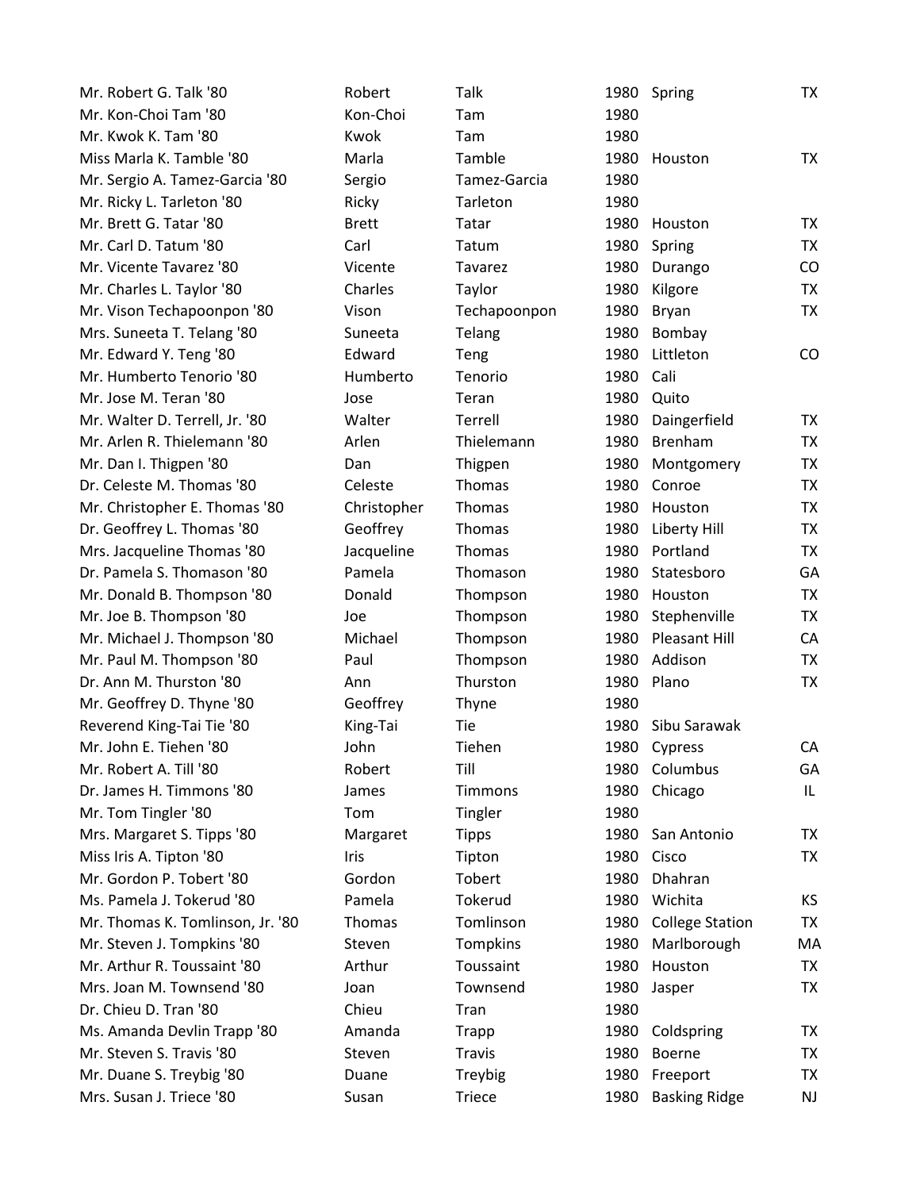| | | | | | |
|---|---|---|---|---|---|
| Mr. Robert G. Talk '80 | Robert | Talk | 1980 | Spring | TX |
| Mr. Kon-Choi Tam '80 | Kon-Choi | Tam | 1980 | | |
| Mr. Kwok K. Tam '80 | Kwok | Tam | 1980 | | |
| Miss Marla K. Tamble '80 | Marla | Tamble | 1980 | Houston | TX |
| Mr. Sergio A. Tamez-Garcia '80 | Sergio | Tamez-Garcia | 1980 | | |
| Mr. Ricky L. Tarleton '80 | Ricky | Tarleton | 1980 | | |
| Mr. Brett G. Tatar '80 | Brett | Tatar | 1980 | Houston | TX |
| Mr. Carl D. Tatum '80 | Carl | Tatum | 1980 | Spring | TX |
| Mr. Vicente Tavarez '80 | Vicente | Tavarez | 1980 | Durango | CO |
| Mr. Charles L. Taylor '80 | Charles | Taylor | 1980 | Kilgore | TX |
| Mr. Vison Techapoonpon '80 | Vison | Techapoonpon | 1980 | Bryan | TX |
| Mrs. Suneeta T. Telang '80 | Suneeta | Telang | 1980 | Bombay | |
| Mr. Edward Y. Teng '80 | Edward | Teng | 1980 | Littleton | CO |
| Mr. Humberto Tenorio '80 | Humberto | Tenorio | 1980 | Cali | |
| Mr. Jose M. Teran '80 | Jose | Teran | 1980 | Quito | |
| Mr. Walter D. Terrell, Jr. '80 | Walter | Terrell | 1980 | Daingerfield | TX |
| Mr. Arlen R. Thielemann '80 | Arlen | Thielemann | 1980 | Brenham | TX |
| Mr. Dan I. Thigpen '80 | Dan | Thigpen | 1980 | Montgomery | TX |
| Dr. Celeste M. Thomas '80 | Celeste | Thomas | 1980 | Conroe | TX |
| Mr. Christopher E. Thomas '80 | Christopher | Thomas | 1980 | Houston | TX |
| Dr. Geoffrey L. Thomas '80 | Geoffrey | Thomas | 1980 | Liberty Hill | TX |
| Mrs. Jacqueline Thomas '80 | Jacqueline | Thomas | 1980 | Portland | TX |
| Dr. Pamela S. Thomason '80 | Pamela | Thomason | 1980 | Statesboro | GA |
| Mr. Donald B. Thompson '80 | Donald | Thompson | 1980 | Houston | TX |
| Mr. Joe B. Thompson '80 | Joe | Thompson | 1980 | Stephenville | TX |
| Mr. Michael J. Thompson '80 | Michael | Thompson | 1980 | Pleasant Hill | CA |
| Mr. Paul M. Thompson '80 | Paul | Thompson | 1980 | Addison | TX |
| Dr. Ann M. Thurston '80 | Ann | Thurston | 1980 | Plano | TX |
| Mr. Geoffrey D. Thyne '80 | Geoffrey | Thyne | 1980 | | |
| Reverend King-Tai Tie '80 | King-Tai | Tie | 1980 | Sibu Sarawak | |
| Mr. John E. Tiehen '80 | John | Tiehen | 1980 | Cypress | CA |
| Mr. Robert A. Till '80 | Robert | Till | 1980 | Columbus | GA |
| Dr. James H. Timmons '80 | James | Timmons | 1980 | Chicago | IL |
| Mr. Tom Tingler '80 | Tom | Tingler | 1980 | | |
| Mrs. Margaret S. Tipps '80 | Margaret | Tipps | 1980 | San Antonio | TX |
| Miss Iris A. Tipton '80 | Iris | Tipton | 1980 | Cisco | TX |
| Mr. Gordon P. Tobert '80 | Gordon | Tobert | 1980 | Dhahran | |
| Ms. Pamela J. Tokerud '80 | Pamela | Tokerud | 1980 | Wichita | KS |
| Mr. Thomas K. Tomlinson, Jr. '80 | Thomas | Tomlinson | 1980 | College Station | TX |
| Mr. Steven J. Tompkins '80 | Steven | Tompkins | 1980 | Marlborough | MA |
| Mr. Arthur R. Toussaint '80 | Arthur | Toussaint | 1980 | Houston | TX |
| Mrs. Joan M. Townsend '80 | Joan | Townsend | 1980 | Jasper | TX |
| Dr. Chieu D. Tran '80 | Chieu | Tran | 1980 | | |
| Ms. Amanda Devlin Trapp '80 | Amanda | Trapp | 1980 | Coldspring | TX |
| Mr. Steven S. Travis '80 | Steven | Travis | 1980 | Boerne | TX |
| Mr. Duane S. Treybig '80 | Duane | Treybig | 1980 | Freeport | TX |
| Mrs. Susan J. Triece '80 | Susan | Triece | 1980 | Basking Ridge | NJ |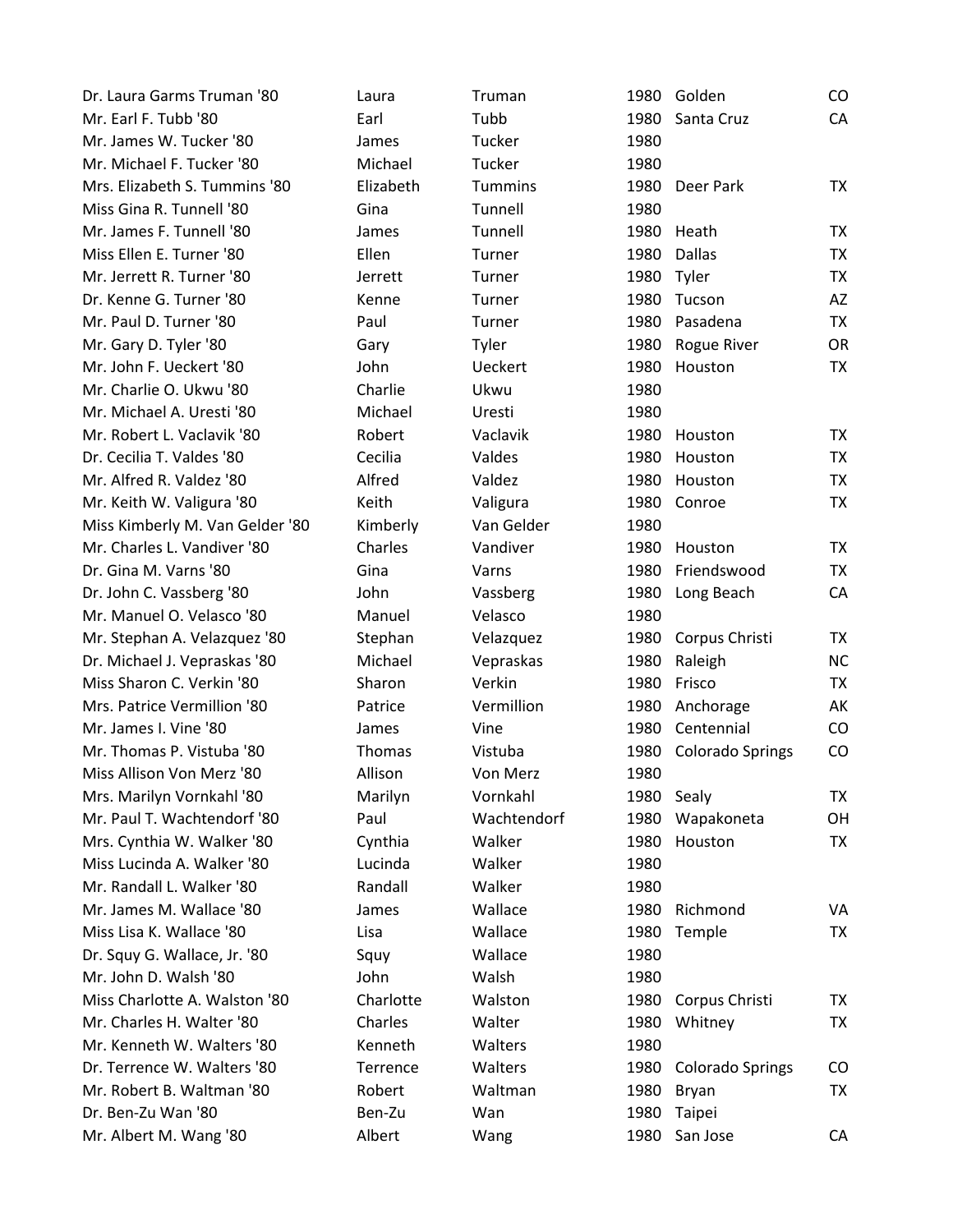| | | | | | |
|---|---|---|---|---|---|
| Dr. Laura Garms Truman '80 | Laura | Truman | 1980 | Golden | CO |
| Mr. Earl F. Tubb '80 | Earl | Tubb | 1980 | Santa Cruz | CA |
| Mr. James W. Tucker '80 | James | Tucker | 1980 | | |
| Mr. Michael F. Tucker '80 | Michael | Tucker | 1980 | | |
| Mrs. Elizabeth S. Tummins '80 | Elizabeth | Tummins | 1980 | Deer Park | TX |
| Miss Gina R. Tunnell '80 | Gina | Tunnell | 1980 | | |
| Mr. James F. Tunnell '80 | James | Tunnell | 1980 | Heath | TX |
| Miss Ellen E. Turner '80 | Ellen | Turner | 1980 | Dallas | TX |
| Mr. Jerrett R. Turner '80 | Jerrett | Turner | 1980 | Tyler | TX |
| Dr. Kenne G. Turner '80 | Kenne | Turner | 1980 | Tucson | AZ |
| Mr. Paul D. Turner '80 | Paul | Turner | 1980 | Pasadena | TX |
| Mr. Gary D. Tyler '80 | Gary | Tyler | 1980 | Rogue River | OR |
| Mr. John F. Ueckert '80 | John | Ueckert | 1980 | Houston | TX |
| Mr. Charlie O. Ukwu '80 | Charlie | Ukwu | 1980 | | |
| Mr. Michael A. Uresti '80 | Michael | Uresti | 1980 | | |
| Mr. Robert L. Vaclavik '80 | Robert | Vaclavik | 1980 | Houston | TX |
| Dr. Cecilia T. Valdes '80 | Cecilia | Valdes | 1980 | Houston | TX |
| Mr. Alfred R. Valdez '80 | Alfred | Valdez | 1980 | Houston | TX |
| Mr. Keith W. Valigura '80 | Keith | Valigura | 1980 | Conroe | TX |
| Miss Kimberly M. Van Gelder '80 | Kimberly | Van Gelder | 1980 | | |
| Mr. Charles L. Vandiver '80 | Charles | Vandiver | 1980 | Houston | TX |
| Dr. Gina M. Varns '80 | Gina | Varns | 1980 | Friendswood | TX |
| Dr. John C. Vassberg '80 | John | Vassberg | 1980 | Long Beach | CA |
| Mr. Manuel O. Velasco '80 | Manuel | Velasco | 1980 | | |
| Mr. Stephan A. Velazquez '80 | Stephan | Velazquez | 1980 | Corpus Christi | TX |
| Dr. Michael J. Vepraskas '80 | Michael | Vepraskas | 1980 | Raleigh | NC |
| Miss Sharon C. Verkin '80 | Sharon | Verkin | 1980 | Frisco | TX |
| Mrs. Patrice Vermillion '80 | Patrice | Vermillion | 1980 | Anchorage | AK |
| Mr. James I. Vine '80 | James | Vine | 1980 | Centennial | CO |
| Mr. Thomas P. Vistuba '80 | Thomas | Vistuba | 1980 | Colorado Springs | CO |
| Miss Allison Von Merz '80 | Allison | Von Merz | 1980 | | |
| Mrs. Marilyn Vornkahl '80 | Marilyn | Vornkahl | 1980 | Sealy | TX |
| Mr. Paul T. Wachtendorf '80 | Paul | Wachtendorf | 1980 | Wapakoneta | OH |
| Mrs. Cynthia W. Walker '80 | Cynthia | Walker | 1980 | Houston | TX |
| Miss Lucinda A. Walker '80 | Lucinda | Walker | 1980 | | |
| Mr. Randall L. Walker '80 | Randall | Walker | 1980 | | |
| Mr. James M. Wallace '80 | James | Wallace | 1980 | Richmond | VA |
| Miss Lisa K. Wallace '80 | Lisa | Wallace | 1980 | Temple | TX |
| Dr. Squy G. Wallace, Jr. '80 | Squy | Wallace | 1980 | | |
| Mr. John D. Walsh '80 | John | Walsh | 1980 | | |
| Miss Charlotte A. Walston '80 | Charlotte | Walston | 1980 | Corpus Christi | TX |
| Mr. Charles H. Walter '80 | Charles | Walter | 1980 | Whitney | TX |
| Mr. Kenneth W. Walters '80 | Kenneth | Walters | 1980 | | |
| Dr. Terrence W. Walters '80 | Terrence | Walters | 1980 | Colorado Springs | CO |
| Mr. Robert B. Waltman '80 | Robert | Waltman | 1980 | Bryan | TX |
| Dr. Ben-Zu Wan '80 | Ben-Zu | Wan | 1980 | Taipei | |
| Mr. Albert M. Wang '80 | Albert | Wang | 1980 | San Jose | CA |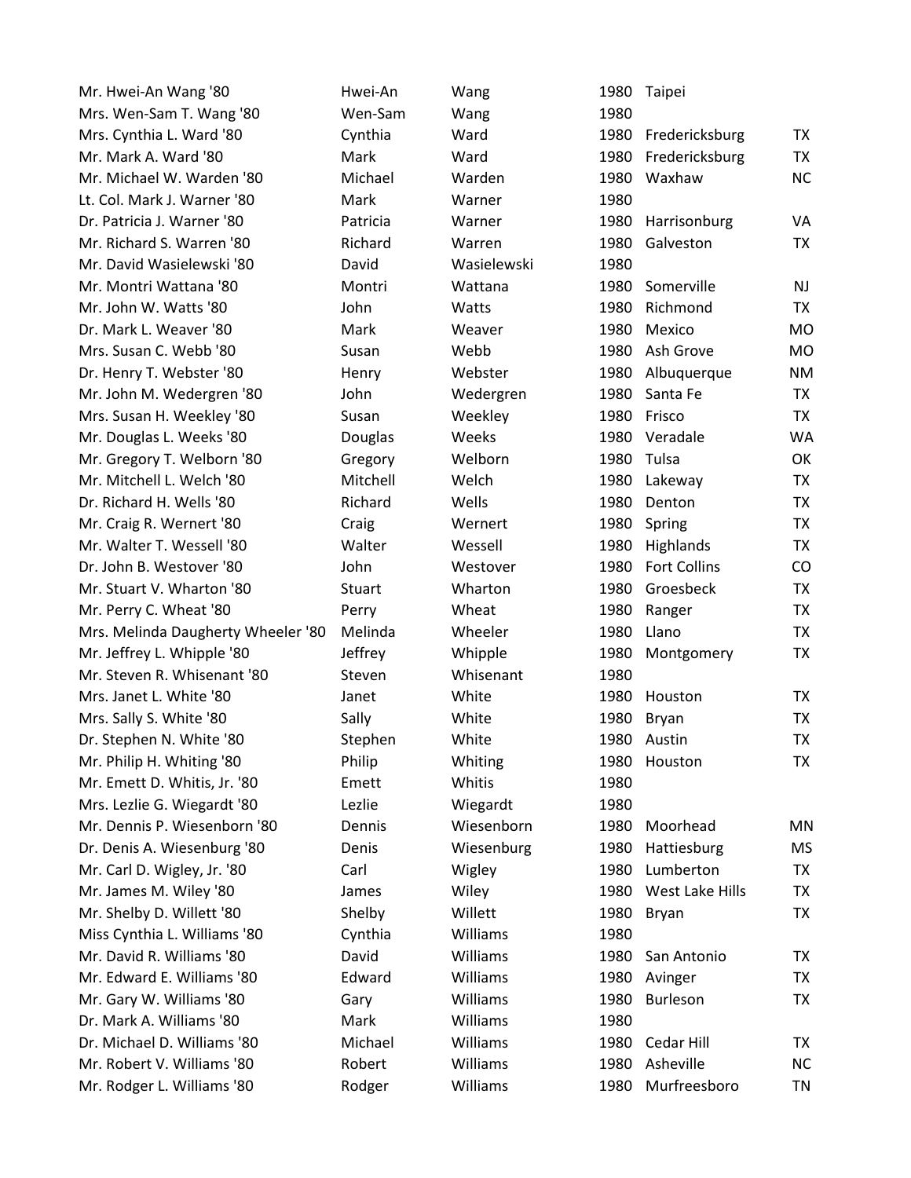| | | | | | |
|---|---|---|---|---|---|
| Mr. Hwei-An Wang '80 | Hwei-An | Wang | 1980 | Taipei | |
| Mrs. Wen-Sam T. Wang '80 | Wen-Sam | Wang | 1980 | | |
| Mrs. Cynthia L. Ward '80 | Cynthia | Ward | 1980 | Fredericksburg | TX |
| Mr. Mark A. Ward '80 | Mark | Ward | 1980 | Fredericksburg | TX |
| Mr. Michael W. Warden '80 | Michael | Warden | 1980 | Waxhaw | NC |
| Lt. Col. Mark J. Warner '80 | Mark | Warner | 1980 | | |
| Dr. Patricia J. Warner '80 | Patricia | Warner | 1980 | Harrisonburg | VA |
| Mr. Richard S. Warren '80 | Richard | Warren | 1980 | Galveston | TX |
| Mr. David Wasielewski '80 | David | Wasielewski | 1980 | | |
| Mr. Montri Wattana '80 | Montri | Wattana | 1980 | Somerville | NJ |
| Mr. John W. Watts '80 | John | Watts | 1980 | Richmond | TX |
| Dr. Mark L. Weaver '80 | Mark | Weaver | 1980 | Mexico | MO |
| Mrs. Susan C. Webb '80 | Susan | Webb | 1980 | Ash Grove | MO |
| Dr. Henry T. Webster '80 | Henry | Webster | 1980 | Albuquerque | NM |
| Mr. John M. Wedergren '80 | John | Wedergren | 1980 | Santa Fe | TX |
| Mrs. Susan H. Weekley '80 | Susan | Weekley | 1980 | Frisco | TX |
| Mr. Douglas L. Weeks '80 | Douglas | Weeks | 1980 | Veradale | WA |
| Mr. Gregory T. Welborn '80 | Gregory | Welborn | 1980 | Tulsa | OK |
| Mr. Mitchell L. Welch '80 | Mitchell | Welch | 1980 | Lakeway | TX |
| Dr. Richard H. Wells '80 | Richard | Wells | 1980 | Denton | TX |
| Mr. Craig R. Wernert '80 | Craig | Wernert | 1980 | Spring | TX |
| Mr. Walter T. Wessell '80 | Walter | Wessell | 1980 | Highlands | TX |
| Dr. John B. Westover '80 | John | Westover | 1980 | Fort Collins | CO |
| Mr. Stuart V. Wharton '80 | Stuart | Wharton | 1980 | Groesbeck | TX |
| Mr. Perry C. Wheat '80 | Perry | Wheat | 1980 | Ranger | TX |
| Mrs. Melinda Daugherty Wheeler '80 | Melinda | Wheeler | 1980 | Llano | TX |
| Mr. Jeffrey L. Whipple '80 | Jeffrey | Whipple | 1980 | Montgomery | TX |
| Mr. Steven R. Whisenant '80 | Steven | Whisenant | 1980 | | |
| Mrs. Janet L. White '80 | Janet | White | 1980 | Houston | TX |
| Mrs. Sally S. White '80 | Sally | White | 1980 | Bryan | TX |
| Dr. Stephen N. White '80 | Stephen | White | 1980 | Austin | TX |
| Mr. Philip H. Whiting '80 | Philip | Whiting | 1980 | Houston | TX |
| Mr. Emett D. Whitis, Jr. '80 | Emett | Whitis | 1980 | | |
| Mrs. Lezlie G. Wiegardt '80 | Lezlie | Wiegardt | 1980 | | |
| Mr. Dennis P. Wiesenborn '80 | Dennis | Wiesenborn | 1980 | Moorhead | MN |
| Dr. Denis A. Wiesenburg '80 | Denis | Wiesenburg | 1980 | Hattiesburg | MS |
| Mr. Carl D. Wigley, Jr. '80 | Carl | Wigley | 1980 | Lumberton | TX |
| Mr. James M. Wiley '80 | James | Wiley | 1980 | West Lake Hills | TX |
| Mr. Shelby D. Willett '80 | Shelby | Willett | 1980 | Bryan | TX |
| Miss Cynthia L. Williams '80 | Cynthia | Williams | 1980 | | |
| Mr. David R. Williams '80 | David | Williams | 1980 | San Antonio | TX |
| Mr. Edward E. Williams '80 | Edward | Williams | 1980 | Avinger | TX |
| Mr. Gary W. Williams '80 | Gary | Williams | 1980 | Burleson | TX |
| Dr. Mark A. Williams '80 | Mark | Williams | 1980 | | |
| Dr. Michael D. Williams '80 | Michael | Williams | 1980 | Cedar Hill | TX |
| Mr. Robert V. Williams '80 | Robert | Williams | 1980 | Asheville | NC |
| Mr. Rodger L. Williams '80 | Rodger | Williams | 1980 | Murfreesboro | TN |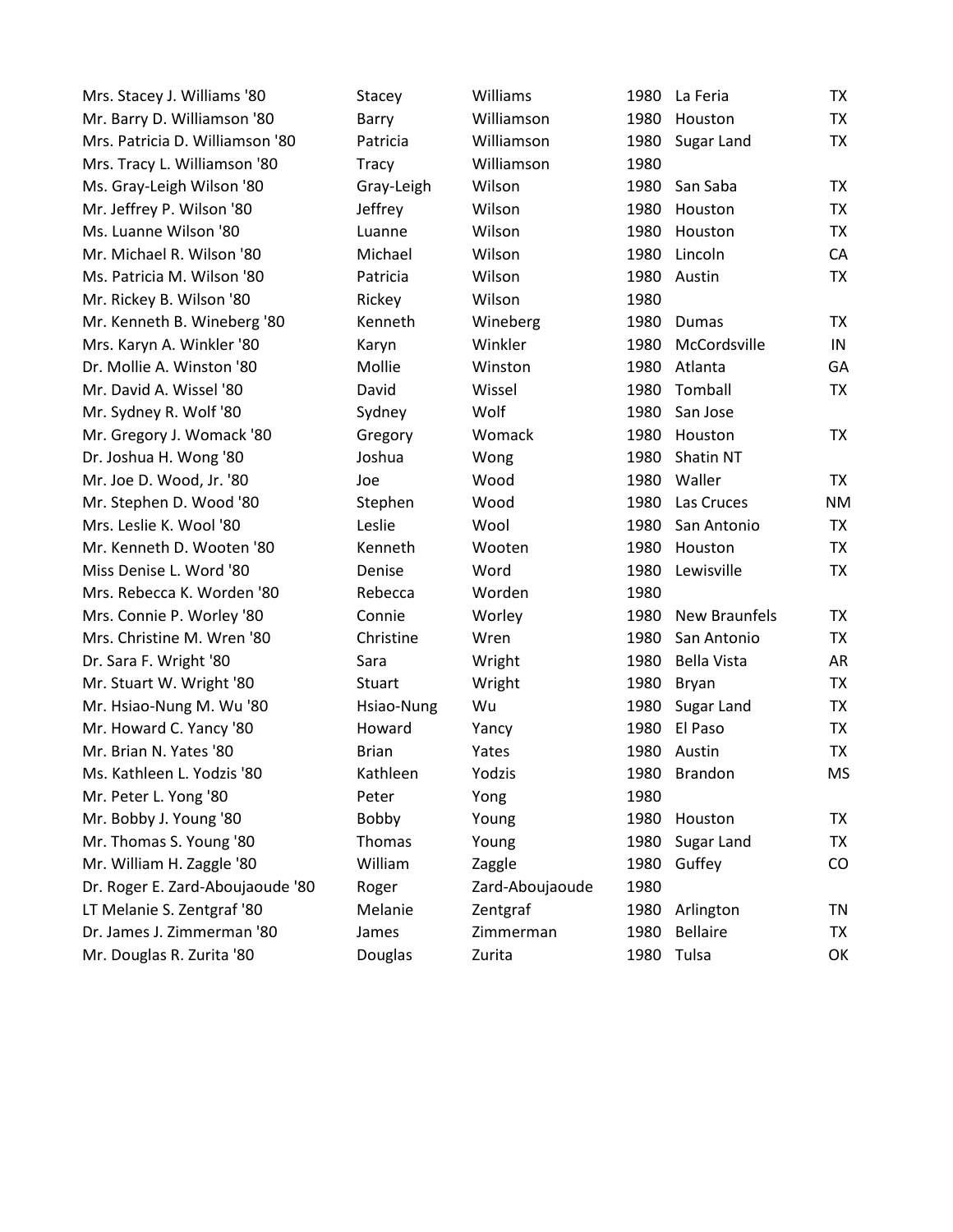| | | | | | |
|---|---|---|---|---|---|
| Mrs. Stacey J. Williams '80 | Stacey | Williams | 1980 | La Feria | TX |
| Mr. Barry D. Williamson '80 | Barry | Williamson | 1980 | Houston | TX |
| Mrs. Patricia D. Williamson '80 | Patricia | Williamson | 1980 | Sugar Land | TX |
| Mrs. Tracy L. Williamson '80 | Tracy | Williamson | 1980 | | |
| Ms. Gray-Leigh Wilson '80 | Gray-Leigh | Wilson | 1980 | San Saba | TX |
| Mr. Jeffrey P. Wilson '80 | Jeffrey | Wilson | 1980 | Houston | TX |
| Ms. Luanne Wilson '80 | Luanne | Wilson | 1980 | Houston | TX |
| Mr. Michael R. Wilson '80 | Michael | Wilson | 1980 | Lincoln | CA |
| Ms. Patricia M. Wilson '80 | Patricia | Wilson | 1980 | Austin | TX |
| Mr. Rickey B. Wilson '80 | Rickey | Wilson | 1980 | | |
| Mr. Kenneth B. Wineberg '80 | Kenneth | Wineberg | 1980 | Dumas | TX |
| Mrs. Karyn A. Winkler '80 | Karyn | Winkler | 1980 | McCordsville | IN |
| Dr. Mollie A. Winston '80 | Mollie | Winston | 1980 | Atlanta | GA |
| Mr. David A. Wissel '80 | David | Wissel | 1980 | Tomball | TX |
| Mr. Sydney R. Wolf '80 | Sydney | Wolf | 1980 | San Jose | |
| Mr. Gregory J. Womack '80 | Gregory | Womack | 1980 | Houston | TX |
| Dr. Joshua H. Wong '80 | Joshua | Wong | 1980 | Shatin NT | |
| Mr. Joe D. Wood, Jr. '80 | Joe | Wood | 1980 | Waller | TX |
| Mr. Stephen D. Wood '80 | Stephen | Wood | 1980 | Las Cruces | NM |
| Mrs. Leslie K. Wool '80 | Leslie | Wool | 1980 | San Antonio | TX |
| Mr. Kenneth D. Wooten '80 | Kenneth | Wooten | 1980 | Houston | TX |
| Miss Denise L. Word '80 | Denise | Word | 1980 | Lewisville | TX |
| Mrs. Rebecca K. Worden '80 | Rebecca | Worden | 1980 | | |
| Mrs. Connie P. Worley '80 | Connie | Worley | 1980 | New Braunfels | TX |
| Mrs. Christine M. Wren '80 | Christine | Wren | 1980 | San Antonio | TX |
| Dr. Sara F. Wright '80 | Sara | Wright | 1980 | Bella Vista | AR |
| Mr. Stuart W. Wright '80 | Stuart | Wright | 1980 | Bryan | TX |
| Mr. Hsiao-Nung M. Wu '80 | Hsiao-Nung | Wu | 1980 | Sugar Land | TX |
| Mr. Howard C. Yancy '80 | Howard | Yancy | 1980 | El Paso | TX |
| Mr. Brian N. Yates '80 | Brian | Yates | 1980 | Austin | TX |
| Ms. Kathleen L. Yodzis '80 | Kathleen | Yodzis | 1980 | Brandon | MS |
| Mr. Peter L. Yong '80 | Peter | Yong | 1980 | | |
| Mr. Bobby J. Young '80 | Bobby | Young | 1980 | Houston | TX |
| Mr. Thomas S. Young '80 | Thomas | Young | 1980 | Sugar Land | TX |
| Mr. William H. Zaggle '80 | William | Zaggle | 1980 | Guffey | CO |
| Dr. Roger E. Zard-Aboujaoude '80 | Roger | Zard-Aboujaoude | 1980 | | |
| LT Melanie S. Zentgraf '80 | Melanie | Zentgraf | 1980 | Arlington | TN |
| Dr. James J. Zimmerman '80 | James | Zimmerman | 1980 | Bellaire | TX |
| Mr. Douglas R. Zurita '80 | Douglas | Zurita | 1980 | Tulsa | OK |